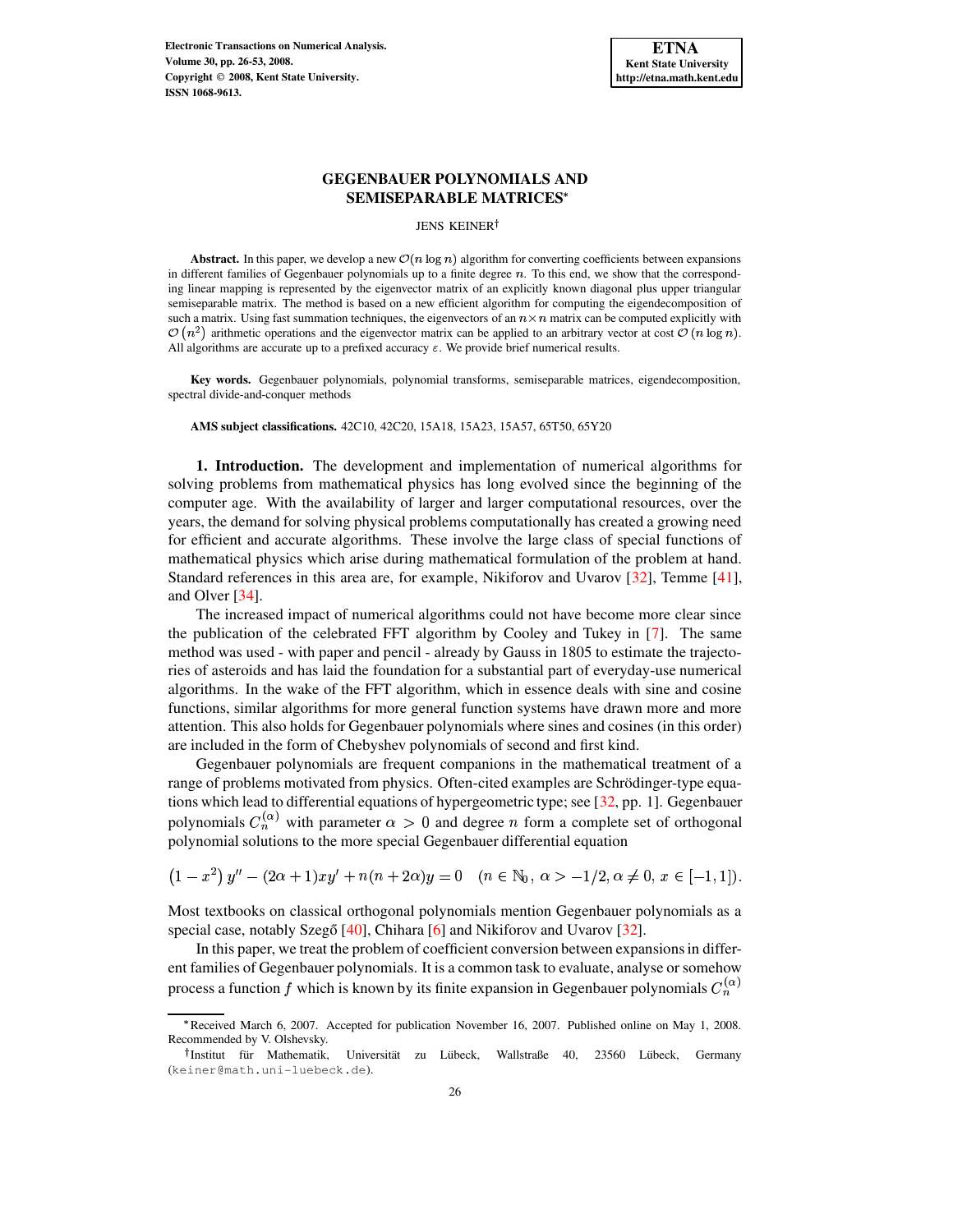# GEGENBAUER POLYNOMIALS AND SEMISEPARABLE MATRICES*

JENS KEINER†

**Abstract.** In this paper, we develop a new $\mathcal{O}(n \log n)$ algorithm for converting coefficients between expansions in different families of Gegenbauer polynomials up to a finite degree $n$. To this end, we show that the corresponding linear mapping is represented by the eigenvector matrix of an explicitly known diagonal plus upper triangular semiseparable matrix. The method is based on a new efficient algorithm for computing the eigendecomposition of such a matrix. Using fast summation techniques, the eigenvectors of an $n \times n$ matrix can be computed explicitly with $\mathcal{O}(n^2)$ arithmetic operations and the eigenvector matrix can be applied to an arbitrary vector at cost $\mathcal{O}(n \log n)$. All algorithms are accurate up to a prefixed accuracy $\varepsilon$. We provide brief numerical results.

**Key words.** Gegenbauer polynomials, polynomial transforms, semiseparable matrices, eigendecomposition, spectral divide-and-conquer methods

**AMS subject classifications.** 42C10, 42C20, 15A18, 15A23, 15A57, 65T50, 65Y20

**1. Introduction.** The development and implementation of numerical algorithms for solving problems from mathematical physics has long evolved since the beginning of the computer age. With the availability of larger and larger computational resources, over the years, the demand for solving physical problems computationally has created a growing need for efficient and accurate algorithms. These involve the large class of special functions of mathematical physics which arise during mathematical formulation of the problem at hand. Standard references in this area are, for example, Nikiforov and Uvarov [32], Temme [41], and Olver [34].

The increased impact of numerical algorithms could not have become more clear since the publication of the celebrated FFT algorithm by Cooley and Tukey in [7]. The same method was used - with paper and pencil - already by Gauss in 1805 to estimate the trajectories of asteroids and has laid the foundation for a substantial part of everyday-use numerical algorithms. In the wake of the FFT algorithm, which in essence deals with sine and cosine functions, similar algorithms for more general function systems have drawn more and more attention. This also holds for Gegenbauer polynomials where sines and cosines (in this order) are included in the form of Chebyshev polynomials of second and first kind.

Gegenbauer polynomials are frequent companions in the mathematical treatment of a range of problems motivated from physics. Often-cited examples are Schrödinger-type equations which lead to differential equations of hypergeometric type; see [32, pp. 1]. Gegenbauer polynomials $C_n^{(\alpha)}$ with parameter $\alpha > 0$ and degree $n$ form a complete set of orthogonal polynomial solutions to the more special Gegenbauer differential equation

$$\left(1 - x^2\right) y'' - (2\alpha + 1)xy' + n(n + 2\alpha)y = 0 \quad (n \in \mathbb{N}_0,\ \alpha > -1/2, \alpha \neq 0,\ x \in [-1, 1]).$$

Most textbooks on classical orthogonal polynomials mention Gegenbauer polynomials as a special case, notably Szegő [40], Chihara [6] and Nikiforov and Uvarov [32].

In this paper, we treat the problem of coefficient conversion between expansions in different families of Gegenbauer polynomials. It is a common task to evaluate, analyse or somehow process a function $f$ which is known by its finite expansion in Gegenbauer polynomials $C_n^{(\alpha)}$

---

*Received March 6, 2007. Accepted for publication November 16, 2007. Published online on May 1, 2008. Recommended by V. Olshevsky.

†Institut für Mathematik, Universität zu Lübeck, Wallstraße 40, 23560 Lübeck, Germany (keiner@math.uni-luebeck.de).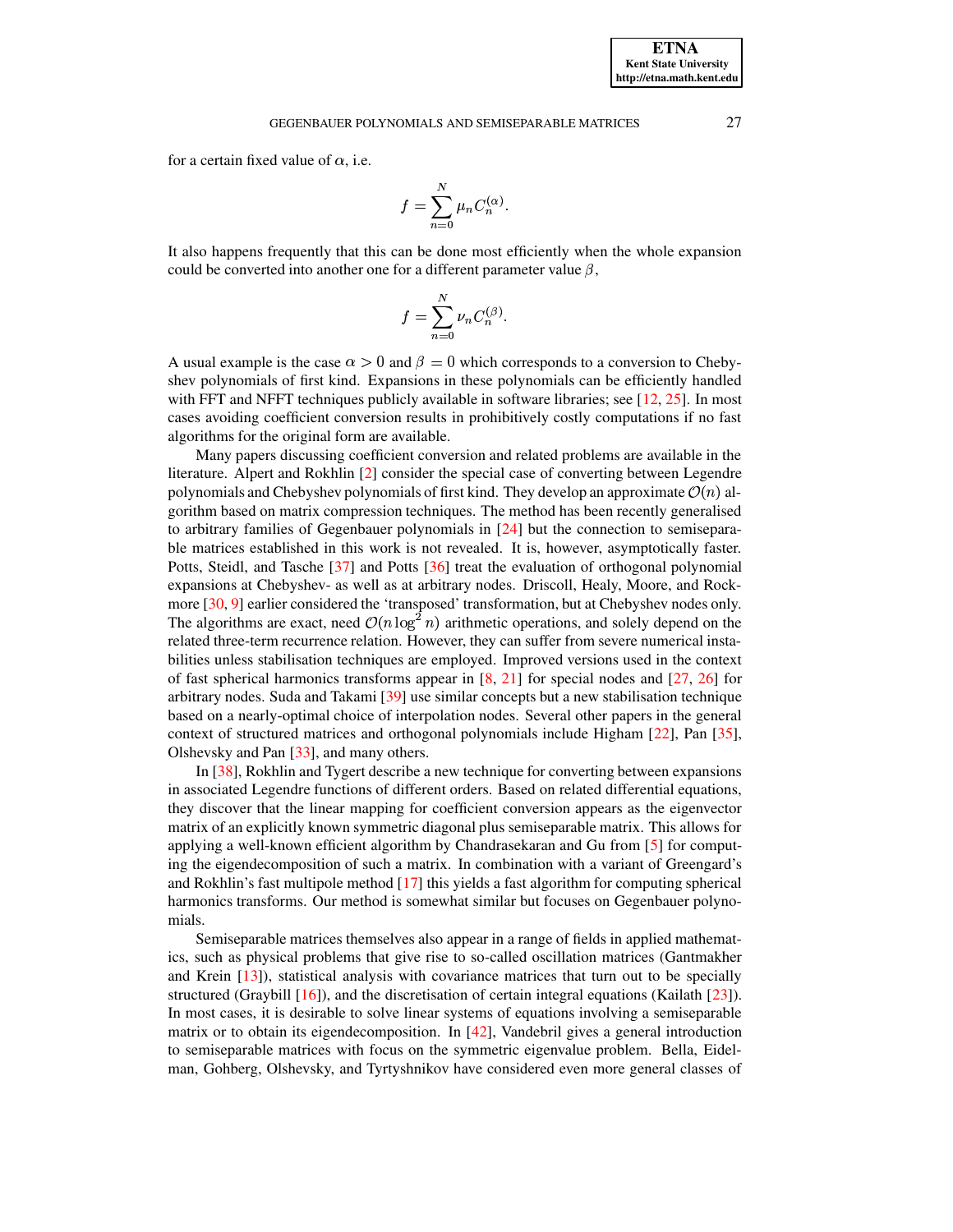for a certain fixed value of $\alpha$, i.e.

$$f = \sum_{n=0}^{N} \mu_n C_n^{(\alpha)}.$$

It also happens frequently that this can be done most efficiently when the whole expansion could be converted into another one for a different parameter value $\beta$,

$$f = \sum_{n=0}^{N} \nu_n C_n^{(\beta)}.$$

A usual example is the case $\alpha > 0$ and $\beta = 0$ which corresponds to a conversion to Chebyshev polynomials of first kind. Expansions in these polynomials can be efficiently handled with FFT and NFFT techniques publicly available in software libraries; see [12, 25]. In most cases avoiding coefficient conversion results in prohibitively costly computations if no fast algorithms for the original form are available.

Many papers discussing coefficient conversion and related problems are available in the literature. Alpert and Rokhlin [2] consider the special case of converting between Legendre polynomials and Chebyshev polynomials of first kind. They develop an approximate $\mathcal{O}(n)$ algorithm based on matrix compression techniques. The method has been recently generalised to arbitrary families of Gegenbauer polynomials in [24] but the connection to semiseparable matrices established in this work is not revealed. It is, however, asymptotically faster. Potts, Steidl, and Tasche [37] and Potts [36] treat the evaluation of orthogonal polynomial expansions at Chebyshev- as well as at arbitrary nodes. Driscoll, Healy, Moore, and Rockmore [30, 9] earlier considered the 'transposed' transformation, but at Chebyshev nodes only. The algorithms are exact, need $\mathcal{O}(n \log^2 n)$ arithmetic operations, and solely depend on the related three-term recurrence relation. However, they can suffer from severe numerical instabilities unless stabilisation techniques are employed. Improved versions used in the context of fast spherical harmonics transforms appear in [8, 21] for special nodes and [27, 26] for arbitrary nodes. Suda and Takami [39] use similar concepts but a new stabilisation technique based on a nearly-optimal choice of interpolation nodes. Several other papers in the general context of structured matrices and orthogonal polynomials include Higham [22], Pan [35], Olshevsky and Pan [33], and many others.

In [38], Rokhlin and Tygert describe a new technique for converting between expansions in associated Legendre functions of different orders. Based on related differential equations, they discover that the linear mapping for coefficient conversion appears as the eigenvector matrix of an explicitly known symmetric diagonal plus semiseparable matrix. This allows for applying a well-known efficient algorithm by Chandrasekaran and Gu from [5] for computing the eigendecomposition of such a matrix. In combination with a variant of Greengard's and Rokhlin's fast multipole method [17] this yields a fast algorithm for computing spherical harmonics transforms. Our method is somewhat similar but focuses on Gegenbauer polynomials.

Semiseparable matrices themselves also appear in a range of fields in applied mathematics, such as physical problems that give rise to so-called oscillation matrices (Gantmakher and Krein [13]), statistical analysis with covariance matrices that turn out to be specially structured (Graybill [16]), and the discretisation of certain integral equations (Kailath [23]). In most cases, it is desirable to solve linear systems of equations involving a semiseparable matrix or to obtain its eigendecomposition. In [42], Vandebril gives a general introduction to semiseparable matrices with focus on the symmetric eigenvalue problem. Bella, Eidelman, Gohberg, Olshevsky, and Tyrtyshnikov have considered even more general classes of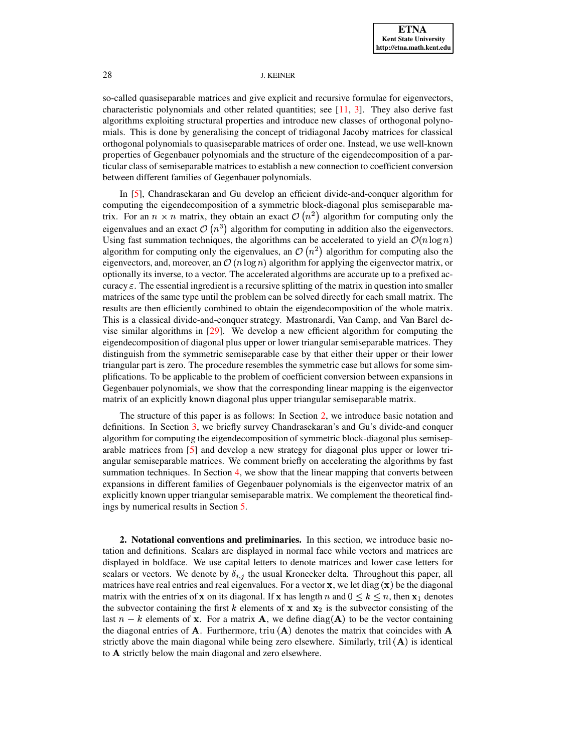so-called quasiseparable matrices and give explicit and recursive formulae for eigenvectors, characteristic polynomials and other related quantities; see [11, 3]. They also derive fast algorithms exploiting structural properties and introduce new classes of orthogonal polynomials. This is done by generalising the concept of tridiagonal Jacoby matrices for classical orthogonal polynomials to quasiseparable matrices of order one. Instead, we use well-known properties of Gegenbauer polynomials and the structure of the eigendecomposition of a particular class of semiseparable matrices to establish a new connection to coefficient conversion between different families of Gegenbauer polynomials.

In [5], Chandrasekaran and Gu develop an efficient divide-and-conquer algorithm for computing the eigendecomposition of a symmetric block-diagonal plus semiseparable matrix. For an $n \times n$ matrix, they obtain an exact $\mathcal{O}(n^2)$ algorithm for computing only the eigenvalues and an exact $\mathcal{O}(n^3)$ algorithm for computing in addition also the eigenvectors. Using fast summation techniques, the algorithms can be accelerated to yield an $\mathcal{O}(n \log n)$ algorithm for computing only the eigenvalues, an $\mathcal{O}(n^2)$ algorithm for computing also the eigenvectors, and, moreover, an $\mathcal{O}(n \log n)$ algorithm for applying the eigenvector matrix, or optionally its inverse, to a vector. The accelerated algorithms are accurate up to a prefixed accuracy $\varepsilon$. The essential ingredient is a recursive splitting of the matrix in question into smaller matrices of the same type until the problem can be solved directly for each small matrix. The results are then efficiently combined to obtain the eigendecomposition of the whole matrix. This is a classical divide-and-conquer strategy. Mastronardi, Van Camp, and Van Barel devise similar algorithms in [29]. We develop a new efficient algorithm for computing the eigendecomposition of diagonal plus upper or lower triangular semiseparable matrices. They distinguish from the symmetric semiseparable case by that either their upper or their lower triangular part is zero. The procedure resembles the symmetric case but allows for some simplifications. To be applicable to the problem of coefficient conversion between expansions in Gegenbauer polynomials, we show that the corresponding linear mapping is the eigenvector matrix of an explicitly known diagonal plus upper triangular semiseparable matrix.

The structure of this paper is as follows: In Section 2, we introduce basic notation and definitions. In Section 3, we briefly survey Chandrasekaran's and Gu's divide-and conquer algorithm for computing the eigendecomposition of symmetric block-diagonal plus semiseparable matrices from [5] and develop a new strategy for diagonal plus upper or lower triangular semiseparable matrices. We comment briefly on accelerating the algorithms by fast summation techniques. In Section 4, we show that the linear mapping that converts between expansions in different families of Gegenbauer polynomials is the eigenvector matrix of an explicitly known upper triangular semiseparable matrix. We complement the theoretical findings by numerical results in Section 5.

## 2. Notational conventions and preliminaries.

In this section, we introduce basic notation and definitions. Scalars are displayed in normal face while vectors and matrices are displayed in boldface. We use capital letters to denote matrices and lower case letters for scalars or vectors. We denote by $\delta_{i,j}$ the usual Kronecker delta. Throughout this paper, all matrices have real entries and real eigenvalues. For a vector $\mathbf{x}$, we let $\operatorname{diag}(\mathbf{x})$ be the diagonal matrix with the entries of $\mathbf{x}$ on its diagonal. If $\mathbf{x}$ has length $n$ and $0 \leq k \leq n$, then $\mathbf{x}_1$ denotes the subvector containing the first $k$ elements of $\mathbf{x}$ and $\mathbf{x}_2$ is the subvector consisting of the last $n-k$ elements of $\mathbf{x}$. For a matrix $\mathbf{A}$, we define $\operatorname{diag}(\mathbf{A})$ to be the vector containing the diagonal entries of $\mathbf{A}$. Furthermore, $\operatorname{triu}(\mathbf{A})$ denotes the matrix that coincides with $\mathbf{A}$ strictly above the main diagonal while being zero elsewhere. Similarly, $\operatorname{tril}(\mathbf{A})$ is identical to $\mathbf{A}$ strictly below the main diagonal and zero elsewhere.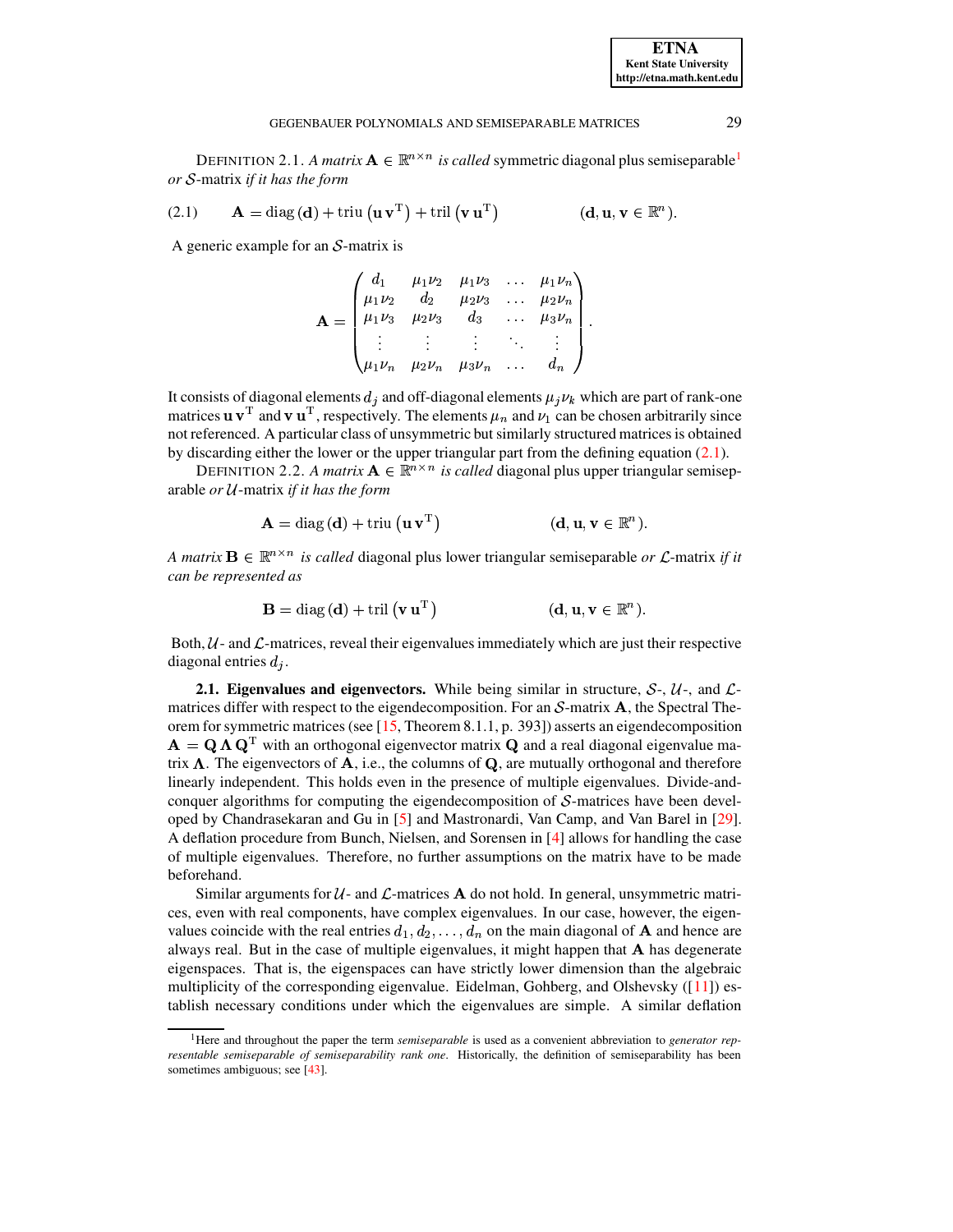DEFINITION 2.1. *A matrix* $\mathbf{A} \in \mathbb{R}^{n\times n}$ *is called* symmetric diagonal plus semiseparable[1] *or* $\mathcal{S}$-matrix *if it has the form*

$$\mathbf{A} = \operatorname{diag}(\mathbf{d}) + \operatorname{triu}\left(\mathbf{u}\,\mathbf{v}^{\mathrm{T}}\right) + \operatorname{tril}\left(\mathbf{v}\,\mathbf{u}^{\mathrm{T}}\right) \qquad (\mathbf{d}, \mathbf{u}, \mathbf{v} \in \mathbb{R}^n). \tag{2.1}$$

A generic example for an $\mathcal{S}$-matrix is

$$\mathbf{A} = \begin{pmatrix} d_1 & \mu_1\nu_2 & \mu_1\nu_3 & \dots & \mu_1\nu_n \\ \mu_1\nu_2 & d_2 & \mu_2\nu_3 & \dots & \mu_2\nu_n \\ \mu_1\nu_3 & \mu_2\nu_3 & d_3 & \dots & \mu_3\nu_n \\ \vdots & \vdots & \vdots & \ddots & \vdots \\ \mu_1\nu_n & \mu_2\nu_n & \mu_3\nu_n & \dots & d_n \end{pmatrix}.$$

It consists of diagonal elements $d_j$ and off-diagonal elements $\mu_j\nu_k$ which are part of rank-one matrices $\mathbf{u}\,\mathbf{v}^{\mathrm{T}}$ and $\mathbf{v}\,\mathbf{u}^{\mathrm{T}}$, respectively. The elements $\mu_n$ and $\nu_1$ can be chosen arbitrarily since not referenced. A particular class of unsymmetric but similarly structured matrices is obtained by discarding either the lower or the upper triangular part from the defining equation (2.1).

DEFINITION 2.2. *A matrix* $\mathbf{A} \in \mathbb{R}^{n\times n}$ *is called* diagonal plus upper triangular semiseparable *or* $\mathcal{U}$-matrix *if it has the form*

$$\mathbf{A} = \operatorname{diag}(\mathbf{d}) + \operatorname{triu}\left(\mathbf{u}\,\mathbf{v}^{\mathrm{T}}\right) \qquad (\mathbf{d}, \mathbf{u}, \mathbf{v} \in \mathbb{R}^n).$$

*A matrix* $\mathbf{B} \in \mathbb{R}^{n\times n}$ *is called* diagonal plus lower triangular semiseparable *or* $\mathcal{L}$-matrix *if it can be represented as*

$$\mathbf{B} = \operatorname{diag}(\mathbf{d}) + \operatorname{tril}\left(\mathbf{v}\,\mathbf{u}^{\mathrm{T}}\right) \qquad (\mathbf{d}, \mathbf{u}, \mathbf{v} \in \mathbb{R}^n).$$

Both, $\mathcal{U}$- and $\mathcal{L}$-matrices, reveal their eigenvalues immediately which are just their respective diagonal entries $d_j$.

**2.1. Eigenvalues and eigenvectors.** While being similar in structure, $\mathcal{S}$-, $\mathcal{U}$-, and $\mathcal{L}$-matrices differ with respect to the eigendecomposition. For an $\mathcal{S}$-matrix $\mathbf{A}$, the Spectral Theorem for symmetric matrices (see [15, Theorem 8.1.1, p. 393]) asserts an eigendecomposition $\mathbf{A} = \mathbf{Q}\,\mathbf{\Lambda}\,\mathbf{Q}^{\mathrm{T}}$ with an orthogonal eigenvector matrix $\mathbf{Q}$ and a real diagonal eigenvalue matrix $\mathbf{\Lambda}$. The eigenvectors of $\mathbf{A}$, i.e., the columns of $\mathbf{Q}$, are mutually orthogonal and therefore linearly independent. This holds even in the presence of multiple eigenvalues. Divide-and-conquer algorithms for computing the eigendecomposition of $\mathcal{S}$-matrices have been developed by Chandrasekaran and Gu in [5] and Mastronardi, Van Camp, and Van Barel in [29]. A deflation procedure from Bunch, Nielsen, and Sorensen in [4] allows for handling the case of multiple eigenvalues. Therefore, no further assumptions on the matrix have to be made beforehand.

Similar arguments for $\mathcal{U}$- and $\mathcal{L}$-matrices $\mathbf{A}$ do not hold. In general, unsymmetric matrices, even with real components, have complex eigenvalues. In our case, however, the eigenvalues coincide with the real entries $d_1, d_2, \dots, d_n$ on the main diagonal of $\mathbf{A}$ and hence are always real. But in the case of multiple eigenvalues, it might happen that $\mathbf{A}$ has degenerate eigenspaces. That is, the eigenspaces can have strictly lower dimension than the algebraic multiplicity of the corresponding eigenvalue. Eidelman, Gohberg, and Olshevsky ([11]) establish necessary conditions under which the eigenvalues are simple. A similar deflation

[1] Here and throughout the paper the term *semiseparable* is used as a convenient abbreviation to *generator representable semiseparable of semiseparability rank one*. Historically, the definition of semiseparability has been sometimes ambiguous; see [43].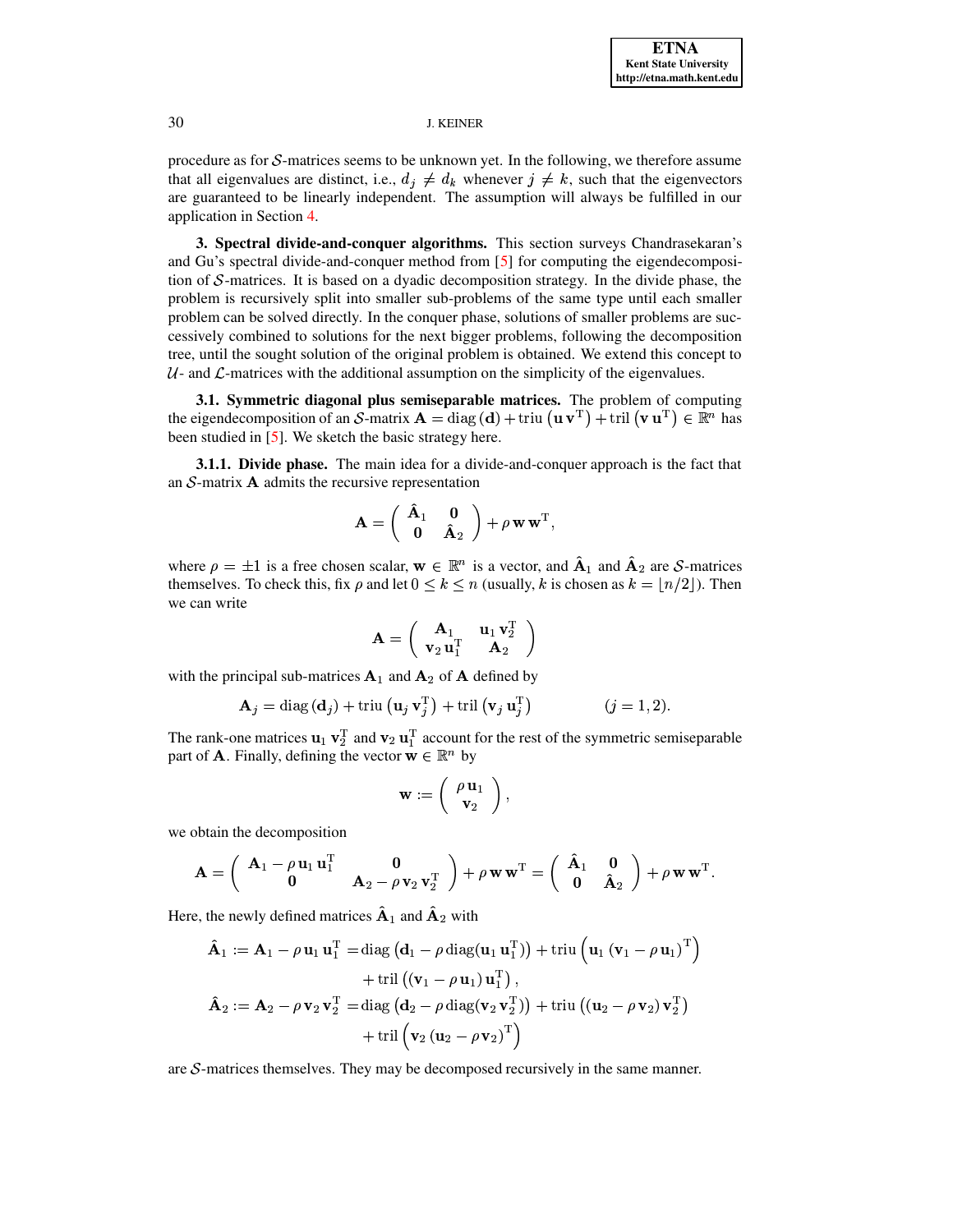procedure as for $\mathcal{S}$-matrices seems to be unknown yet. In the following, we therefore assume that all eigenvalues are distinct, i.e., $d_j \neq d_k$ whenever $j \neq k$, such that the eigenvectors are guaranteed to be linearly independent. The assumption will always be fulfilled in our application in Section 4.

**3. Spectral divide-and-conquer algorithms.** This section surveys Chandrasekaran's and Gu's spectral divide-and-conquer method from [5] for computing the eigendecomposition of $\mathcal{S}$-matrices. It is based on a dyadic decomposition strategy. In the divide phase, the problem is recursively split into smaller sub-problems of the same type until each smaller problem can be solved directly. In the conquer phase, solutions of smaller problems are successively combined to solutions for the next bigger problems, following the decomposition tree, until the sought solution of the original problem is obtained. We extend this concept to $\mathcal{U}$- and $\mathcal{L}$-matrices with the additional assumption on the simplicity of the eigenvalues.

**3.1. Symmetric diagonal plus semiseparable matrices.** The problem of computing the eigendecomposition of an $\mathcal{S}$-matrix $\mathbf{A} = \operatorname{diag}(\mathbf{d}) + \operatorname{triu}(\mathbf{u}\,\mathbf{v}^{\mathrm{T}}) + \operatorname{tril}(\mathbf{v}\,\mathbf{u}^{\mathrm{T}}) \in \mathbb{R}^n$ has been studied in [5]. We sketch the basic strategy here.

**3.1.1. Divide phase.** The main idea for a divide-and-conquer approach is the fact that an $\mathcal{S}$-matrix $\mathbf{A}$ admits the recursive representation

$$\mathbf{A} = \begin{pmatrix} \hat{\mathbf{A}}_1 & \mathbf{0} \\ \mathbf{0} & \hat{\mathbf{A}}_2 \end{pmatrix} + \rho\,\mathbf{w}\,\mathbf{w}^{\mathrm{T}},$$

where $\rho = \pm 1$ is a free chosen scalar, $\mathbf{w} \in \mathbb{R}^n$ is a vector, and $\hat{\mathbf{A}}_1$ and $\hat{\mathbf{A}}_2$ are $\mathcal{S}$-matrices themselves. To check this, fix $\rho$ and let $0 \leq k \leq n$ (usually, $k$ is chosen as $k = \lfloor n/2 \rfloor$). Then we can write

$$\mathbf{A} = \begin{pmatrix} \mathbf{A}_1 & \mathbf{u}_1\,\mathbf{v}_2^{\mathrm{T}} \\ \mathbf{v}_2\,\mathbf{u}_1^{\mathrm{T}} & \mathbf{A}_2 \end{pmatrix}$$

with the principal sub-matrices $\mathbf{A}_1$ and $\mathbf{A}_2$ of $\mathbf{A}$ defined by

$$\mathbf{A}_j = \operatorname{diag}(\mathbf{d}_j) + \operatorname{triu}(\mathbf{u}_j\,\mathbf{v}_j^{\mathrm{T}}) + \operatorname{tril}(\mathbf{v}_j\,\mathbf{u}_j^{\mathrm{T}}) \qquad (j = 1, 2).$$

The rank-one matrices $\mathbf{u}_1\,\mathbf{v}_2^{\mathrm{T}}$ and $\mathbf{v}_2\,\mathbf{u}_1^{\mathrm{T}}$ account for the rest of the symmetric semiseparable part of $\mathbf{A}$. Finally, defining the vector $\mathbf{w} \in \mathbb{R}^n$ by

$$\mathbf{w} := \begin{pmatrix} \rho\,\mathbf{u}_1 \\ \mathbf{v}_2 \end{pmatrix},$$

we obtain the decomposition

$$\mathbf{A} = \begin{pmatrix} \mathbf{A}_1 - \rho\,\mathbf{u}_1\,\mathbf{u}_1^{\mathrm{T}} & \mathbf{0} \\ \mathbf{0} & \mathbf{A}_2 - \rho\,\mathbf{v}_2\,\mathbf{v}_2^{\mathrm{T}} \end{pmatrix} + \rho\,\mathbf{w}\,\mathbf{w}^{\mathrm{T}} = \begin{pmatrix} \hat{\mathbf{A}}_1 & \mathbf{0} \\ \mathbf{0} & \hat{\mathbf{A}}_2 \end{pmatrix} + \rho\,\mathbf{w}\,\mathbf{w}^{\mathrm{T}}.$$

Here, the newly defined matrices $\hat{\mathbf{A}}_1$ and $\hat{\mathbf{A}}_2$ with

$$\begin{aligned}
\hat{\mathbf{A}}_1 := \mathbf{A}_1 - \rho\,\mathbf{u}_1\,\mathbf{u}_1^{\mathrm{T}} &= \operatorname{diag}\left(\mathbf{d}_1 - \rho\operatorname{diag}(\mathbf{u}_1\,\mathbf{u}_1^{\mathrm{T}})\right) + \operatorname{triu}\left(\mathbf{u}_1\,(\mathbf{v}_1 - \rho\,\mathbf{u}_1)^{\mathrm{T}}\right) \\
&\quad + \operatorname{tril}\left((\mathbf{v}_1 - \rho\,\mathbf{u}_1)\,\mathbf{u}_1^{\mathrm{T}}\right), \\
\hat{\mathbf{A}}_2 := \mathbf{A}_2 - \rho\,\mathbf{v}_2\,\mathbf{v}_2^{\mathrm{T}} &= \operatorname{diag}\left(\mathbf{d}_2 - \rho\operatorname{diag}(\mathbf{v}_2\,\mathbf{v}_2^{\mathrm{T}})\right) + \operatorname{triu}\left((\mathbf{u}_2 - \rho\,\mathbf{v}_2)\,\mathbf{v}_2^{\mathrm{T}}\right) \\
&\quad + \operatorname{tril}\left(\mathbf{v}_2\,(\mathbf{u}_2 - \rho\,\mathbf{v}_2)^{\mathrm{T}}\right)
\end{aligned}$$

are $\mathcal{S}$-matrices themselves. They may be decomposed recursively in the same manner.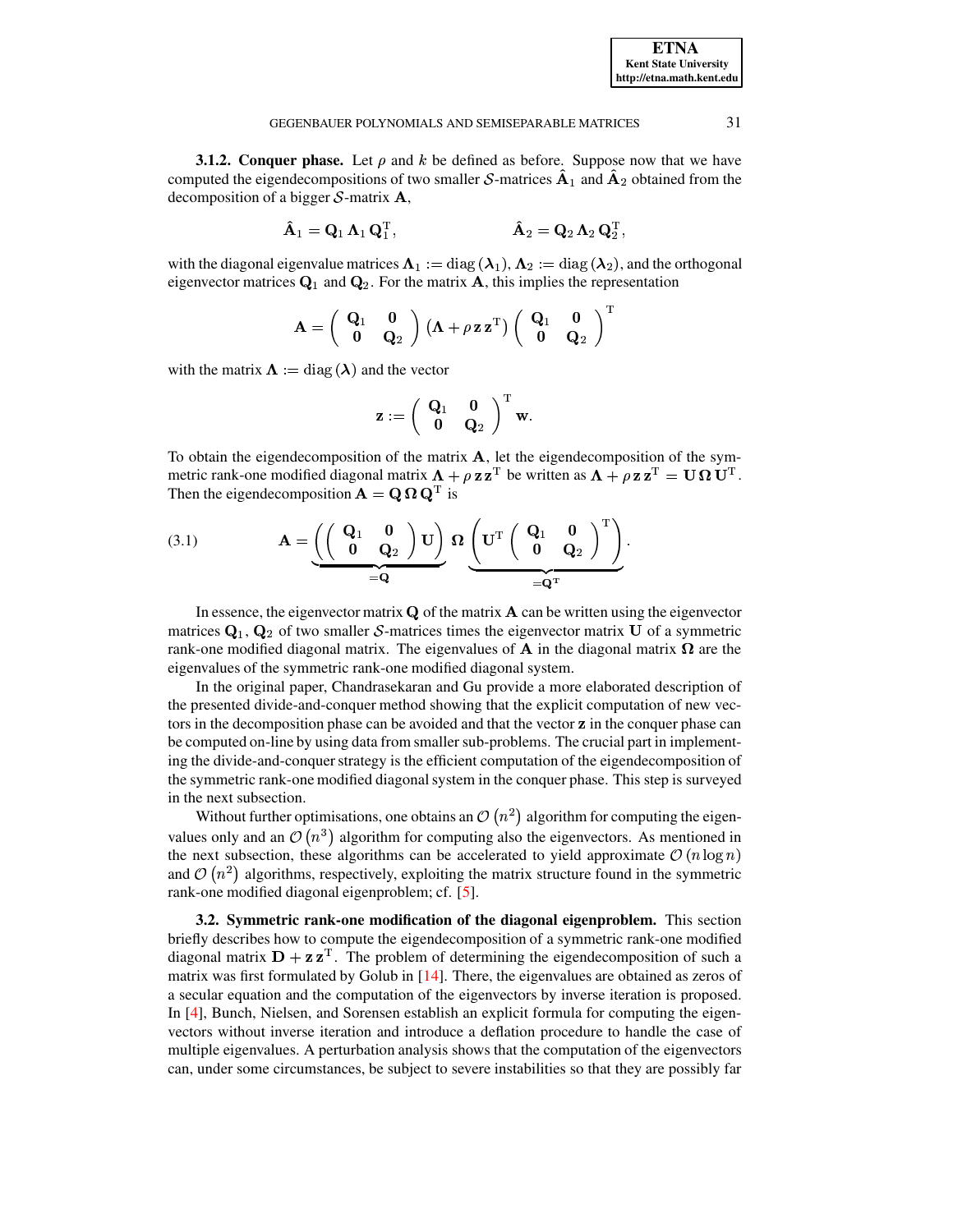**3.1.2. Conquer phase.** Let $\rho$ and $k$ be defined as before. Suppose now that we have computed the eigendecompositions of two smaller $\mathcal{S}$-matrices $\hat{\mathbf{A}}_1$ and $\hat{\mathbf{A}}_2$ obtained from the decomposition of a bigger $\mathcal{S}$-matrix $\mathbf{A}$,

$$\hat{\mathbf{A}}_1 = \mathbf{Q}_1 \, \boldsymbol{\Lambda}_1 \, \mathbf{Q}_1^{\mathrm{T}}, \qquad\qquad \hat{\mathbf{A}}_2 = \mathbf{Q}_2 \, \boldsymbol{\Lambda}_2 \, \mathbf{Q}_2^{\mathrm{T}},$$

with the diagonal eigenvalue matrices $\boldsymbol{\Lambda}_1 := \operatorname{diag}(\boldsymbol{\lambda}_1)$, $\boldsymbol{\Lambda}_2 := \operatorname{diag}(\boldsymbol{\lambda}_2)$, and the orthogonal eigenvector matrices $\mathbf{Q}_1$ and $\mathbf{Q}_2$. For the matrix $\mathbf{A}$, this implies the representation

$$\mathbf{A} = \begin{pmatrix} \mathbf{Q}_1 & \mathbf{0} \\ \mathbf{0} & \mathbf{Q}_2 \end{pmatrix} \left( \boldsymbol{\Lambda} + \rho \, \mathbf{z} \, \mathbf{z}^{\mathrm{T}} \right) \begin{pmatrix} \mathbf{Q}_1 & \mathbf{0} \\ \mathbf{0} & \mathbf{Q}_2 \end{pmatrix}^{\mathrm{T}}$$

with the matrix $\boldsymbol{\Lambda} := \operatorname{diag}(\boldsymbol{\lambda})$ and the vector

$$\mathbf{z} := \begin{pmatrix} \mathbf{Q}_1 & \mathbf{0} \\ \mathbf{0} & \mathbf{Q}_2 \end{pmatrix}^{\mathrm{T}} \mathbf{w}.$$

To obtain the eigendecomposition of the matrix $\mathbf{A}$, let the eigendecomposition of the symmetric rank-one modified diagonal matrix $\boldsymbol{\Lambda} + \rho \, \mathbf{z} \, \mathbf{z}^{\mathrm{T}}$ be written as $\boldsymbol{\Lambda} + \rho \, \mathbf{z} \, \mathbf{z}^{\mathrm{T}} = \mathbf{U} \, \boldsymbol{\Omega} \, \mathbf{U}^{\mathrm{T}}$. Then the eigendecomposition $\mathbf{A} = \mathbf{Q} \, \boldsymbol{\Omega} \, \mathbf{Q}^{\mathrm{T}}$ is

$$\mathbf{A} = \underbrace{\left( \begin{pmatrix} \mathbf{Q}_1 & \mathbf{0} \\ \mathbf{0} & \mathbf{Q}_2 \end{pmatrix} \mathbf{U} \right)}_{=\mathbf{Q}} \, \boldsymbol{\Omega} \, \underbrace{\left( \mathbf{U}^{\mathrm{T}} \begin{pmatrix} \mathbf{Q}_1 & \mathbf{0} \\ \mathbf{0} & \mathbf{Q}_2 \end{pmatrix}^{\mathrm{T}} \right)}_{=\mathbf{Q}^{\mathrm{T}}}. \tag{3.1}$$

In essence, the eigenvector matrix $\mathbf{Q}$ of the matrix $\mathbf{A}$ can be written using the eigenvector matrices $\mathbf{Q}_1$, $\mathbf{Q}_2$ of two smaller $\mathcal{S}$-matrices times the eigenvector matrix $\mathbf{U}$ of a symmetric rank-one modified diagonal matrix. The eigenvalues of $\mathbf{A}$ in the diagonal matrix $\boldsymbol{\Omega}$ are the eigenvalues of the symmetric rank-one modified diagonal system.

In the original paper, Chandrasekaran and Gu provide a more elaborated description of the presented divide-and-conquer method showing that the explicit computation of new vectors in the decomposition phase can be avoided and that the vector $\mathbf{z}$ in the conquer phase can be computed on-line by using data from smaller sub-problems. The crucial part in implementing the divide-and-conquer strategy is the efficient computation of the eigendecomposition of the symmetric rank-one modified diagonal system in the conquer phase. This step is surveyed in the next subsection.

Without further optimisations, one obtains an $\mathcal{O}\left(n^2\right)$ algorithm for computing the eigenvalues only and an $\mathcal{O}\left(n^3\right)$ algorithm for computing also the eigenvectors. As mentioned in the next subsection, these algorithms can be accelerated to yield approximate $\mathcal{O}\left(n \log n\right)$ and $\mathcal{O}\left(n^2\right)$ algorithms, respectively, exploiting the matrix structure found in the symmetric rank-one modified diagonal eigenproblem; cf. [5].

**3.2. Symmetric rank-one modification of the diagonal eigenproblem.** This section briefly describes how to compute the eigendecomposition of a symmetric rank-one modified diagonal matrix $\mathbf{D} + \mathbf{z} \, \mathbf{z}^{\mathrm{T}}$. The problem of determining the eigendecomposition of such a matrix was first formulated by Golub in [14]. There, the eigenvalues are obtained as zeros of a secular equation and the computation of the eigenvectors by inverse iteration is proposed. In [4], Bunch, Nielsen, and Sorensen establish an explicit formula for computing the eigenvectors without inverse iteration and introduce a deflation procedure to handle the case of multiple eigenvalues. A perturbation analysis shows that the computation of the eigenvectors can, under some circumstances, be subject to severe instabilities so that they are possibly far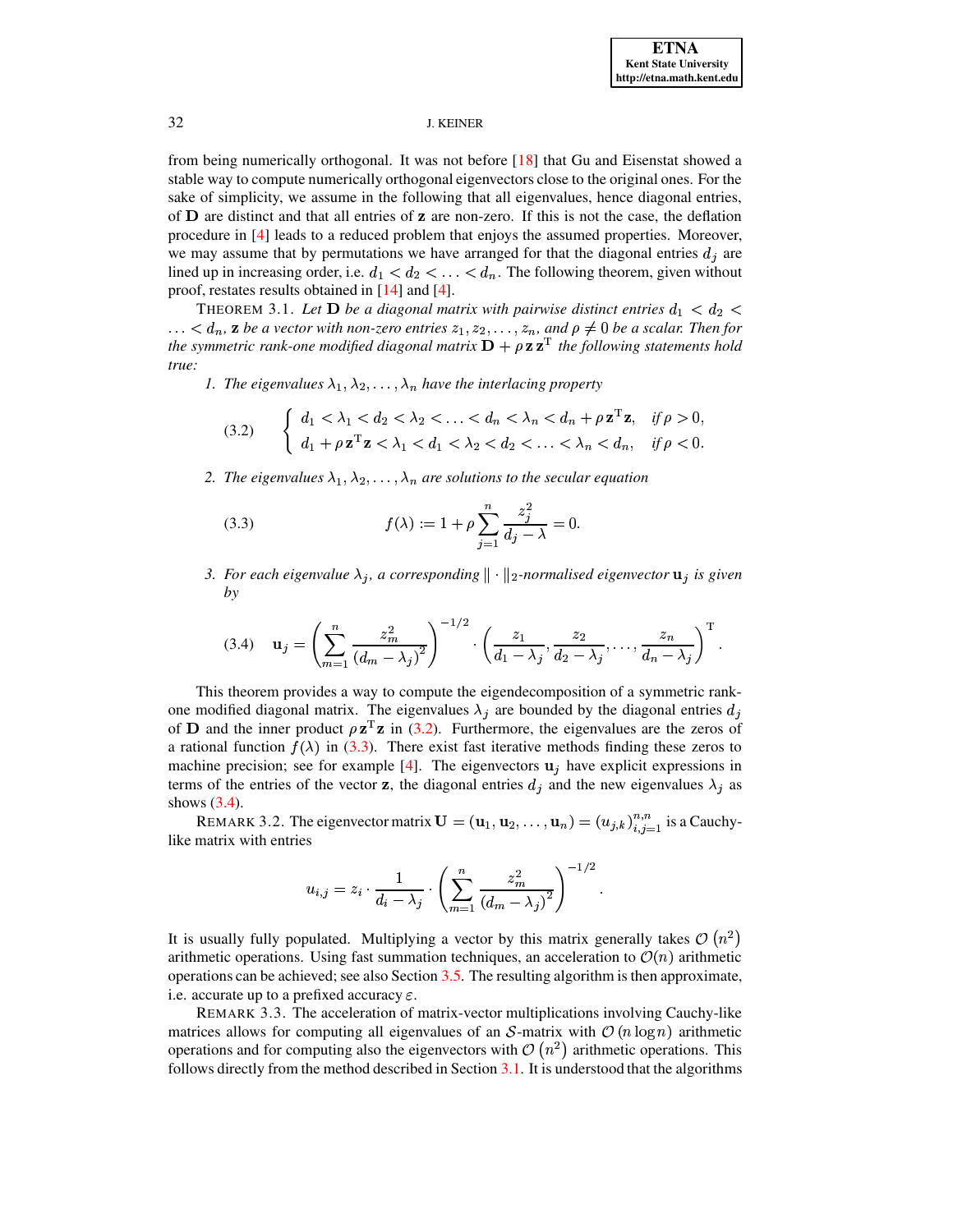from being numerically orthogonal. It was not before [18] that Gu and Eisenstat showed a stable way to compute numerically orthogonal eigenvectors close to the original ones. For the sake of simplicity, we assume in the following that all eigenvalues, hence diagonal entries, of $\mathbf{D}$ are distinct and that all entries of $\mathbf{z}$ are non-zero. If this is not the case, the deflation procedure in [4] leads to a reduced problem that enjoys the assumed properties. Moreover, we may assume that by permutations we have arranged for that the diagonal entries $d_j$ are lined up in increasing order, i.e. $d_1 < d_2 < \ldots < d_n$. The following theorem, given without proof, restates results obtained in [14] and [4].

THEOREM 3.1. *Let $\mathbf{D}$ be a diagonal matrix with pairwise distinct entries $d_1 < d_2 < \ldots < d_n$, $\mathbf{z}$ be a vector with non-zero entries $z_1, z_2, \ldots, z_n$, and $\rho \neq 0$ be a scalar. Then for the symmetric rank-one modified diagonal matrix $\mathbf{D} + \rho\, \mathbf{z}\, \mathbf{z}^{\mathrm{T}}$ the following statements hold true:*

1. *The eigenvalues $\lambda_1, \lambda_2, \ldots, \lambda_n$ have the interlacing property*

$$
\begin{cases} d_1 < \lambda_1 < d_2 < \lambda_2 < \ldots < d_n < \lambda_n < d_n + \rho\, \mathbf{z}^{\mathrm{T}} \mathbf{z}, & \text{if } \rho > 0, \\ d_1 + \rho\, \mathbf{z}^{\mathrm{T}} \mathbf{z} < \lambda_1 < d_1 < \lambda_2 < d_2 < \ldots < \lambda_n < d_n, & \text{if } \rho < 0. \end{cases} \tag{3.2}
$$

2. *The eigenvalues $\lambda_1, \lambda_2, \ldots, \lambda_n$ are solutions to the secular equation*

$$
f(\lambda) := 1 + \rho \sum_{j=1}^{n} \frac{z_j^2}{d_j - \lambda} = 0. \tag{3.3}
$$

3. *For each eigenvalue $\lambda_j$, a corresponding $\|\cdot\|_2$-normalised eigenvector $\mathbf{u}_j$ is given by*

$$
\mathbf{u}_j = \left( \sum_{m=1}^{n} \frac{z_m^2}{(d_m - \lambda_j)^2} \right)^{-1/2} \cdot \left( \frac{z_1}{d_1 - \lambda_j}, \frac{z_2}{d_2 - \lambda_j}, \ldots, \frac{z_n}{d_n - \lambda_j} \right)^{\mathrm{T}}. \tag{3.4}
$$

This theorem provides a way to compute the eigendecomposition of a symmetric rank-one modified diagonal matrix. The eigenvalues $\lambda_j$ are bounded by the diagonal entries $d_j$ of $\mathbf{D}$ and the inner product $\rho\, \mathbf{z}^{\mathrm{T}} \mathbf{z}$ in (3.2). Furthermore, the eigenvalues are the zeros of a rational function $f(\lambda)$ in (3.3). There exist fast iterative methods finding these zeros to machine precision; see for example [4]. The eigenvectors $\mathbf{u}_j$ have explicit expressions in terms of the entries of the vector $\mathbf{z}$, the diagonal entries $d_j$ and the new eigenvalues $\lambda_j$ as shows (3.4).

REMARK 3.2. The eigenvector matrix $\mathbf{U} = (\mathbf{u}_1, \mathbf{u}_2, \ldots, \mathbf{u}_n) = (u_{j,k})_{i,j=1}^{n,n}$ is a Cauchy-like matrix with entries

$$
u_{i,j} = z_i \cdot \frac{1}{d_i - \lambda_j} \cdot \left( \sum_{m=1}^{n} \frac{z_m^2}{(d_m - \lambda_j)^2} \right)^{-1/2}.
$$

It is usually fully populated. Multiplying a vector by this matrix generally takes $\mathcal{O}(n^2)$ arithmetic operations. Using fast summation techniques, an acceleration to $\mathcal{O}(n)$ arithmetic operations can be achieved; see also Section 3.5. The resulting algorithm is then approximate, i.e. accurate up to a prefixed accuracy $\varepsilon$.

REMARK 3.3. The acceleration of matrix-vector multiplications involving Cauchy-like matrices allows for computing all eigenvalues of an $\mathcal{S}$-matrix with $\mathcal{O}(n \log n)$ arithmetic operations and for computing also the eigenvectors with $\mathcal{O}(n^2)$ arithmetic operations. This follows directly from the method described in Section 3.1. It is understood that the algorithms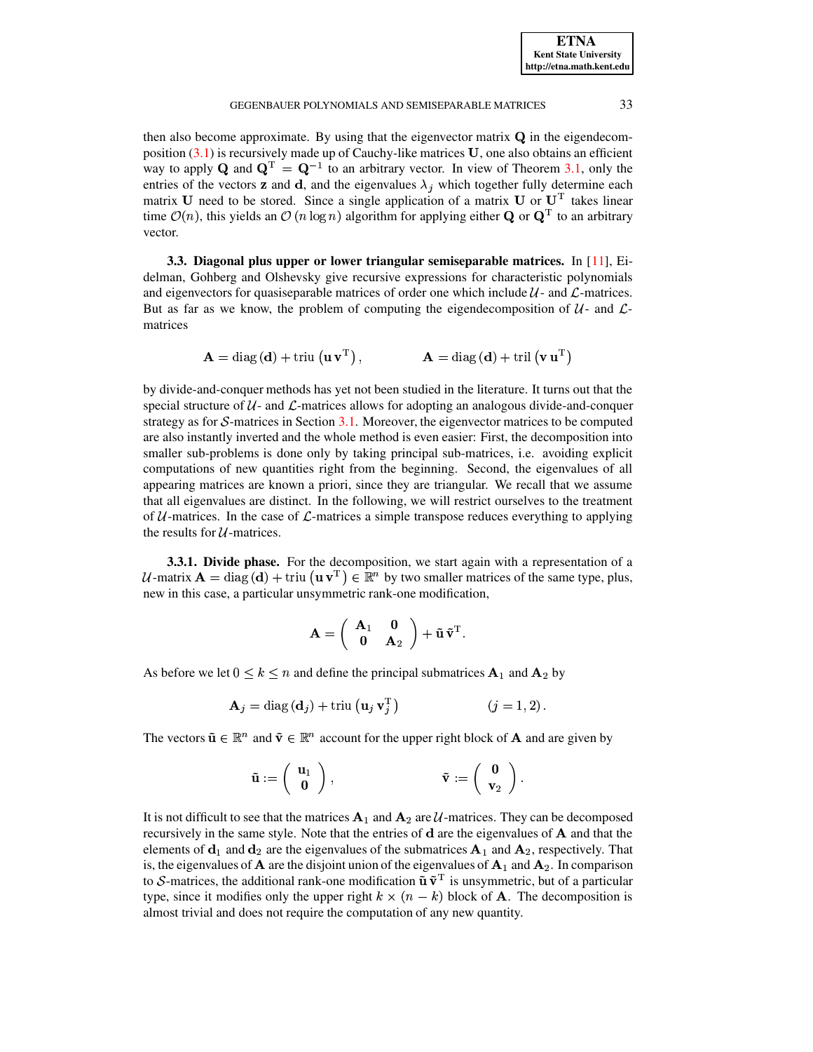then also become approximate. By using that the eigenvector matrix $\mathbf{Q}$ in the eigendecomposition (3.1) is recursively made up of Cauchy-like matrices $\mathbf{U}$, one also obtains an efficient way to apply $\mathbf{Q}$ and $\mathbf{Q}^{\mathrm{T}} = \mathbf{Q}^{-1}$ to an arbitrary vector. In view of Theorem 3.1, only the entries of the vectors $\mathbf{z}$ and $\mathbf{d}$, and the eigenvalues $\lambda_j$ which together fully determine each matrix $\mathbf{U}$ need to be stored. Since a single application of a matrix $\mathbf{U}$ or $\mathbf{U}^{\mathrm{T}}$ takes linear time $\mathcal{O}(n)$, this yields an $\mathcal{O}(n \log n)$ algorithm for applying either $\mathbf{Q}$ or $\mathbf{Q}^{\mathrm{T}}$ to an arbitrary vector.

### 3.3. Diagonal plus upper or lower triangular semiseparable matrices.

In [11], Eidelman, Gohberg and Olshevsky give recursive expressions for characteristic polynomials and eigenvectors for quasiseparable matrices of order one which include $\mathcal{U}$- and $\mathcal{L}$-matrices. But as far as we know, the problem of computing the eigendecomposition of $\mathcal{U}$- and $\mathcal{L}$-matrices

$$\mathbf{A} = \mathrm{diag}\,(\mathbf{d}) + \mathrm{triu}\left(\mathbf{u}\,\mathbf{v}^{\mathrm{T}}\right), \qquad\qquad \mathbf{A} = \mathrm{diag}\,(\mathbf{d}) + \mathrm{tril}\left(\mathbf{v}\,\mathbf{u}^{\mathrm{T}}\right)$$

by divide-and-conquer methods has yet not been studied in the literature. It turns out that the special structure of $\mathcal{U}$- and $\mathcal{L}$-matrices allows for adopting an analogous divide-and-conquer strategy as for $\mathcal{S}$-matrices in Section 3.1. Moreover, the eigenvector matrices to be computed are also instantly inverted and the whole method is even easier: First, the decomposition into smaller sub-problems is done only by taking principal sub-matrices, i.e. avoiding explicit computations of new quantities right from the beginning. Second, the eigenvalues of all appearing matrices are known a priori, since they are triangular. We recall that we assume that all eigenvalues are distinct. In the following, we will restrict ourselves to the treatment of $\mathcal{U}$-matrices. In the case of $\mathcal{L}$-matrices a simple transpose reduces everything to applying the results for $\mathcal{U}$-matrices.

#### 3.3.1. Divide phase.

For the decomposition, we start again with a representation of a $\mathcal{U}$-matrix $\mathbf{A} = \mathrm{diag}\,(\mathbf{d}) + \mathrm{triu}\left(\mathbf{u}\,\mathbf{v}^{\mathrm{T}}\right) \in \mathbb{R}^n$ by two smaller matrices of the same type, plus, new in this case, a particular unsymmetric rank-one modification,

$$\mathbf{A} = \begin{pmatrix} \mathbf{A}_1 & \mathbf{0} \\ \mathbf{0} & \mathbf{A}_2 \end{pmatrix} + \tilde{\mathbf{u}}\,\tilde{\mathbf{v}}^{\mathrm{T}}.$$

As before we let $0 \leq k \leq n$ and define the principal submatrices $\mathbf{A}_1$ and $\mathbf{A}_2$ by

$$\mathbf{A}_j = \mathrm{diag}\,(\mathbf{d}_j) + \mathrm{triu}\left(\mathbf{u}_j\,\mathbf{v}_j^{\mathrm{T}}\right) \qquad\qquad (j = 1, 2)\,.$$

The vectors $\tilde{\mathbf{u}} \in \mathbb{R}^n$ and $\tilde{\mathbf{v}} \in \mathbb{R}^n$ account for the upper right block of $\mathbf{A}$ and are given by

$$\tilde{\mathbf{u}} := \begin{pmatrix} \mathbf{u}_1 \\ \mathbf{0} \end{pmatrix}, \qquad\qquad \tilde{\mathbf{v}} := \begin{pmatrix} \mathbf{0} \\ \mathbf{v}_2 \end{pmatrix}.$$

It is not difficult to see that the matrices $\mathbf{A}_1$ and $\mathbf{A}_2$ are $\mathcal{U}$-matrices. They can be decomposed recursively in the same style. Note that the entries of $\mathbf{d}$ are the eigenvalues of $\mathbf{A}$ and that the elements of $\mathbf{d}_1$ and $\mathbf{d}_2$ are the eigenvalues of the submatrices $\mathbf{A}_1$ and $\mathbf{A}_2$, respectively. That is, the eigenvalues of $\mathbf{A}$ are the disjoint union of the eigenvalues of $\mathbf{A}_1$ and $\mathbf{A}_2$. In comparison to $\mathcal{S}$-matrices, the additional rank-one modification $\tilde{\mathbf{u}}\,\tilde{\mathbf{v}}^{\mathrm{T}}$ is unsymmetric, but of a particular type, since it modifies only the upper right $k \times (n-k)$ block of $\mathbf{A}$. The decomposition is almost trivial and does not require the computation of any new quantity.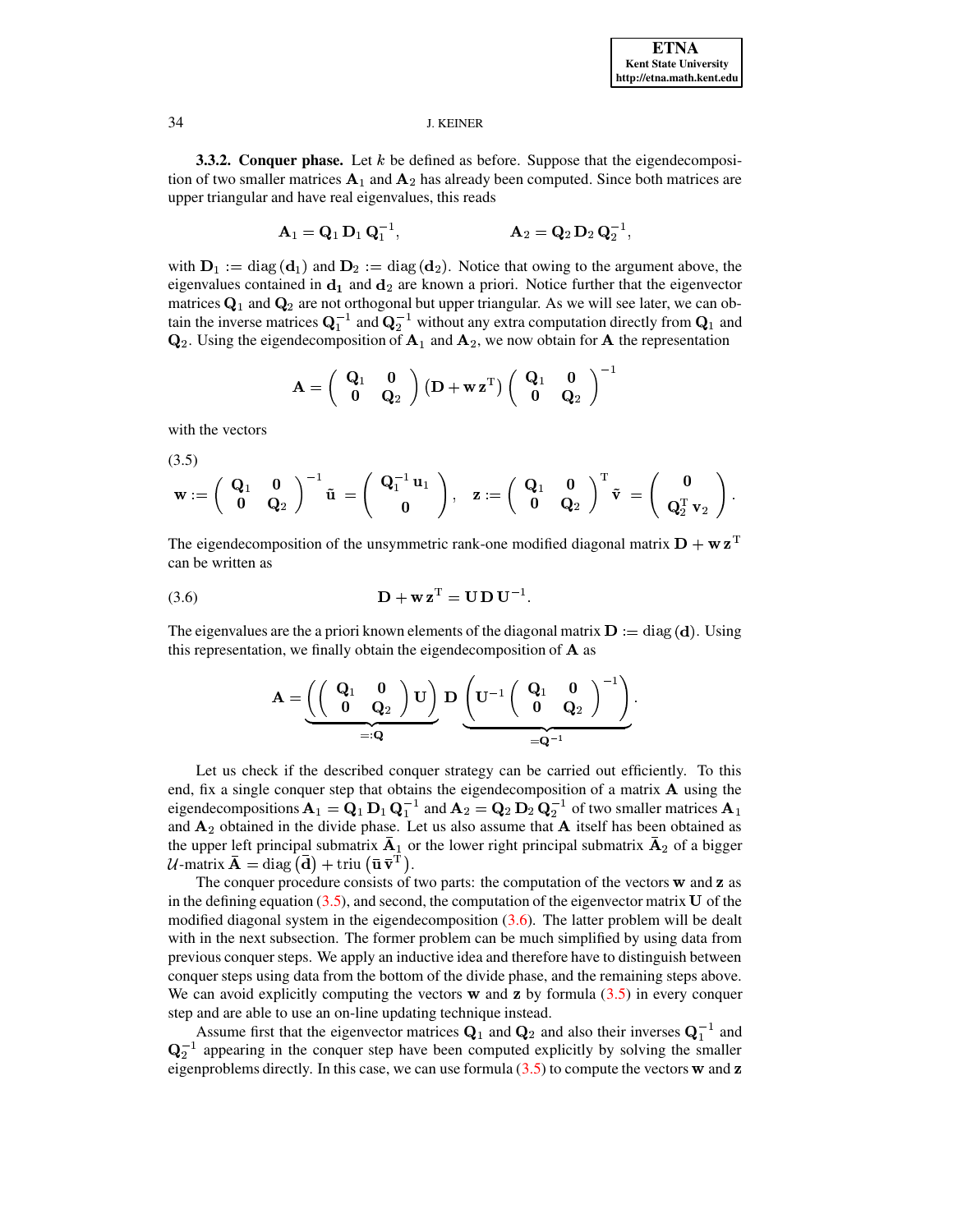**3.3.2. Conquer phase.** Let $k$ be defined as before. Suppose that the eigendecomposition of two smaller matrices $\mathbf{A}_1$ and $\mathbf{A}_2$ has already been computed. Since both matrices are upper triangular and have real eigenvalues, this reads

$$\mathbf{A}_1 = \mathbf{Q}_1\,\mathbf{D}_1\,\mathbf{Q}_1^{-1}, \qquad\qquad \mathbf{A}_2 = \mathbf{Q}_2\,\mathbf{D}_2\,\mathbf{Q}_2^{-1},$$

with $\mathbf{D}_1 := \operatorname{diag}(\mathbf{d}_1)$ and $\mathbf{D}_2 := \operatorname{diag}(\mathbf{d}_2)$. Notice that owing to the argument above, the eigenvalues contained in $\mathbf{d_1}$ and $\mathbf{d_2}$ are known a priori. Notice further that the eigenvector matrices $\mathbf{Q}_1$ and $\mathbf{Q}_2$ are not orthogonal but upper triangular. As we will see later, we can obtain the inverse matrices $\mathbf{Q}_1^{-1}$ and $\mathbf{Q}_2^{-1}$ without any extra computation directly from $\mathbf{Q}_1$ and $\mathbf{Q}_2$. Using the eigendecomposition of $\mathbf{A}_1$ and $\mathbf{A}_2$, we now obtain for $\mathbf{A}$ the representation

$$\mathbf{A} = \begin{pmatrix} \mathbf{Q}_1 & \mathbf{0} \\ \mathbf{0} & \mathbf{Q}_2 \end{pmatrix} \left(\mathbf{D} + \mathbf{w}\,\mathbf{z}^{\mathrm{T}}\right) \begin{pmatrix} \mathbf{Q}_1 & \mathbf{0} \\ \mathbf{0} & \mathbf{Q}_2 \end{pmatrix}^{-1}$$

with the vectors

$$\mathbf{w} := \begin{pmatrix} \mathbf{Q}_1 & \mathbf{0} \\ \mathbf{0} & \mathbf{Q}_2 \end{pmatrix}^{-1} \tilde{\mathbf{u}} = \begin{pmatrix} \mathbf{Q}_1^{-1}\,\mathbf{u}_1 \\ \mathbf{0} \end{pmatrix}, \quad \mathbf{z} := \begin{pmatrix} \mathbf{Q}_1 & \mathbf{0} \\ \mathbf{0} & \mathbf{Q}_2 \end{pmatrix}^{\mathrm{T}} \tilde{\mathbf{v}} = \begin{pmatrix} \mathbf{0} \\ \mathbf{Q}_2^{\mathrm{T}}\,\mathbf{v}_2 \end{pmatrix}. \tag{3.5}$$

The eigendecomposition of the unsymmetric rank-one modified diagonal matrix $\mathbf{D} + \mathbf{w}\,\mathbf{z}^{\mathrm{T}}$ can be written as

$$\mathbf{D} + \mathbf{w}\,\mathbf{z}^{\mathrm{T}} = \mathbf{U}\,\mathbf{D}\,\mathbf{U}^{-1}. \tag{3.6}$$

The eigenvalues are the a priori known elements of the diagonal matrix $\mathbf{D} := \operatorname{diag}(\mathbf{d})$. Using this representation, we finally obtain the eigendecomposition of $\mathbf{A}$ as

$$\mathbf{A} = \underbrace{\left(\begin{pmatrix} \mathbf{Q}_1 & \mathbf{0} \\ \mathbf{0} & \mathbf{Q}_2 \end{pmatrix} \mathbf{U}\right)}_{=:\mathbf{Q}} \mathbf{D} \underbrace{\left(\mathbf{U}^{-1} \begin{pmatrix} \mathbf{Q}_1 & \mathbf{0} \\ \mathbf{0} & \mathbf{Q}_2 \end{pmatrix}^{-1}\right)}_{=\mathbf{Q}^{-1}}.$$

Let us check if the described conquer strategy can be carried out efficiently. To this end, fix a single conquer step that obtains the eigendecomposition of a matrix $\mathbf{A}$ using the eigendecompositions $\mathbf{A}_1 = \mathbf{Q}_1\,\mathbf{D}_1\,\mathbf{Q}_1^{-1}$ and $\mathbf{A}_2 = \mathbf{Q}_2\,\mathbf{D}_2\,\mathbf{Q}_2^{-1}$ of two smaller matrices $\mathbf{A}_1$ and $\mathbf{A}_2$ obtained in the divide phase. Let us also assume that $\mathbf{A}$ itself has been obtained as the upper left principal submatrix $\bar{\mathbf{A}}_1$ or the lower right principal submatrix $\bar{\mathbf{A}}_2$ of a bigger $\mathcal{U}$-matrix $\bar{\mathbf{A}} = \operatorname{diag}\left(\bar{\mathbf{d}}\right) + \operatorname{triu}\left(\bar{\mathbf{u}}\,\bar{\mathbf{v}}^{\mathrm{T}}\right)$.

The conquer procedure consists of two parts: the computation of the vectors $\mathbf{w}$ and $\mathbf{z}$ as in the defining equation (3.5), and second, the computation of the eigenvector matrix $\mathbf{U}$ of the modified diagonal system in the eigendecomposition (3.6). The latter problem will be dealt with in the next subsection. The former problem can be much simplified by using data from previous conquer steps. We apply an inductive idea and therefore have to distinguish between conquer steps using data from the bottom of the divide phase, and the remaining steps above. We can avoid explicitly computing the vectors $\mathbf{w}$ and $\mathbf{z}$ by formula (3.5) in every conquer step and are able to use an on-line updating technique instead.

Assume first that the eigenvector matrices $\mathbf{Q}_1$ and $\mathbf{Q}_2$ and also their inverses $\mathbf{Q}_1^{-1}$ and $\mathbf{Q}_2^{-1}$ appearing in the conquer step have been computed explicitly by solving the smaller eigenproblems directly. In this case, we can use formula (3.5) to compute the vectors $\mathbf{w}$ and $\mathbf{z}$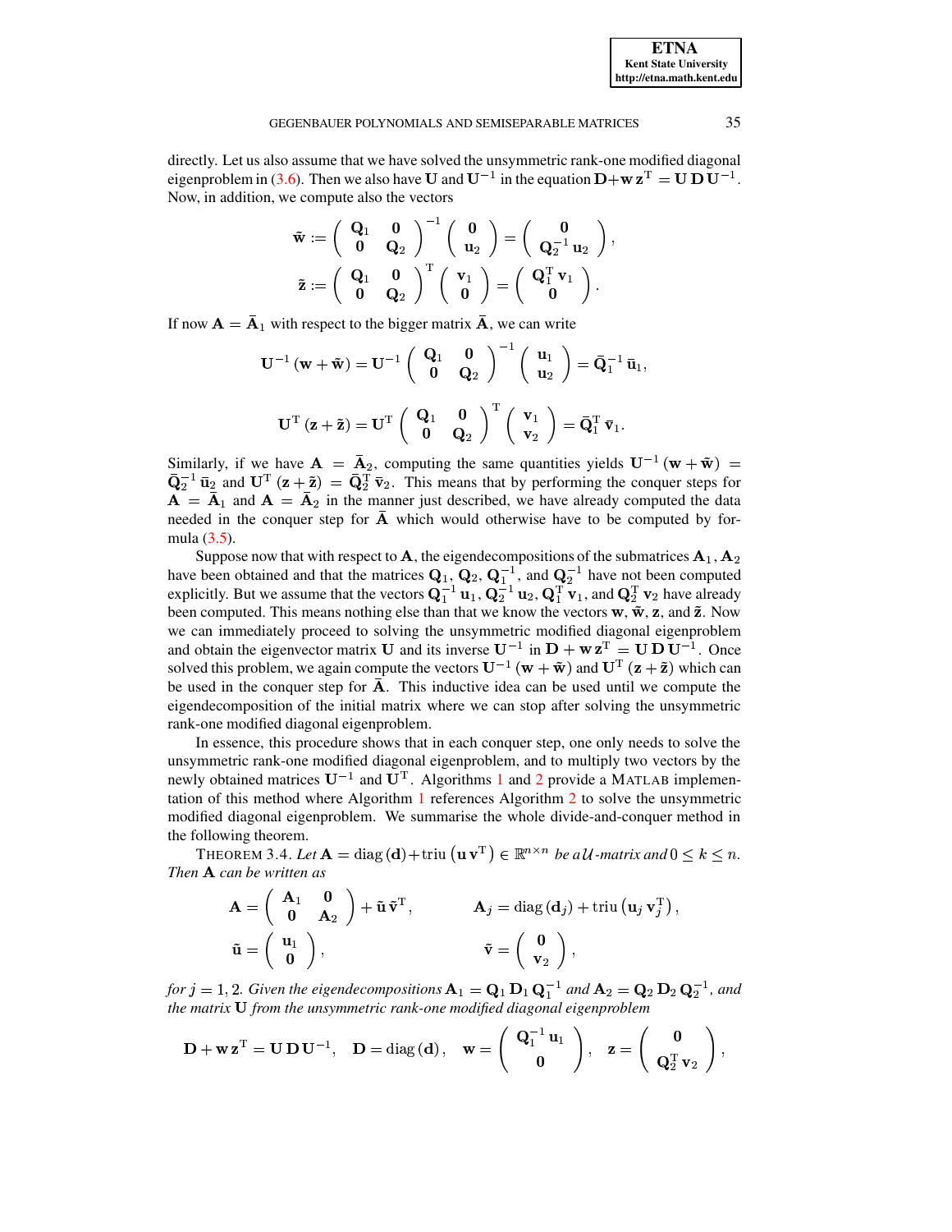directly. Let us also assume that we have solved the unsymmetric rank-one modified diagonal eigenproblem in (3.6). Then we also have $\mathbf{U}$ and $\mathbf{U}^{-1}$ in the equation $\mathbf{D}+\mathbf{w}\,\mathbf{z}^{\mathrm{T}} = \mathbf{U}\,\mathbf{D}\,\mathbf{U}^{-1}$. Now, in addition, we compute also the vectors

$$\tilde{\mathbf{w}} := \begin{pmatrix} \mathbf{Q}_1 & \mathbf{0} \\ \mathbf{0} & \mathbf{Q}_2 \end{pmatrix}^{-1} \begin{pmatrix} \mathbf{0} \\ \mathbf{u}_2 \end{pmatrix} = \begin{pmatrix} \mathbf{0} \\ \mathbf{Q}_2^{-1}\,\mathbf{u}_2 \end{pmatrix},$$

$$\tilde{\mathbf{z}} := \begin{pmatrix} \mathbf{Q}_1 & \mathbf{0} \\ \mathbf{0} & \mathbf{Q}_2 \end{pmatrix}^{\mathrm{T}} \begin{pmatrix} \mathbf{v}_1 \\ \mathbf{0} \end{pmatrix} = \begin{pmatrix} \mathbf{Q}_1^{\mathrm{T}}\,\mathbf{v}_1 \\ \mathbf{0} \end{pmatrix}.$$

If now $\mathbf{A} = \bar{\mathbf{A}}_1$ with respect to the bigger matrix $\bar{\mathbf{A}}$, we can write

$$\mathbf{U}^{-1}\,(\mathbf{w}+\tilde{\mathbf{w}}) = \mathbf{U}^{-1} \begin{pmatrix} \mathbf{Q}_1 & \mathbf{0} \\ \mathbf{0} & \mathbf{Q}_2 \end{pmatrix}^{-1} \begin{pmatrix} \mathbf{u}_1 \\ \mathbf{u}_2 \end{pmatrix} = \bar{\mathbf{Q}}_1^{-1}\,\bar{\mathbf{u}}_1,$$

$$\mathbf{U}^{\mathrm{T}}\,(\mathbf{z}+\tilde{\mathbf{z}}) = \mathbf{U}^{\mathrm{T}} \begin{pmatrix} \mathbf{Q}_1 & \mathbf{0} \\ \mathbf{0} & \mathbf{Q}_2 \end{pmatrix}^{\mathrm{T}} \begin{pmatrix} \mathbf{v}_1 \\ \mathbf{v}_2 \end{pmatrix} = \bar{\mathbf{Q}}_1^{\mathrm{T}}\,\bar{\mathbf{v}}_1.$$

Similarly, if we have $\mathbf{A} = \bar{\mathbf{A}}_2$, computing the same quantities yields $\mathbf{U}^{-1}\,(\mathbf{w}+\tilde{\mathbf{w}}) = \bar{\mathbf{Q}}_2^{-1}\,\bar{\mathbf{u}}_2$ and $\mathbf{U}^{\mathrm{T}}\,(\mathbf{z}+\tilde{\mathbf{z}}) = \bar{\mathbf{Q}}_2^{\mathrm{T}}\,\bar{\mathbf{v}}_2$. This means that by performing the conquer steps for $\mathbf{A} = \bar{\mathbf{A}}_1$ and $\mathbf{A} = \bar{\mathbf{A}}_2$ in the manner just described, we have already computed the data needed in the conquer step for $\bar{\mathbf{A}}$ which would otherwise have to be computed by formula (3.5).

Suppose now that with respect to $\mathbf{A}$, the eigendecompositions of the submatrices $\mathbf{A}_1, \mathbf{A}_2$ have been obtained and that the matrices $\mathbf{Q}_1$, $\mathbf{Q}_2$, $\mathbf{Q}_1^{-1}$, and $\mathbf{Q}_2^{-1}$ have not been computed explicitly. But we assume that the vectors $\mathbf{Q}_1^{-1}\,\mathbf{u}_1$, $\mathbf{Q}_2^{-1}\,\mathbf{u}_2$, $\mathbf{Q}_1^{\mathrm{T}}\,\mathbf{v}_1$, and $\mathbf{Q}_2^{\mathrm{T}}\,\mathbf{v}_2$ have already been computed. This means nothing else than that we know the vectors $\mathbf{w}$, $\tilde{\mathbf{w}}$, $\mathbf{z}$, and $\tilde{\mathbf{z}}$. Now we can immediately proceed to solving the unsymmetric modified diagonal eigenproblem and obtain the eigenvector matrix $\mathbf{U}$ and its inverse $\mathbf{U}^{-1}$ in $\mathbf{D}+\mathbf{w}\,\mathbf{z}^{\mathrm{T}} = \mathbf{U}\,\mathbf{D}\,\mathbf{U}^{-1}$. Once solved this problem, we again compute the vectors $\mathbf{U}^{-1}\,(\mathbf{w}+\tilde{\mathbf{w}})$ and $\mathbf{U}^{\mathrm{T}}\,(\mathbf{z}+\tilde{\mathbf{z}})$ which can be used in the conquer step for $\bar{\mathbf{A}}$. This inductive idea can be used until we compute the eigendecomposition of the initial matrix where we can stop after solving the unsymmetric rank-one modified diagonal eigenproblem.

In essence, this procedure shows that in each conquer step, one only needs to solve the unsymmetric rank-one modified diagonal eigenproblem, and to multiply two vectors by the newly obtained matrices $\mathbf{U}^{-1}$ and $\mathbf{U}^{\mathrm{T}}$. Algorithms 1 and 2 provide a MATLAB implementation of this method where Algorithm 1 references Algorithm 2 to solve the unsymmetric modified diagonal eigenproblem. We summarise the whole divide-and-conquer method in the following theorem.

THEOREM 3.4. *Let* $\mathbf{A} = \operatorname{diag}(\mathbf{d}) + \operatorname{triu}\left(\mathbf{u}\,\mathbf{v}^{\mathrm{T}}\right) \in \mathbb{R}^{n\times n}$ *be a* $\mathcal{U}$*-matrix and* $0 \le k \le n$. *Then* $\mathbf{A}$ *can be written as*

$$\mathbf{A} = \begin{pmatrix} \mathbf{A}_1 & \mathbf{0} \\ \mathbf{0} & \mathbf{A}_2 \end{pmatrix} + \tilde{\mathbf{u}}\,\tilde{\mathbf{v}}^{\mathrm{T}}, \qquad \mathbf{A}_j = \operatorname{diag}(\mathbf{d}_j) + \operatorname{triu}\left(\mathbf{u}_j\,\mathbf{v}_j^{\mathrm{T}}\right),$$

$$\tilde{\mathbf{u}} = \begin{pmatrix} \mathbf{u}_1 \\ \mathbf{0} \end{pmatrix}, \qquad \tilde{\mathbf{v}} = \begin{pmatrix} \mathbf{0} \\ \mathbf{v}_2 \end{pmatrix},$$

*for* $j = 1, 2$. *Given the eigendecompositions* $\mathbf{A}_1 = \mathbf{Q}_1\,\mathbf{D}_1\,\mathbf{Q}_1^{-1}$ *and* $\mathbf{A}_2 = \mathbf{Q}_2\,\mathbf{D}_2\,\mathbf{Q}_2^{-1}$, *and the matrix* $\mathbf{U}$ *from the unsymmetric rank-one modified diagonal eigenproblem*

$$\mathbf{D} + \mathbf{w}\,\mathbf{z}^{\mathrm{T}} = \mathbf{U}\,\mathbf{D}\,\mathbf{U}^{-1}, \quad \mathbf{D} = \operatorname{diag}(\mathbf{d}), \quad \mathbf{w} = \begin{pmatrix} \mathbf{Q}_1^{-1}\,\mathbf{u}_1 \\ \mathbf{0} \end{pmatrix}, \quad \mathbf{z} = \begin{pmatrix} \mathbf{0} \\ \mathbf{Q}_2^{\mathrm{T}}\,\mathbf{v}_2 \end{pmatrix},$$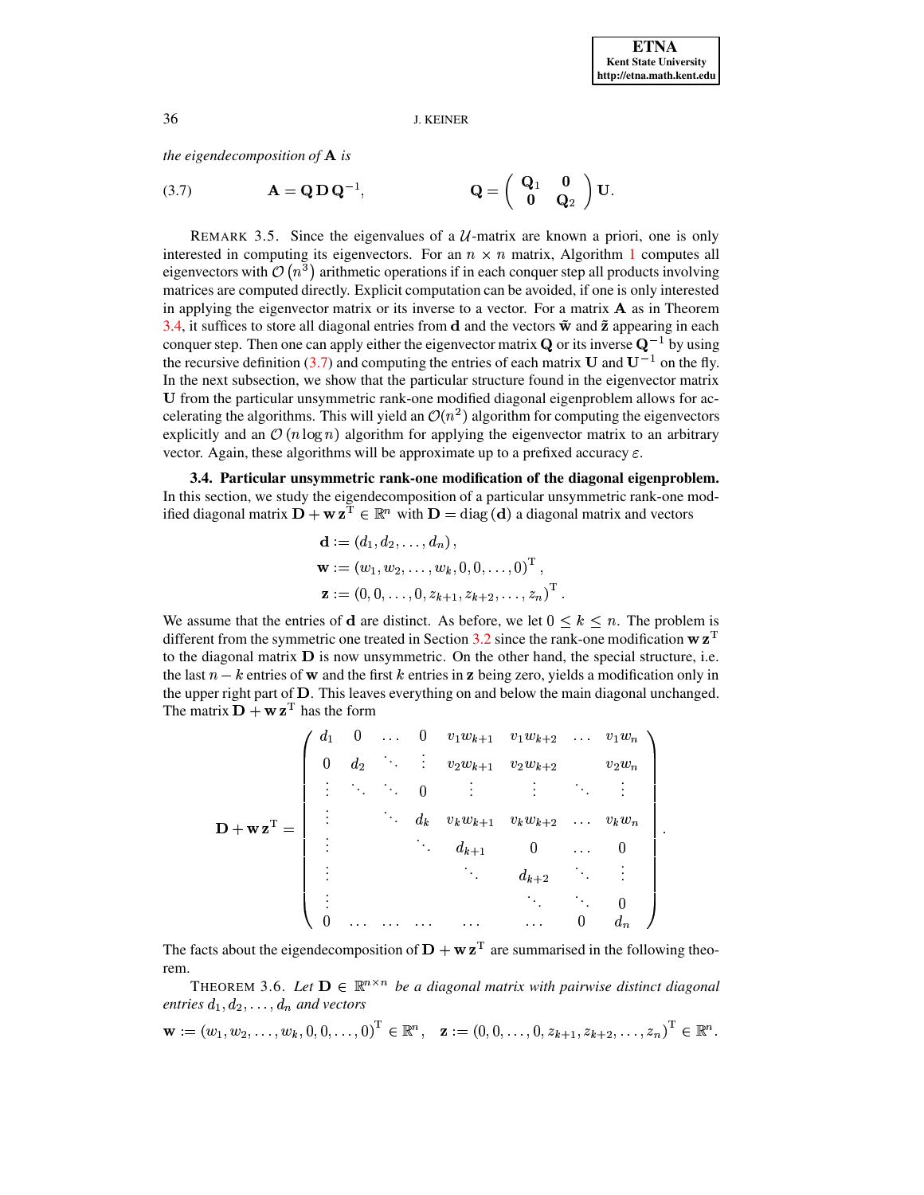*the eigendecomposition of* $\mathbf{A}$ *is*

$$\mathbf{A} = \mathbf{Q}\,\mathbf{D}\,\mathbf{Q}^{-1}, \qquad\qquad \mathbf{Q} = \begin{pmatrix} \mathbf{Q}_1 & \mathbf{0} \\ \mathbf{0} & \mathbf{Q}_2 \end{pmatrix} \mathbf{U}. \tag{3.7}$$

REMARK 3.5. Since the eigenvalues of a $\mathcal{U}$-matrix are known a priori, one is only interested in computing its eigenvectors. For an $n \times n$ matrix, Algorithm 1 computes all eigenvectors with $\mathcal{O}(n^3)$ arithmetic operations if in each conquer step all products involving matrices are computed directly. Explicit computation can be avoided, if one is only interested in applying the eigenvector matrix or its inverse to a vector. For a matrix $\mathbf{A}$ as in Theorem 3.4, it suffices to store all diagonal entries from $\mathbf{d}$ and the vectors $\tilde{\mathbf{w}}$ and $\tilde{\mathbf{z}}$ appearing in each conquer step. Then one can apply either the eigenvector matrix $\mathbf{Q}$ or its inverse $\mathbf{Q}^{-1}$ by using the recursive definition (3.7) and computing the entries of each matrix $\mathbf{U}$ and $\mathbf{U}^{-1}$ on the fly. In the next subsection, we show that the particular structure found in the eigenvector matrix $\mathbf{U}$ from the particular unsymmetric rank-one modified diagonal eigenproblem allows for accelerating the algorithms. This will yield an $\mathcal{O}(n^2)$ algorithm for computing the eigenvectors explicitly and an $\mathcal{O}(n \log n)$ algorithm for applying the eigenvector matrix to an arbitrary vector. Again, these algorithms will be approximate up to a prefixed accuracy $\varepsilon$.

**3.4. Particular unsymmetric rank-one modification of the diagonal eigenproblem.** In this section, we study the eigendecomposition of a particular unsymmetric rank-one modified diagonal matrix $\mathbf{D} + \mathbf{w}\,\mathbf{z}^{\mathrm{T}} \in \mathbb{R}^n$ with $\mathbf{D} = \operatorname{diag}(\mathbf{d})$ a diagonal matrix and vectors

$$\begin{aligned}
\mathbf{d} &:= (d_1, d_2, \ldots, d_n), \\
\mathbf{w} &:= (w_1, w_2, \ldots, w_k, 0, 0, \ldots, 0)^{\mathrm{T}}, \\
\mathbf{z} &:= (0, 0, \ldots, 0, z_{k+1}, z_{k+2}, \ldots, z_n)^{\mathrm{T}}.
\end{aligned}$$

We assume that the entries of $\mathbf{d}$ are distinct. As before, we let $0 \leq k \leq n$. The problem is different from the symmetric one treated in Section 3.2 since the rank-one modification $\mathbf{w}\,\mathbf{z}^{\mathrm{T}}$ to the diagonal matrix $\mathbf{D}$ is now unsymmetric. On the other hand, the special structure, i.e. the last $n-k$ entries of $\mathbf{w}$ and the first $k$ entries in $\mathbf{z}$ being zero, yields a modification only in the upper right part of $\mathbf{D}$. This leaves everything on and below the main diagonal unchanged. The matrix $\mathbf{D} + \mathbf{w}\,\mathbf{z}^{\mathrm{T}}$ has the form

$$\mathbf{D} + \mathbf{w}\,\mathbf{z}^{\mathrm{T}} = \begin{pmatrix}
d_1 & 0 & \ldots & 0 & v_1 w_{k+1} & v_1 w_{k+2} & \ldots & v_1 w_n \\
0 & d_2 & \ddots & \vdots & v_2 w_{k+1} & v_2 w_{k+2} & & v_2 w_n \\
\vdots & \ddots & \ddots & 0 & \vdots & \vdots & \ddots & \vdots \\
\vdots & & \ddots & d_k & v_k w_{k+1} & v_k w_{k+2} & \ldots & v_k w_n \\
\vdots & & & \ddots & d_{k+1} & 0 & \ldots & 0 \\
\vdots & & & & \ddots & d_{k+2} & \ddots & \vdots \\
\vdots & & & & & \ddots & \ddots & 0 \\
0 & \ldots & \ldots & \ldots & \ldots & \ldots & 0 & d_n
\end{pmatrix}.$$

The facts about the eigendecomposition of $\mathbf{D} + \mathbf{w}\,\mathbf{z}^{\mathrm{T}}$ are summarised in the following theorem.

THEOREM 3.6. *Let* $\mathbf{D} \in \mathbb{R}^{n \times n}$ *be a diagonal matrix with pairwise distinct diagonal entries* $d_1, d_2, \ldots, d_n$ *and vectors*

$$\mathbf{w} := (w_1, w_2, \ldots, w_k, 0, 0, \ldots, 0)^{\mathrm{T}} \in \mathbb{R}^n, \quad \mathbf{z} := (0, 0, \ldots, 0, z_{k+1}, z_{k+2}, \ldots, z_n)^{\mathrm{T}} \in \mathbb{R}^n.$$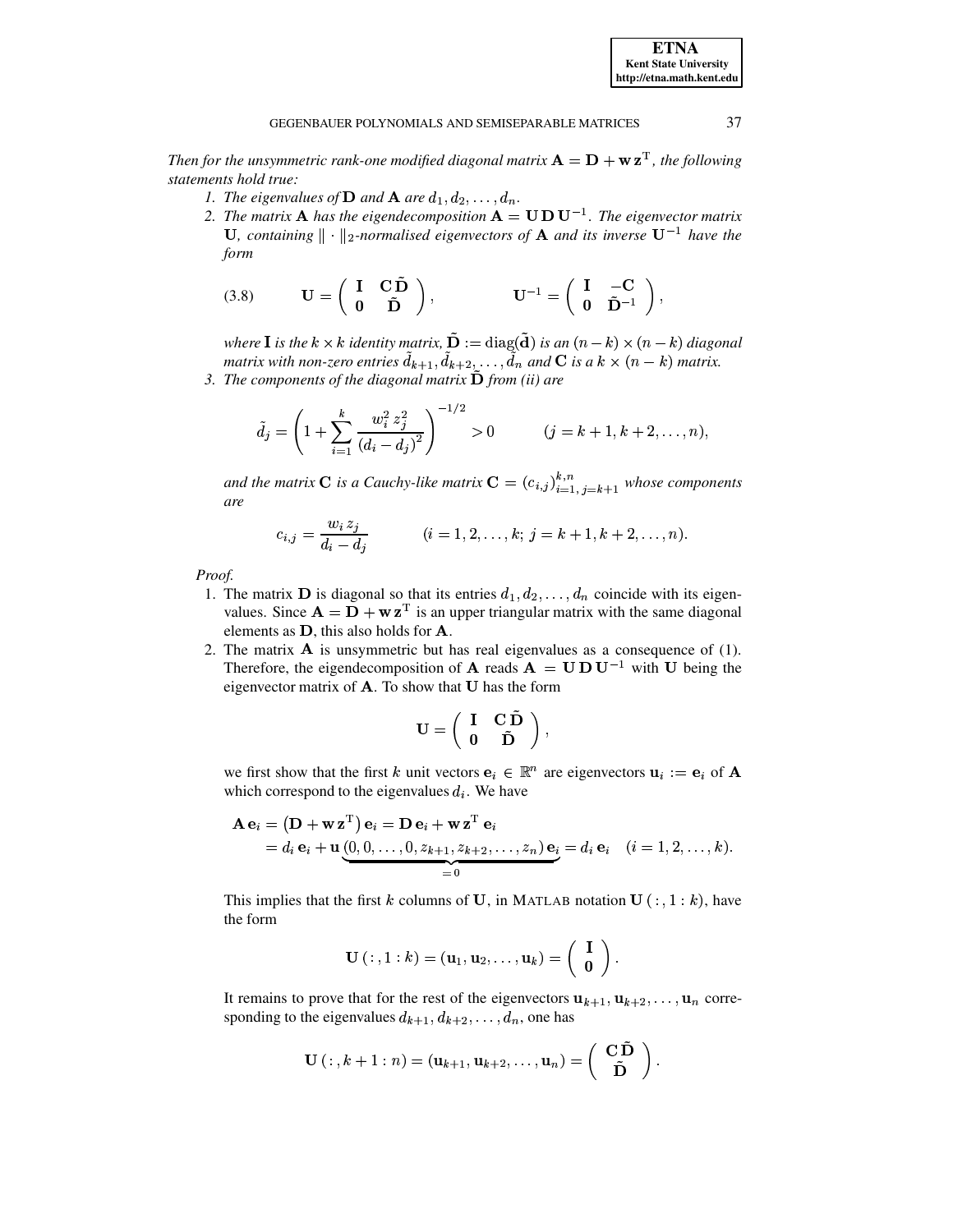*Then for the unsymmetric rank-one modified diagonal matrix $\mathbf{A} = \mathbf{D} + \mathbf{w}\,\mathbf{z}^{\mathrm{T}}$, the following statements hold true:*

1. *The eigenvalues of $\mathbf{D}$ and $\mathbf{A}$ are $d_1, d_2, \ldots, d_n$.*
2. *The matrix $\mathbf{A}$ has the eigendecomposition $\mathbf{A} = \mathbf{U}\,\mathbf{D}\,\mathbf{U}^{-1}$. The eigenvector matrix $\mathbf{U}$, containing $\|\cdot\|_2$-normalised eigenvectors of $\mathbf{A}$ and its inverse $\mathbf{U}^{-1}$ have the form*

$$\mathbf{U} = \begin{pmatrix} \mathbf{I} & \mathbf{C}\,\tilde{\mathbf{D}} \\ \mathbf{0} & \tilde{\mathbf{D}} \end{pmatrix}, \qquad\qquad \mathbf{U}^{-1} = \begin{pmatrix} \mathbf{I} & -\mathbf{C} \\ \mathbf{0} & \tilde{\mathbf{D}}^{-1} \end{pmatrix}, \tag{3.8}$$

   *where $\mathbf{I}$ is the $k \times k$ identity matrix, $\tilde{\mathbf{D}} := \operatorname{diag}(\tilde{\mathbf{d}})$ is an $(n-k) \times (n-k)$ diagonal matrix with non-zero entries $\tilde{d}_{k+1}, \tilde{d}_{k+2}, \ldots, \tilde{d}_n$ and $\mathbf{C}$ is a $k \times (n-k)$ matrix.*
3. *The components of the diagonal matrix $\tilde{\mathbf{D}}$ from (ii) are*

$$\tilde{d}_j = \left( 1 + \sum_{i=1}^{k} \frac{w_i^2\, z_j^2}{(d_i - d_j)^2} \right)^{-1/2} > 0 \qquad\qquad (j = k+1, k+2, \ldots, n),$$

   *and the matrix $\mathbf{C}$ is a Cauchy-like matrix $\mathbf{C} = (c_{i,j})_{i=1,\, j=k+1}^{k,n}$ whose components are*

$$c_{i,j} = \frac{w_i\, z_j}{d_i - d_j} \qquad\qquad (i = 1, 2, \ldots, k;\; j = k+1, k+2, \ldots, n).$$

*Proof.*

1. The matrix $\mathbf{D}$ is diagonal so that its entries $d_1, d_2, \ldots, d_n$ coincide with its eigenvalues. Since $\mathbf{A} = \mathbf{D} + \mathbf{w}\,\mathbf{z}^{\mathrm{T}}$ is an upper triangular matrix with the same diagonal elements as $\mathbf{D}$, this also holds for $\mathbf{A}$.
2. The matrix $\mathbf{A}$ is unsymmetric but has real eigenvalues as a consequence of (1). Therefore, the eigendecomposition of $\mathbf{A}$ reads $\mathbf{A} = \mathbf{U}\,\mathbf{D}\,\mathbf{U}^{-1}$ with $\mathbf{U}$ being the eigenvector matrix of $\mathbf{A}$. To show that $\mathbf{U}$ has the form

$$\mathbf{U} = \begin{pmatrix} \mathbf{I} & \mathbf{C}\,\tilde{\mathbf{D}} \\ \mathbf{0} & \tilde{\mathbf{D}} \end{pmatrix},$$

   we first show that the first $k$ unit vectors $\mathbf{e}_i \in \mathbb{R}^n$ are eigenvectors $\mathbf{u}_i := \mathbf{e}_i$ of $\mathbf{A}$ which correspond to the eigenvalues $d_i$. We have

$$\begin{aligned}
\mathbf{A}\,\mathbf{e}_i &= \left(\mathbf{D} + \mathbf{w}\,\mathbf{z}^{\mathrm{T}}\right)\mathbf{e}_i = \mathbf{D}\,\mathbf{e}_i + \mathbf{w}\,\mathbf{z}^{\mathrm{T}}\,\mathbf{e}_i \\
&= d_i\,\mathbf{e}_i + \mathbf{u}\,\underbrace{(0, 0, \ldots, 0, z_{k+1}, z_{k+2}, \ldots, z_n)\,\mathbf{e}_i}_{=\,0} = d_i\,\mathbf{e}_i \quad (i = 1, 2, \ldots, k).
\end{aligned}$$

   This implies that the first $k$ columns of $\mathbf{U}$, in MATLAB notation $\mathbf{U}\,(:, 1:k)$, have the form

$$\mathbf{U}\,(:, 1:k) = (\mathbf{u}_1, \mathbf{u}_2, \ldots, \mathbf{u}_k) = \begin{pmatrix} \mathbf{I} \\ \mathbf{0} \end{pmatrix}.$$

   It remains to prove that for the rest of the eigenvectors $\mathbf{u}_{k+1}, \mathbf{u}_{k+2}, \ldots, \mathbf{u}_n$ corresponding to the eigenvalues $d_{k+1}, d_{k+2}, \ldots, d_n$, one has

$$\mathbf{U}\,(:, k+1:n) = (\mathbf{u}_{k+1}, \mathbf{u}_{k+2}, \ldots, \mathbf{u}_n) = \begin{pmatrix} \mathbf{C}\,\tilde{\mathbf{D}} \\ \tilde{\mathbf{D}} \end{pmatrix}.$$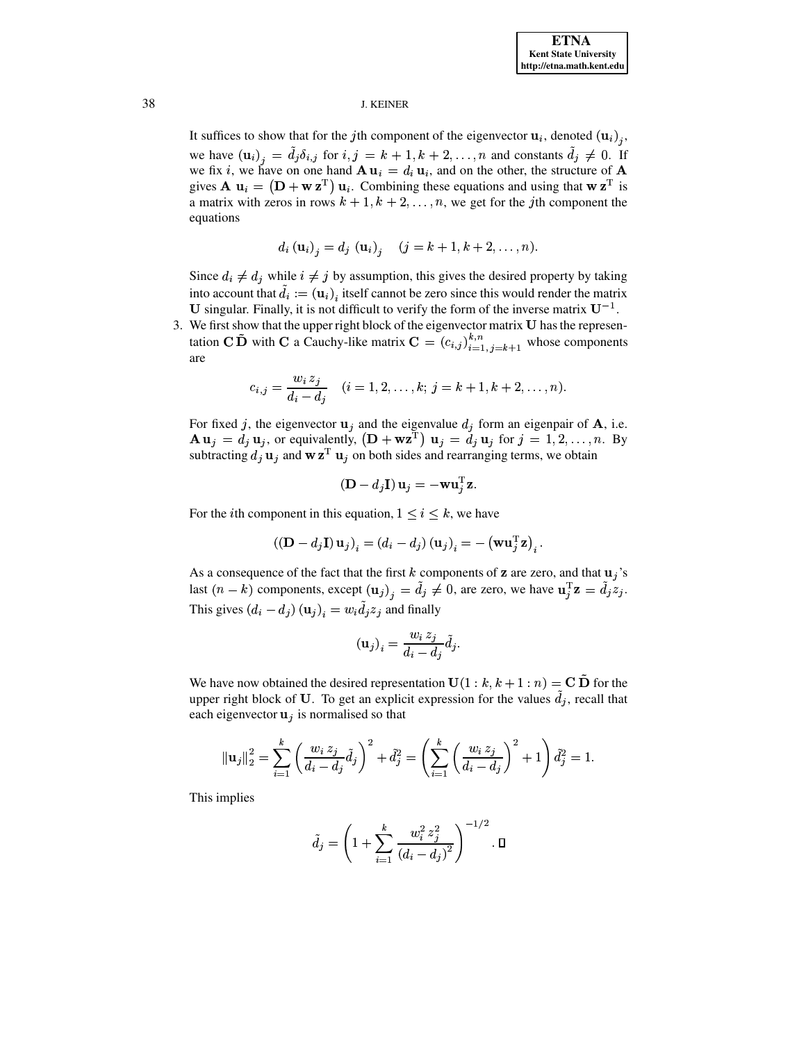It suffices to show that for the $j$th component of the eigenvector $\mathbf{u}_i$, denoted $(\mathbf{u}_i)_j$, we have $(\mathbf{u}_i)_j = \tilde{d}_j \delta_{i,j}$ for $i, j = k+1, k+2, \ldots, n$ and constants $\tilde{d}_j \neq 0$. If we fix $i$, we have on one hand $\mathbf{A}\,\mathbf{u}_i = d_i\,\mathbf{u}_i$, and on the other, the structure of $\mathbf{A}$ gives $\mathbf{A}\ \mathbf{u}_i = \left(\mathbf{D} + \mathbf{w}\,\mathbf{z}^{\mathrm{T}}\right)\mathbf{u}_i$. Combining these equations and using that $\mathbf{w}\,\mathbf{z}^{\mathrm{T}}$ is a matrix with zeros in rows $k+1, k+2, \ldots, n$, we get for the $j$th component the equations

$$d_i\,(\mathbf{u}_i)_j = d_j\ (\mathbf{u}_i)_j \quad (j = k+1, k+2, \ldots, n).$$

Since $d_i \neq d_j$ while $i \neq j$ by assumption, this gives the desired property by taking into account that $\tilde{d}_i := (\mathbf{u}_i)_i$ itself cannot be zero since this would render the matrix $\mathbf{U}$ singular. Finally, it is not difficult to verify the form of the inverse matrix $\mathbf{U}^{-1}$.

3. We first show that the upper right block of the eigenvector matrix $\mathbf{U}$ has the representation $\mathbf{C}\,\tilde{\mathbf{D}}$ with $\mathbf{C}$ a Cauchy-like matrix $\mathbf{C} = (c_{i,j})_{i=1,\,j=k+1}^{k,n}$ whose components are

$$c_{i,j} = \frac{w_i\,z_j}{d_i - d_j} \quad (i = 1, 2, \ldots, k;\ j = k+1, k+2, \ldots, n).$$

For fixed $j$, the eigenvector $\mathbf{u}_j$ and the eigenvalue $d_j$ form an eigenpair of $\mathbf{A}$, i.e. $\mathbf{A}\,\mathbf{u}_j = d_j\,\mathbf{u}_j$, or equivalently, $\left(\mathbf{D} + \mathbf{w}\mathbf{z}^{\mathrm{T}}\right)\ \mathbf{u}_j = d_j\,\mathbf{u}_j$ for $j = 1, 2, \ldots, n$. By subtracting $d_j\,\mathbf{u}_j$ and $\mathbf{w}\,\mathbf{z}^{\mathrm{T}}\ \mathbf{u}_j$ on both sides and rearranging terms, we obtain

$$(\mathbf{D} - d_j\mathbf{I})\,\mathbf{u}_j = -\mathbf{w}\mathbf{u}_j^{\mathrm{T}}\mathbf{z}.$$

For the $i$th component in this equation, $1 \leq i \leq k$, we have

$$\left((\mathbf{D} - d_j\mathbf{I})\,\mathbf{u}_j\right)_i = (d_i - d_j)\,(\mathbf{u}_j)_i = -\left(\mathbf{w}\mathbf{u}_j^{\mathrm{T}}\mathbf{z}\right)_i.$$

As a consequence of the fact that the first $k$ components of $\mathbf{z}$ are zero, and that $\mathbf{u}_j$'s last $(n-k)$ components, except $(\mathbf{u}_j)_j = \tilde{d}_j \neq 0$, are zero, we have $\mathbf{u}_j^{\mathrm{T}}\mathbf{z} = \tilde{d}_j z_j$. This gives $(d_i - d_j)\,(\mathbf{u}_j)_i = w_i \tilde{d}_j z_j$ and finally

$$(\mathbf{u}_j)_i = \frac{w_i\,z_j}{d_i - d_j}\tilde{d}_j.$$

We have now obtained the desired representation $\mathbf{U}(1:k, k+1:n) = \mathbf{C}\,\tilde{\mathbf{D}}$ for the upper right block of $\mathbf{U}$. To get an explicit expression for the values $\tilde{d}_j$, recall that each eigenvector $\mathbf{u}_j$ is normalised so that

$$\|\mathbf{u}_j\|_2^2 = \sum_{i=1}^{k}\left(\frac{w_i\,z_j}{d_i - d_j}\tilde{d}_j\right)^2 + \tilde{d}_j^2 = \left(\sum_{i=1}^{k}\left(\frac{w_i\,z_j}{d_i - d_j}\right)^2 + 1\right)\tilde{d}_j^2 = 1.$$

This implies

$$\tilde{d}_j = \left(1 + \sum_{i=1}^{k}\frac{w_i^2\,z_j^2}{(d_i - d_j)^2}\right)^{-1/2}. \quad \square$$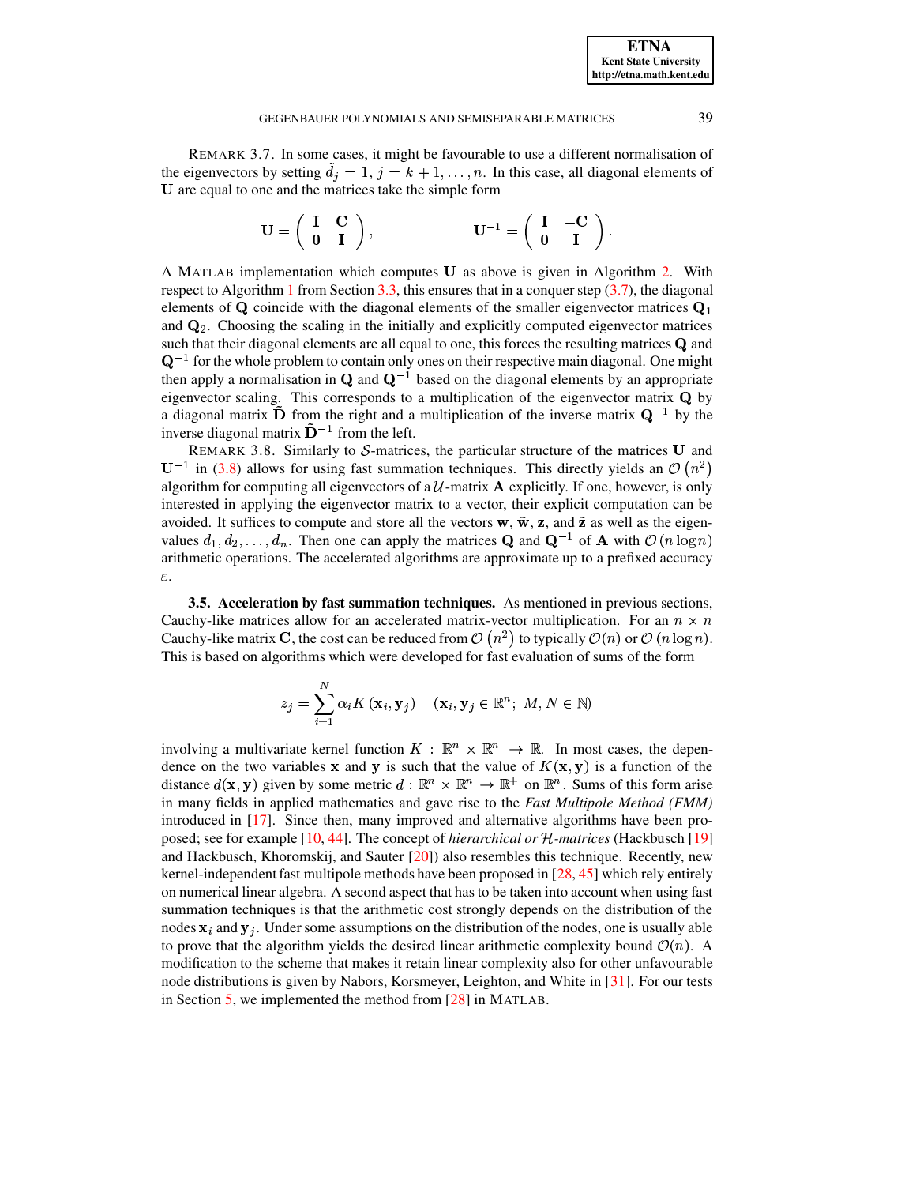REMARK 3.7. In some cases, it might be favourable to use a different normalisation of the eigenvectors by setting $\tilde{d}_j = 1$, $j = k+1, \ldots, n$. In this case, all diagonal elements of $\mathbf{U}$ are equal to one and the matrices take the simple form

$$\mathbf{U} = \begin{pmatrix} \mathbf{I} & \mathbf{C} \\ \mathbf{0} & \mathbf{I} \end{pmatrix}, \qquad \mathbf{U}^{-1} = \begin{pmatrix} \mathbf{I} & -\mathbf{C} \\ \mathbf{0} & \mathbf{I} \end{pmatrix}.$$

A MATLAB implementation which computes $\mathbf{U}$ as above is given in Algorithm 2. With respect to Algorithm 1 from Section 3.3, this ensures that in a conquer step (3.7), the diagonal elements of $\mathbf{Q}$ coincide with the diagonal elements of the smaller eigenvector matrices $\mathbf{Q}_1$ and $\mathbf{Q}_2$. Choosing the scaling in the initially and explicitly computed eigenvector matrices such that their diagonal elements are all equal to one, this forces the resulting matrices $\mathbf{Q}$ and $\mathbf{Q}^{-1}$ for the whole problem to contain only ones on their respective main diagonal. One might then apply a normalisation in $\mathbf{Q}$ and $\mathbf{Q}^{-1}$ based on the diagonal elements by an appropriate eigenvector scaling. This corresponds to a multiplication of the eigenvector matrix $\mathbf{Q}$ by a diagonal matrix $\tilde{\mathbf{D}}$ from the right and a multiplication of the inverse matrix $\mathbf{Q}^{-1}$ by the inverse diagonal matrix $\tilde{\mathbf{D}}^{-1}$ from the left.

REMARK 3.8. Similarly to $\mathcal{S}$-matrices, the particular structure of the matrices $\mathbf{U}$ and $\mathbf{U}^{-1}$ in (3.8) allows for using fast summation techniques. This directly yields an $\mathcal{O}(n^2)$ algorithm for computing all eigenvectors of a $\mathcal{U}$-matrix $\mathbf{A}$ explicitly. If one, however, is only interested in applying the eigenvector matrix to a vector, their explicit computation can be avoided. It suffices to compute and store all the vectors $\mathbf{w}$, $\tilde{\mathbf{w}}$, $\mathbf{z}$, and $\tilde{\mathbf{z}}$ as well as the eigenvalues $d_1, d_2, \ldots, d_n$. Then one can apply the matrices $\mathbf{Q}$ and $\mathbf{Q}^{-1}$ of $\mathbf{A}$ with $\mathcal{O}(n \log n)$ arithmetic operations. The accelerated algorithms are approximate up to a prefixed accuracy $\varepsilon$.

### 3.5. Acceleration by fast summation techniques.

As mentioned in previous sections, Cauchy-like matrices allow for an accelerated matrix-vector multiplication. For an $n \times n$ Cauchy-like matrix $\mathbf{C}$, the cost can be reduced from $\mathcal{O}(n^2)$ to typically $\mathcal{O}(n)$ or $\mathcal{O}(n \log n)$. This is based on algorithms which were developed for fast evaluation of sums of the form

$$z_j = \sum_{i=1}^{N} \alpha_i K(\mathbf{x}_i, \mathbf{y}_j) \quad (\mathbf{x}_i, \mathbf{y}_j \in \mathbb{R}^n;\ M, N \in \mathbb{N})$$

involving a multivariate kernel function $K : \mathbb{R}^n \times \mathbb{R}^n \to \mathbb{R}$. In most cases, the dependence on the two variables $\mathbf{x}$ and $\mathbf{y}$ is such that the value of $K(\mathbf{x}, \mathbf{y})$ is a function of the distance $d(\mathbf{x}, \mathbf{y})$ given by some metric $d : \mathbb{R}^n \times \mathbb{R}^n \to \mathbb{R}^+$ on $\mathbb{R}^n$. Sums of this form arise in many fields in applied mathematics and gave rise to the *Fast Multipole Method (FMM)* introduced in [17]. Since then, many improved and alternative algorithms have been proposed; see for example [10, 44]. The concept of *hierarchical or $\mathcal{H}$-matrices* (Hackbusch [19] and Hackbusch, Khoromskij, and Sauter [20]) also resembles this technique. Recently, new kernel-independent fast multipole methods have been proposed in [28, 45] which rely entirely on numerical linear algebra. A second aspect that has to be taken into account when using fast summation techniques is that the arithmetic cost strongly depends on the distribution of the nodes $\mathbf{x}_i$ and $\mathbf{y}_j$. Under some assumptions on the distribution of the nodes, one is usually able to prove that the algorithm yields the desired linear arithmetic complexity bound $\mathcal{O}(n)$. A modification to the scheme that makes it retain linear complexity also for other unfavourable node distributions is given by Nabors, Korsmeyer, Leighton, and White in [31]. For our tests in Section 5, we implemented the method from [28] in MATLAB.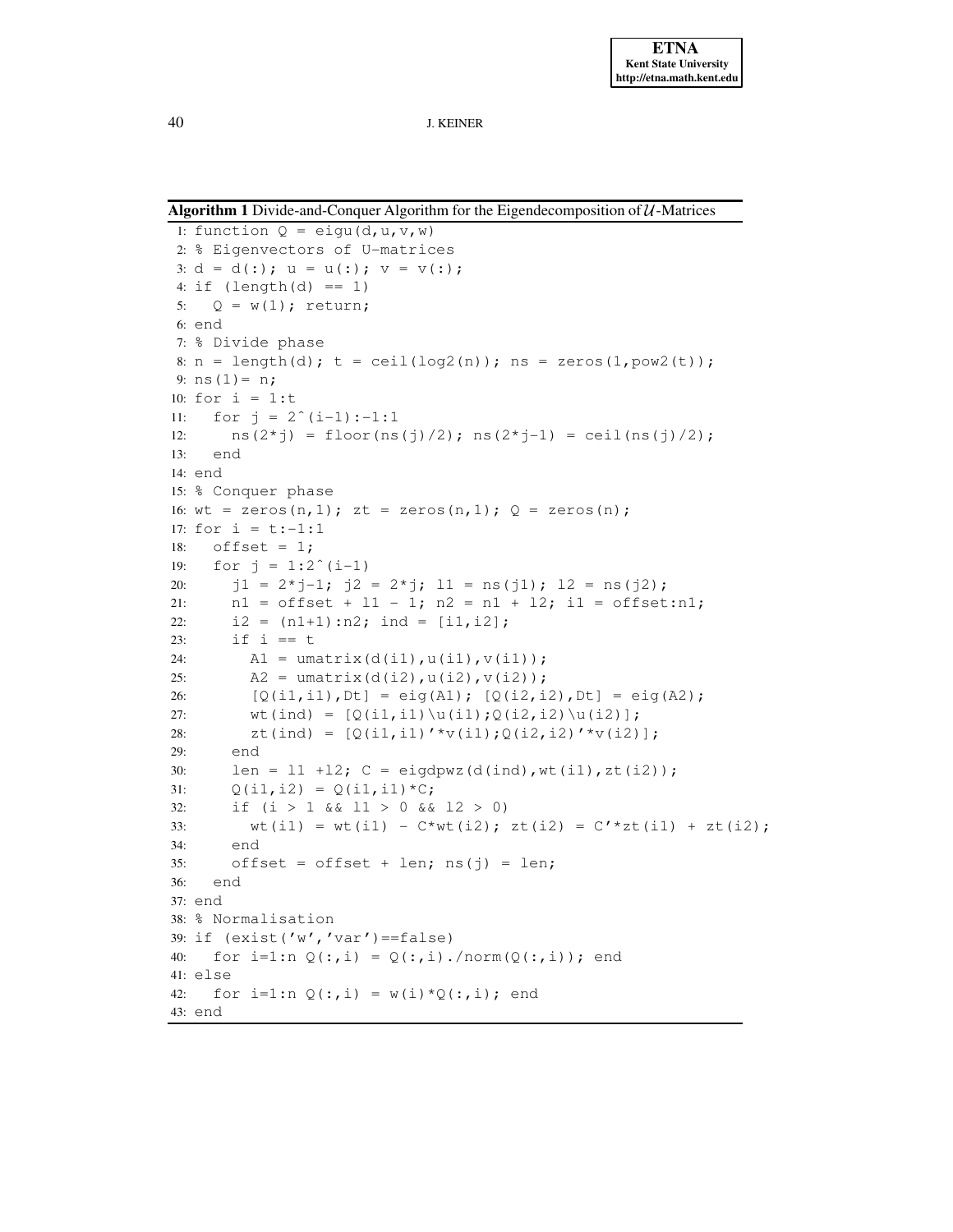**Algorithm 1** Divide-and-Conquer Algorithm for the Eigendecomposition of $\mathcal{U}$-Matrices

```
1: function Q = eigu(d,u,v,w)
2: % Eigenvectors of U-matrices
3: d = d(:); u = u(:); v = v(:);
4: if (length(d) == 1)
5:   Q = w(1); return;
6: end
7: % Divide phase
8: n = length(d); t = ceil(log2(n)); ns = zeros(1,pow2(t));
9: ns(1)= n;
10: for i = 1:t
11:   for j = 2^(i-1):-1:1
12:     ns(2*j) = floor(ns(j)/2); ns(2*j-1) = ceil(ns(j)/2);
13:   end
14: end
15: % Conquer phase
16: wt = zeros(n,1); zt = zeros(n,1); Q = zeros(n);
17: for i = t:-1:1
18:   offset = 1;
19:   for j = 1:2^(i-1)
20:     j1 = 2*j-1; j2 = 2*j; l1 = ns(j1); l2 = ns(j2);
21:     n1 = offset + l1 - 1; n2 = n1 + l2; i1 = offset:n1;
22:     i2 = (n1+1):n2; ind = [i1,i2];
23:     if i == t
24:       A1 = umatrix(d(i1),u(i1),v(i1));
25:       A2 = umatrix(d(i2),u(i2),v(i2));
26:       [Q(i1,i1),Dt] = eig(A1); [Q(i2,i2),Dt] = eig(A2);
27:       wt(ind) = [Q(i1,i1)\u(i1);Q(i2,i2)\u(i2)];
28:       zt(ind) = [Q(i1,i1)'*v(i1);Q(i2,i2)'*v(i2)];
29:     end
30:     len = l1 +l2; C = eigdpwz(d(ind),wt(i1),zt(i2));
31:     Q(i1,i2) = Q(i1,i1)*C;
32:     if (i > 1 && l1 > 0 && l2 > 0)
33:       wt(i1) = wt(i1) - C*wt(i2); zt(i2) = C'*zt(i1) + zt(i2);
34:     end
35:     offset = offset + len; ns(j) = len;
36:   end
37: end
38: % Normalisation
39: if (exist('w','var')==false)
40:   for i=1:n Q(:,i) = Q(:,i)./norm(Q(:,i)); end
41: else
42:   for i=1:n Q(:,i) = w(i)*Q(:,i); end
43: end
```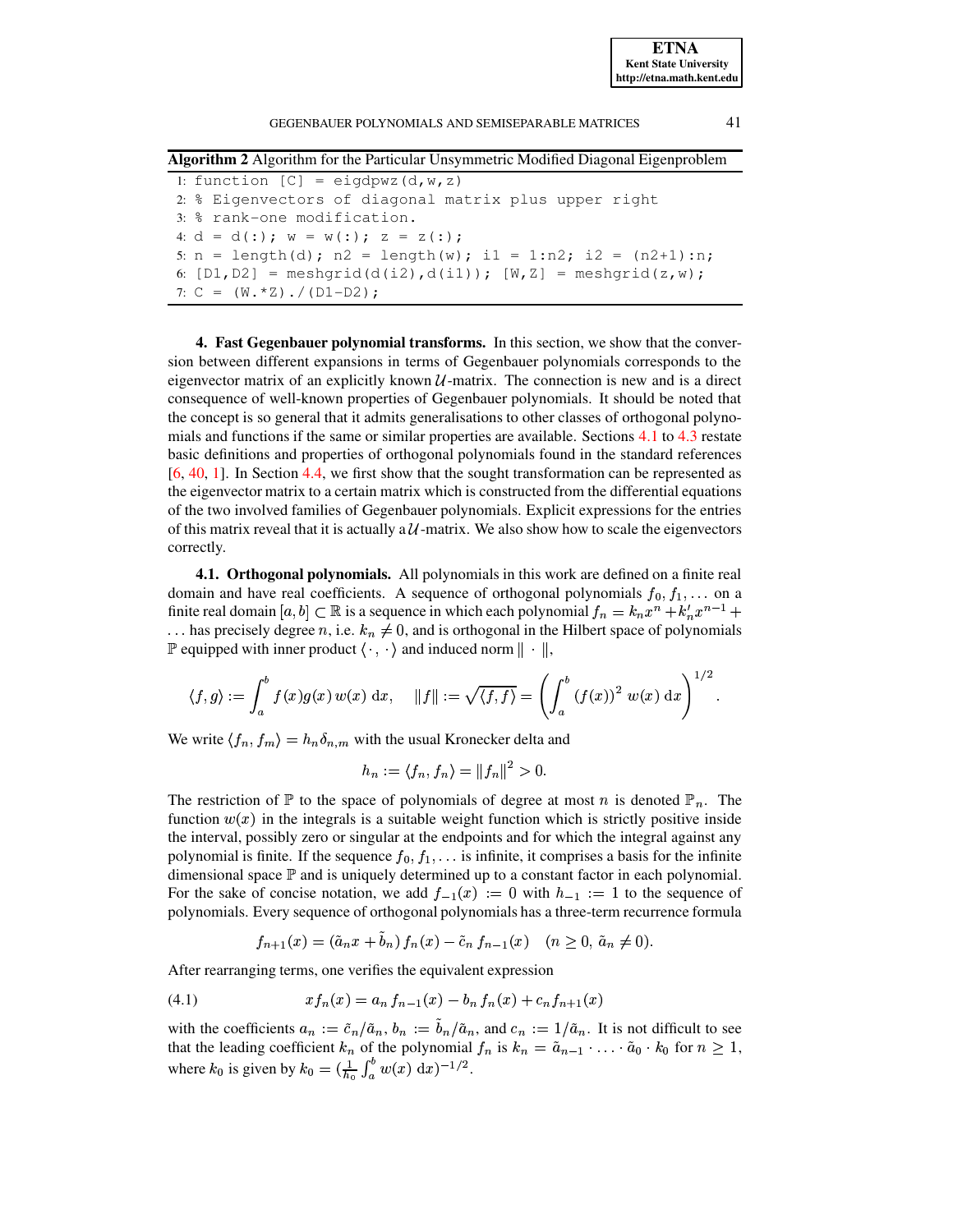**Algorithm 2** Algorithm for the Particular Unsymmetric Modified Diagonal Eigenproblem

```
1: function [C] = eigdpwz(d,w,z)
2: % Eigenvectors of diagonal matrix plus upper right
3: % rank-one modification.
4: d = d(:); w = w(:); z = z(:);
5: n = length(d); n2 = length(w); i1 = 1:n2; i2 = (n2+1):n;
6: [D1,D2] = meshgrid(d(i2),d(i1)); [W,Z] = meshgrid(z,w);
7: C = (W.*Z)./(D1-D2);
```

## 4. Fast Gegenbauer polynomial transforms.

In this section, we show that the conversion between different expansions in terms of Gegenbauer polynomials corresponds to the eigenvector matrix of an explicitly known $\mathcal{U}$-matrix. The connection is new and is a direct consequence of well-known properties of Gegenbauer polynomials. It should be noted that the concept is so general that it admits generalisations to other classes of orthogonal polynomials and functions if the same or similar properties are available. Sections 4.1 to 4.3 restate basic definitions and properties of orthogonal polynomials found in the standard references [6, 40, 1]. In Section 4.4, we first show that the sought transformation can be represented as the eigenvector matrix to a certain matrix which is constructed from the differential equations of the two involved families of Gegenbauer polynomials. Explicit expressions for the entries of this matrix reveal that it is actually a $\mathcal{U}$-matrix. We also show how to scale the eigenvectors correctly.

### 4.1. Orthogonal polynomials.

All polynomials in this work are defined on a finite real domain and have real coefficients. A sequence of orthogonal polynomials $f_0, f_1, \ldots$ on a finite real domain $[a,b] \subset \mathbb{R}$ is a sequence in which each polynomial $f_n = k_n x^n + k_n' x^{n-1} + \ldots$ has precisely degree $n$, i.e. $k_n \neq 0$, and is orthogonal in the Hilbert space of polynomials $\mathbb{P}$ equipped with inner product $\langle \cdot, \cdot \rangle$ and induced norm $\| \cdot \|$,

$$\langle f, g \rangle := \int_a^b f(x) g(x) \, w(x) \; \mathrm{d}x, \quad \|f\| := \sqrt{\langle f, f \rangle} = \left( \int_a^b (f(x))^2 \; w(x) \; \mathrm{d}x \right)^{1/2}.$$

We write $\langle f_n, f_m \rangle = h_n \delta_{n,m}$ with the usual Kronecker delta and

$$h_n := \langle f_n, f_n \rangle = \|f_n\|^2 > 0.$$

The restriction of $\mathbb{P}$ to the space of polynomials of degree at most $n$ is denoted $\mathbb{P}_n$. The function $w(x)$ in the integrals is a suitable weight function which is strictly positive inside the interval, possibly zero or singular at the endpoints and for which the integral against any polynomial is finite. If the sequence $f_0, f_1, \ldots$ is infinite, it comprises a basis for the infinite dimensional space $\mathbb{P}$ and is uniquely determined up to a constant factor in each polynomial. For the sake of concise notation, we add $f_{-1}(x) := 0$ with $h_{-1} := 1$ to the sequence of polynomials. Every sequence of orthogonal polynomials has a three-term recurrence formula

$$f_{n+1}(x) = (\tilde{a}_n x + \tilde{b}_n) \, f_n(x) - \tilde{c}_n \, f_{n-1}(x) \quad (n \geq 0, \; \tilde{a}_n \neq 0).$$

After rearranging terms, one verifies the equivalent expression

$$x f_n(x) = a_n \, f_{n-1}(x) - b_n \, f_n(x) + c_n f_{n+1}(x) \tag{4.1}$$

with the coefficients $a_n := \tilde{c}_n / \tilde{a}_n$, $b_n := \tilde{b}_n / \tilde{a}_n$, and $c_n := 1/\tilde{a}_n$. It is not difficult to see that the leading coefficient $k_n$ of the polynomial $f_n$ is $k_n = \tilde{a}_{n-1} \cdot \ldots \cdot \tilde{a}_0 \cdot k_0$ for $n \geq 1$, where $k_0$ is given by $k_0 = (\frac{1}{h_0} \int_a^b w(x) \; \mathrm{d}x)^{-1/2}$.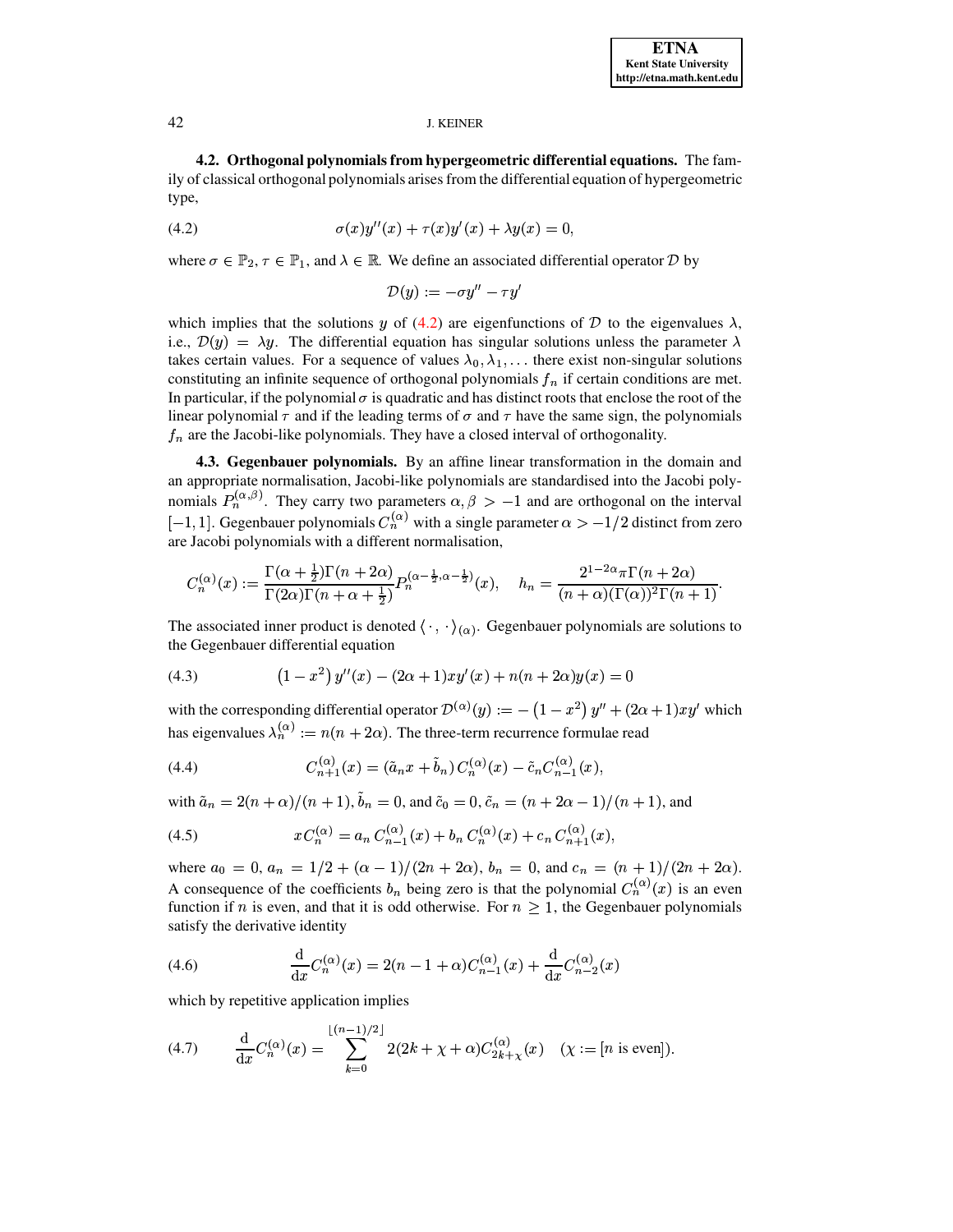**4.2. Orthogonal polynomials from hypergeometric differential equations.** The family of classical orthogonal polynomials arises from the differential equation of hypergeometric type,

$$\sigma(x)y''(x) + \tau(x)y'(x) + \lambda y(x) = 0, \tag{4.2}$$

where $\sigma \in \mathbb{P}_2$, $\tau \in \mathbb{P}_1$, and $\lambda \in \mathbb{R}$. We define an associated differential operator $\mathcal{D}$ by

$$\mathcal{D}(y) := -\sigma y'' - \tau y'$$

which implies that the solutions $y$ of (4.2) are eigenfunctions of $\mathcal{D}$ to the eigenvalues $\lambda$, i.e., $\mathcal{D}(y) = \lambda y$. The differential equation has singular solutions unless the parameter $\lambda$ takes certain values. For a sequence of values $\lambda_0, \lambda_1, \ldots$ there exist non-singular solutions constituting an infinite sequence of orthogonal polynomials $f_n$ if certain conditions are met. In particular, if the polynomial $\sigma$ is quadratic and has distinct roots that enclose the root of the linear polynomial $\tau$ and if the leading terms of $\sigma$ and $\tau$ have the same sign, the polynomials $f_n$ are the Jacobi-like polynomials. They have a closed interval of orthogonality.

**4.3. Gegenbauer polynomials.** By an affine linear transformation in the domain and an appropriate normalisation, Jacobi-like polynomials are standardised into the Jacobi polynomials $P_n^{(\alpha,\beta)}$. They carry two parameters $\alpha, \beta > -1$ and are orthogonal on the interval $[-1, 1]$. Gegenbauer polynomials $C_n^{(\alpha)}$ with a single parameter $\alpha > -1/2$ distinct from zero are Jacobi polynomials with a different normalisation,

$$C_n^{(\alpha)}(x) := \frac{\Gamma(\alpha + \frac{1}{2})\Gamma(n + 2\alpha)}{\Gamma(2\alpha)\Gamma(n + \alpha + \frac{1}{2})} P_n^{(\alpha - \frac{1}{2}, \alpha - \frac{1}{2})}(x), \quad h_n = \frac{2^{1-2\alpha}\pi\Gamma(n + 2\alpha)}{(n + \alpha)(\Gamma(\alpha))^2\Gamma(n + 1)}.$$

The associated inner product is denoted $\langle \cdot, \cdot \rangle_{(\alpha)}$. Gegenbauer polynomials are solutions to the Gegenbauer differential equation

$$\left(1 - x^2\right) y''(x) - (2\alpha + 1)xy'(x) + n(n + 2\alpha)y(x) = 0 \tag{4.3}$$

with the corresponding differential operator $\mathcal{D}^{(\alpha)}(y) := -\left(1 - x^2\right) y'' + (2\alpha + 1)xy'$ which has eigenvalues $\lambda_n^{(\alpha)} := n(n + 2\alpha)$. The three-term recurrence formulae read

$$C_{n+1}^{(\alpha)}(x) = (\tilde{a}_n x + \tilde{b}_n)\, C_n^{(\alpha)}(x) - \tilde{c}_n C_{n-1}^{(\alpha)}(x), \tag{4.4}$$

with $\tilde{a}_n = 2(n + \alpha)/(n + 1)$, $\tilde{b}_n = 0$, and $\tilde{c}_0 = 0$, $\tilde{c}_n = (n + 2\alpha - 1)/(n + 1)$, and

$$x C_n^{(\alpha)} = a_n\, C_{n-1}^{(\alpha)}(x) + b_n\, C_n^{(\alpha)}(x) + c_n\, C_{n+1}^{(\alpha)}(x), \tag{4.5}$$

where $a_0 = 0$, $a_n = 1/2 + (\alpha - 1)/(2n + 2\alpha)$, $b_n = 0$, and $c_n = (n + 1)/(2n + 2\alpha)$. A consequence of the coefficients $b_n$ being zero is that the polynomial $C_n^{(\alpha)}(x)$ is an even function if $n$ is even, and that it is odd otherwise. For $n \geq 1$, the Gegenbauer polynomials satisfy the derivative identity

$$\frac{\mathrm{d}}{\mathrm{d}x} C_n^{(\alpha)}(x) = 2(n - 1 + \alpha) C_{n-1}^{(\alpha)}(x) + \frac{\mathrm{d}}{\mathrm{d}x} C_{n-2}^{(\alpha)}(x) \tag{4.6}$$

which by repetitive application implies

$$\frac{\mathrm{d}}{\mathrm{d}x} C_n^{(\alpha)}(x) = \sum_{k=0}^{\lfloor (n-1)/2 \rfloor} 2(2k + \chi + \alpha) C_{2k+\chi}^{(\alpha)}(x) \quad (\chi := [n \text{ is even}]). \tag{4.7}$$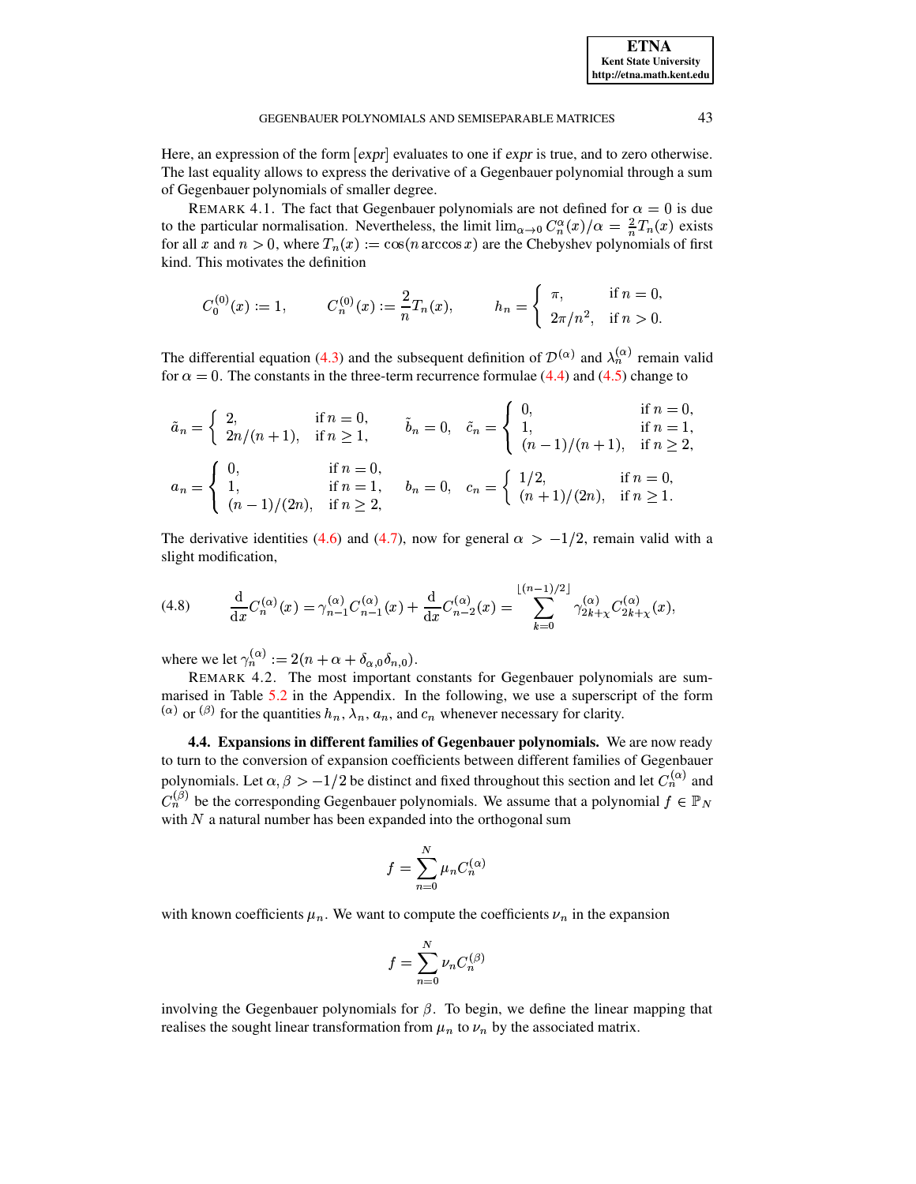Here, an expression of the form $[expr]$ evaluates to one if *expr* is true, and to zero otherwise. The last equality allows to express the derivative of a Gegenbauer polynomial through a sum of Gegenbauer polynomials of smaller degree.

REMARK 4.1. The fact that Gegenbauer polynomials are not defined for $\alpha = 0$ is due to the particular normalisation. Nevertheless, the limit $\lim_{\alpha \to 0} C_n^{\alpha}(x)/\alpha = \frac{2}{n}T_n(x)$ exists for all $x$ and $n > 0$, where $T_n(x) := \cos(n \arccos x)$ are the Chebyshev polynomials of first kind. This motivates the definition

$$C_0^{(0)}(x) := 1, \qquad C_n^{(0)}(x) := \frac{2}{n}T_n(x), \qquad h_n = \begin{cases} \pi, & \text{if } n = 0, \\ 2\pi/n^2, & \text{if } n > 0. \end{cases}$$

The differential equation (4.3) and the subsequent definition of $\mathcal{D}^{(\alpha)}$ and $\lambda_n^{(\alpha)}$ remain valid for $\alpha = 0$. The constants in the three-term recurrence formulae (4.4) and (4.5) change to

$$\tilde{a}_n = \begin{cases} 2, & \text{if } n = 0, \\ 2n/(n+1), & \text{if } n \geq 1, \end{cases} \quad \tilde{b}_n = 0, \quad \tilde{c}_n = \begin{cases} 0, & \text{if } n = 0, \\ 1, & \text{if } n = 1, \\ (n-1)/(n+1), & \text{if } n \geq 2, \end{cases}$$

$$a_n = \begin{cases} 0, & \text{if } n = 0, \\ 1, & \text{if } n = 1, \\ (n-1)/(2n), & \text{if } n \geq 2, \end{cases} \quad b_n = 0, \quad c_n = \begin{cases} 1/2, & \text{if } n = 0, \\ (n+1)/(2n), & \text{if } n \geq 1. \end{cases}$$

The derivative identities (4.6) and (4.7), now for general $\alpha > -1/2$, remain valid with a slight modification,

$$\frac{\mathrm{d}}{\mathrm{d}x}C_n^{(\alpha)}(x) = \gamma_{n-1}^{(\alpha)}C_{n-1}^{(\alpha)}(x) + \frac{\mathrm{d}}{\mathrm{d}x}C_{n-2}^{(\alpha)}(x) = \sum_{k=0}^{\lfloor (n-1)/2 \rfloor} \gamma_{2k+\chi}^{(\alpha)} C_{2k+\chi}^{(\alpha)}(x), \tag{4.8}$$

where we let $\gamma_n^{(\alpha)} := 2(n + \alpha + \delta_{\alpha,0}\delta_{n,0})$.

REMARK 4.2. The most important constants for Gegenbauer polynomials are summarised in Table 5.2 in the Appendix. In the following, we use a superscript of the form $^{(\alpha)}$ or $^{(\beta)}$ for the quantities $h_n$, $\lambda_n$, $a_n$, and $c_n$ whenever necessary for clarity.

**4.4. Expansions in different families of Gegenbauer polynomials.** We are now ready to turn to the conversion of expansion coefficients between different families of Gegenbauer polynomials. Let $\alpha, \beta > -1/2$ be distinct and fixed throughout this section and let $C_n^{(\alpha)}$ and $C_n^{(\beta)}$ be the corresponding Gegenbauer polynomials. We assume that a polynomial $f \in \mathbb{P}_N$ with $N$ a natural number has been expanded into the orthogonal sum

$$f = \sum_{n=0}^{N} \mu_n C_n^{(\alpha)}$$

with known coefficients $\mu_n$. We want to compute the coefficients $\nu_n$ in the expansion

$$f = \sum_{n=0}^{N} \nu_n C_n^{(\beta)}$$

involving the Gegenbauer polynomials for $\beta$. To begin, we define the linear mapping that realises the sought linear transformation from $\mu_n$ to $\nu_n$ by the associated matrix.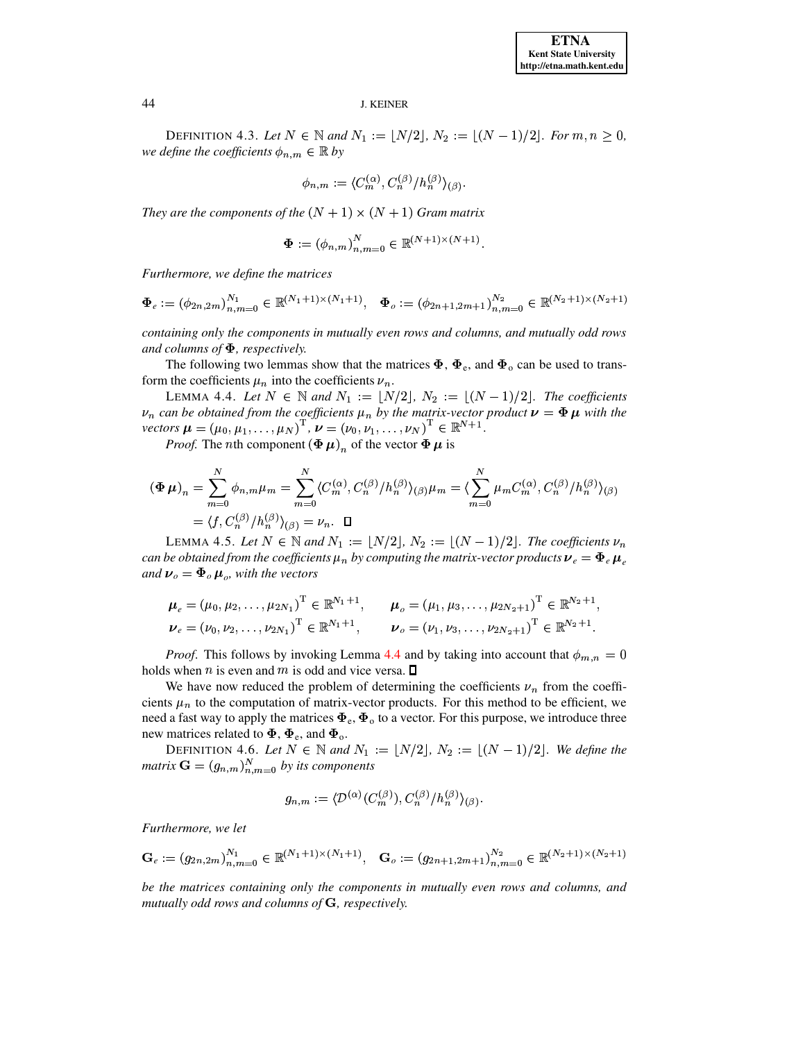DEFINITION 4.3. *Let $N \in \mathbb{N}$ and $N_1 := \lfloor N/2 \rfloor$, $N_2 := \lfloor (N-1)/2 \rfloor$. For $m, n \geq 0$, we define the coefficients $\phi_{n,m} \in \mathbb{R}$ by*

$$\phi_{n,m} := \langle C_m^{(\alpha)}, C_n^{(\beta)}/h_n^{(\beta)} \rangle_{(\beta)}.$$

*They are the components of the $(N+1) \times (N+1)$ Gram matrix*

$$\mathbf{\Phi} := (\phi_{n,m})_{n,m=0}^{N} \in \mathbb{R}^{(N+1)\times(N+1)}.$$

*Furthermore, we define the matrices*

$$\mathbf{\Phi}_e := (\phi_{2n,2m})_{n,m=0}^{N_1} \in \mathbb{R}^{(N_1+1)\times(N_1+1)}, \quad \mathbf{\Phi}_o := (\phi_{2n+1,2m+1})_{n,m=0}^{N_2} \in \mathbb{R}^{(N_2+1)\times(N_2+1)}$$

*containing only the components in mutually even rows and columns, and mutually odd rows and columns of $\mathbf{\Phi}$, respectively.*

The following two lemmas show that the matrices $\mathbf{\Phi}$, $\mathbf{\Phi}_e$, and $\mathbf{\Phi}_o$ can be used to transform the coefficients $\mu_n$ into the coefficients $\nu_n$.

LEMMA 4.4. *Let $N \in \mathbb{N}$ and $N_1 := \lfloor N/2 \rfloor$, $N_2 := \lfloor (N-1)/2 \rfloor$. The coefficients $\nu_n$ can be obtained from the coefficients $\mu_n$ by the matrix-vector product $\boldsymbol{\nu} = \mathbf{\Phi}\,\boldsymbol{\mu}$ with the vectors $\boldsymbol{\mu} = (\mu_0, \mu_1, \ldots, \mu_N)^{\mathrm{T}}$, $\boldsymbol{\nu} = (\nu_0, \nu_1, \ldots, \nu_N)^{\mathrm{T}} \in \mathbb{R}^{N+1}$.*

*Proof*. The $n$th component $(\mathbf{\Phi}\,\boldsymbol{\mu})_n$ of the vector $\mathbf{\Phi}\,\boldsymbol{\mu}$ is

$$\begin{aligned}(\mathbf{\Phi}\,\boldsymbol{\mu})_n &= \sum_{m=0}^{N} \phi_{n,m}\mu_m = \sum_{m=0}^{N} \langle C_m^{(\alpha)}, C_n^{(\beta)}/h_n^{(\beta)} \rangle_{(\beta)} \mu_m = \langle \sum_{m=0}^{N} \mu_m C_m^{(\alpha)}, C_n^{(\beta)}/h_n^{(\beta)} \rangle_{(\beta)} \\ &= \langle f, C_n^{(\beta)}/h_n^{(\beta)} \rangle_{(\beta)} = \nu_n. \quad \square\end{aligned}$$

LEMMA 4.5. *Let $N \in \mathbb{N}$ and $N_1 := \lfloor N/2 \rfloor$, $N_2 := \lfloor (N-1)/2 \rfloor$. The coefficients $\nu_n$ can be obtained from the coefficients $\mu_n$ by computing the matrix-vector products $\boldsymbol{\nu}_e = \mathbf{\Phi}_e\,\boldsymbol{\mu}_e$ and $\boldsymbol{\nu}_o = \mathbf{\Phi}_o\,\boldsymbol{\mu}_o$, with the vectors*

$$\begin{aligned}\boldsymbol{\mu}_e &= (\mu_0, \mu_2, \ldots, \mu_{2N_1})^{\mathrm{T}} \in \mathbb{R}^{N_1+1}, \qquad \boldsymbol{\mu}_o = (\mu_1, \mu_3, \ldots, \mu_{2N_2+1})^{\mathrm{T}} \in \mathbb{R}^{N_2+1}, \\ \boldsymbol{\nu}_e &= (\nu_0, \nu_2, \ldots, \nu_{2N_1})^{\mathrm{T}} \in \mathbb{R}^{N_1+1}, \qquad \boldsymbol{\nu}_o = (\nu_1, \nu_3, \ldots, \nu_{2N_2+1})^{\mathrm{T}} \in \mathbb{R}^{N_2+1}.\end{aligned}$$

*Proof*. This follows by invoking Lemma 4.4 and by taking into account that $\phi_{m,n} = 0$ holds when $n$ is even and $m$ is odd and vice versa. $\square$

We have now reduced the problem of determining the coefficients $\nu_n$ from the coefficients $\mu_n$ to the computation of matrix-vector products. For this method to be efficient, we need a fast way to apply the matrices $\mathbf{\Phi}_e$, $\mathbf{\Phi}_o$ to a vector. For this purpose, we introduce three new matrices related to $\mathbf{\Phi}$, $\mathbf{\Phi}_e$, and $\mathbf{\Phi}_o$.

DEFINITION 4.6. *Let $N \in \mathbb{N}$ and $N_1 := \lfloor N/2 \rfloor$, $N_2 := \lfloor (N-1)/2 \rfloor$. We define the matrix $\mathbf{G} = (g_{n,m})_{n,m=0}^{N}$ by its components*

$$g_{n,m} := \langle \mathcal{D}^{(\alpha)}(C_m^{(\beta)}), C_n^{(\beta)}/h_n^{(\beta)} \rangle_{(\beta)}.$$

*Furthermore, we let*

$$\mathbf{G}_e := (g_{2n,2m})_{n,m=0}^{N_1} \in \mathbb{R}^{(N_1+1)\times(N_1+1)}, \quad \mathbf{G}_o := (g_{2n+1,2m+1})_{n,m=0}^{N_2} \in \mathbb{R}^{(N_2+1)\times(N_2+1)}$$

*be the matrices containing only the components in mutually even rows and columns, and mutually odd rows and columns of $\mathbf{G}$, respectively.*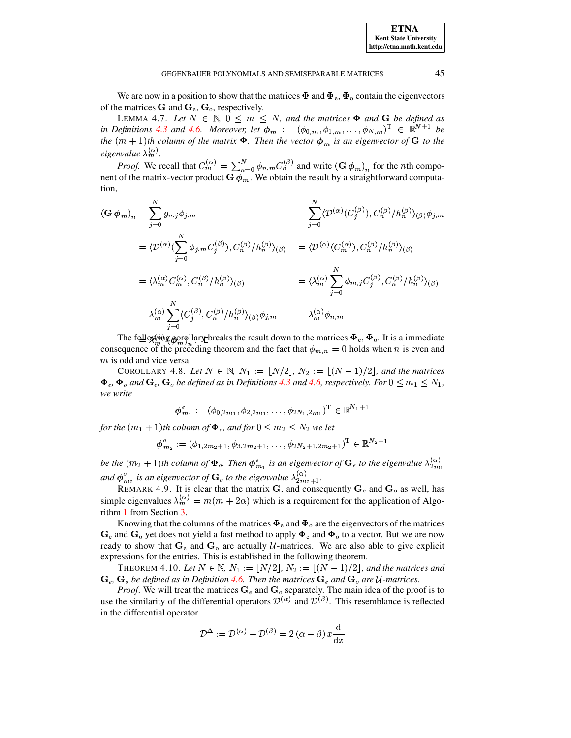We are now in a position to show that the matrices $\mathbf{\Phi}$ and $\mathbf{\Phi}_\mathrm{e}$, $\mathbf{\Phi}_\mathrm{o}$ contain the eigenvectors of the matrices $\mathbf{G}$ and $\mathbf{G}_\mathrm{e}$, $\mathbf{G}_\mathrm{o}$, respectively.

LEMMA 4.7. *Let $N \in \mathbb{N}$, $0 \leq m \leq N$, and the matrices $\mathbf{\Phi}$ and $\mathbf{G}$ be defined as in Definitions 4.3 and 4.6. Moreover, let $\boldsymbol{\phi}_m := (\phi_{0,m}, \phi_{1,m}, \ldots, \phi_{N,m})^\mathrm{T} \in \mathbb{R}^{N+1}$ be the $(m+1)$th column of the matrix $\mathbf{\Phi}$. Then the vector $\boldsymbol{\phi}_m$ is an eigenvector of $\mathbf{G}$ to the eigenvalue $\lambda_m^{(\alpha)}$.*

*Proof.* We recall that $C_m^{(\alpha)} = \sum_{n=0}^{N} \phi_{n,m} C_n^{(\beta)}$ and write $(\mathbf{G}\,\boldsymbol{\phi}_m)_n$ for the $n$th component of the matrix-vector product $\mathbf{G}\,\boldsymbol{\phi}_m$. We obtain the result by a straightforward computation,

$$
\begin{aligned}
(\mathbf{G}\,\boldsymbol{\phi}_m)_n &= \sum_{j=0}^{N} g_{n,j}\phi_{j,m} &&= \sum_{j=0}^{N} \langle \mathcal{D}^{(\alpha)}(C_j^{(\beta)}), C_n^{(\beta)}/h_n^{(\beta)}\rangle_{(\beta)}\phi_{j,m} \\
&= \langle \mathcal{D}^{(\alpha)}(\sum_{j=0}^{N}\phi_{j,m}C_j^{(\beta)}), C_n^{(\beta)}/h_n^{(\beta)}\rangle_{(\beta)} &&= \langle \mathcal{D}^{(\alpha)}(C_m^{(\alpha)}), C_n^{(\beta)}/h_n^{(\beta)}\rangle_{(\beta)} \\
&= \langle \lambda_m^{(\alpha)} C_m^{(\alpha)}, C_n^{(\beta)}/h_n^{(\beta)}\rangle_{(\beta)} &&= \langle \lambda_m^{(\alpha)} \sum_{j=0}^{N}\phi_{m,j}C_j^{(\beta)}, C_n^{(\beta)}/h_n^{(\beta)}\rangle_{(\beta)} \\
&= \lambda_m^{(\alpha)}\sum_{j=0}^{N}\langle C_j^{(\beta)}, C_n^{(\beta)}/h_n^{(\beta)}\rangle_{(\beta)}\phi_{j,m} &&= \lambda_m^{(\alpha)}\phi_{n,m} \\
&= \lambda_m^{(\alpha)}(\boldsymbol{\phi}_m)_n. \qquad \square
\end{aligned}
$$

The following corollary breaks the result down to the matrices $\mathbf{\Phi}_\mathrm{e}$, $\mathbf{\Phi}_\mathrm{o}$. It is a immediate consequence of the preceding theorem and the fact that $\phi_{m,n} = 0$ holds when $n$ is even and $m$ is odd and vice versa.

COROLLARY 4.8. *Let $N \in \mathbb{N}$, $N_1 := \lfloor N/2 \rfloor$, $N_2 := \lfloor (N-1)/2 \rfloor$, and the matrices $\mathbf{\Phi}_e$, $\mathbf{\Phi}_o$ and $\mathbf{G}_e$, $\mathbf{G}_o$ be defined as in Definitions 4.3 and 4.6, respectively. For $0 \leq m_1 \leq N_1$, we write*

$$\boldsymbol{\phi}_{m_1}^{e} := (\phi_{0,2m_1}, \phi_{2,2m_1}, \ldots, \phi_{2N_1,2m_1})^\mathrm{T} \in \mathbb{R}^{N_1+1}$$

*for the $(m_1+1)$th column of $\mathbf{\Phi}_e$, and for $0 \leq m_2 \leq N_2$ we let*

$$\boldsymbol{\phi}_{m_2}^{o} := (\phi_{1,2m_2+1}, \phi_{3,2m_2+1}, \ldots, \phi_{2N_2+1,2m_2+1})^\mathrm{T} \in \mathbb{R}^{N_2+1}$$

*be the $(m_2+1)$th column of $\mathbf{\Phi}_o$. Then $\boldsymbol{\phi}_{m_1}^{e}$ is an eigenvector of $\mathbf{G}_e$ to the eigenvalue $\lambda_{2m_1}^{(\alpha)}$ and $\boldsymbol{\phi}_{m_2}^{o}$ is an eigenvector of $\mathbf{G}_o$ to the eigenvalue $\lambda_{2m_2+1}^{(\alpha)}$.*

REMARK 4.9. It is clear that the matrix $\mathbf{G}$, and consequently $\mathbf{G}_\mathrm{e}$ and $\mathbf{G}_\mathrm{o}$ as well, has simple eigenvalues $\lambda_m^{(\alpha)} = m(m+2\alpha)$ which is a requirement for the application of Algorithm 1 from Section 3.

Knowing that the columns of the matrices $\mathbf{\Phi}_\mathrm{e}$ and $\mathbf{\Phi}_\mathrm{o}$ are the eigenvectors of the matrices $\mathbf{G}_\mathrm{e}$ and $\mathbf{G}_\mathrm{o}$ yet does not yield a fast method to apply $\mathbf{\Phi}_\mathrm{e}$ and $\mathbf{\Phi}_\mathrm{o}$ to a vector. But we are now ready to show that $\mathbf{G}_\mathrm{e}$ and $\mathbf{G}_\mathrm{o}$ are actually $\mathcal{U}$-matrices. We are also able to give explicit expressions for the entries. This is established in the following theorem.

THEOREM 4.10. *Let $N \in \mathbb{N}$, $N_1 := \lfloor N/2 \rfloor$, $N_2 := \lfloor (N-1)/2 \rfloor$, and the matrices and $\mathbf{G}_e$, $\mathbf{G}_o$ be defined as in Definition 4.6. Then the matrices $\mathbf{G}_e$ and $\mathbf{G}_o$ are $\mathcal{U}$-matrices.*

*Proof*. We will treat the matrices $\mathbf{G}_\mathrm{e}$ and $\mathbf{G}_\mathrm{o}$ separately. The main idea of the proof is to use the similarity of the differential operators $\mathcal{D}^{(\alpha)}$ and $\mathcal{D}^{(\beta)}$. This resemblance is reflected in the differential operator

$$\mathcal{D}^{\Delta} := \mathcal{D}^{(\alpha)} - \mathcal{D}^{(\beta)} = 2\,(\alpha-\beta)\,x\frac{\mathrm{d}}{\mathrm{d}x}$$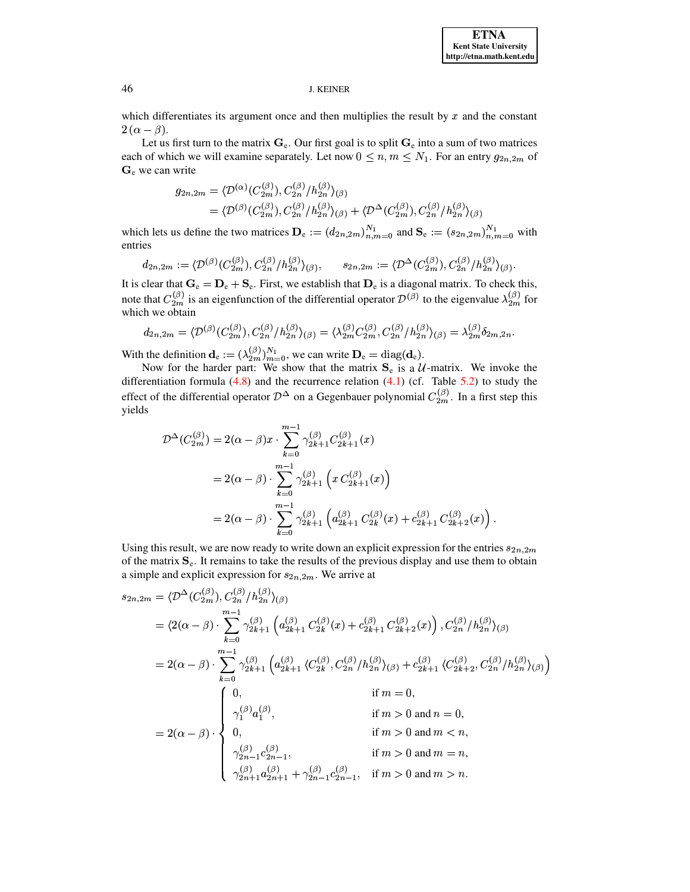which differentiates its argument once and then multiplies the result by $x$ and the constant $2(\alpha - \beta)$.

Let us first turn to the matrix $\mathbf{G}_{\mathrm{e}}$. Our first goal is to split $\mathbf{G}_{\mathrm{e}}$ into a sum of two matrices each of which we will examine separately. Let now $0 \leq n, m \leq N_1$. For an entry $g_{2n,2m}$ of $\mathbf{G}_{\mathrm{e}}$ we can write

$$
\begin{aligned}
g_{2n,2m} &= \langle \mathcal{D}^{(\alpha)}(C_{2m}^{(\beta)}), C_{2n}^{(\beta)}/h_{2n}^{(\beta)} \rangle_{(\beta)} \\
&= \langle \mathcal{D}^{(\beta)}(C_{2m}^{(\beta)}), C_{2n}^{(\beta)}/h_{2n}^{(\beta)} \rangle_{(\beta)} + \langle \mathcal{D}^{\Delta}(C_{2m}^{(\beta)}), C_{2n}^{(\beta)}/h_{2n}^{(\beta)} \rangle_{(\beta)}
\end{aligned}
$$

which lets us define the two matrices $\mathbf{D}_{\mathrm{e}} := (d_{2n,2m})_{n,m=0}^{N_1}$ and $\mathbf{S}_{\mathrm{e}} := (s_{2n,2m})_{n,m=0}^{N_1}$ with entries

$$
d_{2n,2m} := \langle \mathcal{D}^{(\beta)}(C_{2m}^{(\beta)}), C_{2n}^{(\beta)}/h_{2n}^{(\beta)} \rangle_{(\beta)}, \qquad s_{2n,2m} := \langle \mathcal{D}^{\Delta}(C_{2m}^{(\beta)}), C_{2n}^{(\beta)}/h_{2n}^{(\beta)} \rangle_{(\beta)}.
$$

It is clear that $\mathbf{G}_{\mathrm{e}} = \mathbf{D}_{\mathrm{e}} + \mathbf{S}_{\mathrm{e}}$. First, we establish that $\mathbf{D}_{\mathrm{e}}$ is a diagonal matrix. To check this, note that $C_{2m}^{(\beta)}$ is an eigenfunction of the differential operator $\mathcal{D}^{(\beta)}$ to the eigenvalue $\lambda_{2m}^{(\beta)}$ for which we obtain

$$
d_{2n,2m} = \langle \mathcal{D}^{(\beta)}(C_{2m}^{(\beta)}), C_{2n}^{(\beta)}/h_{2n}^{(\beta)} \rangle_{(\beta)} = \langle \lambda_{2m}^{(\beta)} C_{2m}^{(\beta)}, C_{2n}^{(\beta)}/h_{2n}^{(\beta)} \rangle_{(\beta)} = \lambda_{2m}^{(\beta)} \delta_{2m,2n}.
$$

With the definition $\mathbf{d}_{\mathrm{e}} := (\lambda_{2m}^{(\beta)})_{m=0}^{N_1}$, we can write $\mathbf{D}_{\mathrm{e}} = \mathrm{diag}(\mathbf{d}_{\mathrm{e}})$.

Now for the harder part: We show that the matrix $\mathbf{S}_{\mathrm{e}}$ is a $\mathcal{U}$-matrix. We invoke the differentiation formula (4.8) and the recurrence relation (4.1) (cf. Table 5.2) to study the effect of the differential operator $\mathcal{D}^{\Delta}$ on a Gegenbauer polynomial $C_{2m}^{(\beta)}$. In a first step this yields

$$
\begin{aligned}
\mathcal{D}^{\Delta}(C_{2m}^{(\beta)}) &= 2(\alpha - \beta)x \cdot \sum_{k=0}^{m-1} \gamma_{2k+1}^{(\beta)} C_{2k+1}^{(\beta)}(x) \\
&= 2(\alpha - \beta) \cdot \sum_{k=0}^{m-1} \gamma_{2k+1}^{(\beta)} \left( x\, C_{2k+1}^{(\beta)}(x) \right) \\
&= 2(\alpha - \beta) \cdot \sum_{k=0}^{m-1} \gamma_{2k+1}^{(\beta)} \left( a_{2k+1}^{(\beta)}\, C_{2k}^{(\beta)}(x) + c_{2k+1}^{(\beta)}\, C_{2k+2}^{(\beta)}(x) \right).
\end{aligned}
$$

Using this result, we are now ready to write down an explicit expression for the entries $s_{2n,2m}$ of the matrix $\mathbf{S}_{\mathrm{e}}$. It remains to take the results of the previous display and use them to obtain a simple and explicit expression for $s_{2n,2m}$. We arrive at

$$
\begin{aligned}
s_{2n,2m} &= \langle \mathcal{D}^{\Delta}(C_{2m}^{(\beta)}), C_{2n}^{(\beta)}/h_{2n}^{(\beta)} \rangle_{(\beta)} \\
&= \langle 2(\alpha - \beta) \cdot \sum_{k=0}^{m-1} \gamma_{2k+1}^{(\beta)} \left( a_{2k+1}^{(\beta)}\, C_{2k}^{(\beta)}(x) + c_{2k+1}^{(\beta)}\, C_{2k+2}^{(\beta)}(x) \right), C_{2n}^{(\beta)}/h_{2n}^{(\beta)} \rangle_{(\beta)} \\
&= 2(\alpha - \beta) \cdot \sum_{k=0}^{m-1} \gamma_{2k+1}^{(\beta)} \left( a_{2k+1}^{(\beta)}\, \langle C_{2k}^{(\beta)}, C_{2n}^{(\beta)}/h_{2n}^{(\beta)} \rangle_{(\beta)} + c_{2k+1}^{(\beta)}\, \langle C_{2k+2}^{(\beta)}, C_{2n}^{(\beta)}/h_{2n}^{(\beta)} \rangle_{(\beta)} \right) \\
&= 2(\alpha - \beta) \cdot \begin{cases}
0, & \text{if } m = 0, \\
\gamma_1^{(\beta)} a_1^{(\beta)}, & \text{if } m > 0 \text{ and } n = 0, \\
0, & \text{if } m > 0 \text{ and } m < n, \\
\gamma_{2n-1}^{(\beta)} c_{2n-1}^{(\beta)}, & \text{if } m > 0 \text{ and } m = n, \\
\gamma_{2n+1}^{(\beta)} a_{2n+1}^{(\beta)} + \gamma_{2n-1}^{(\beta)} c_{2n-1}^{(\beta)}, & \text{if } m > 0 \text{ and } m > n.
\end{cases}
\end{aligned}
$$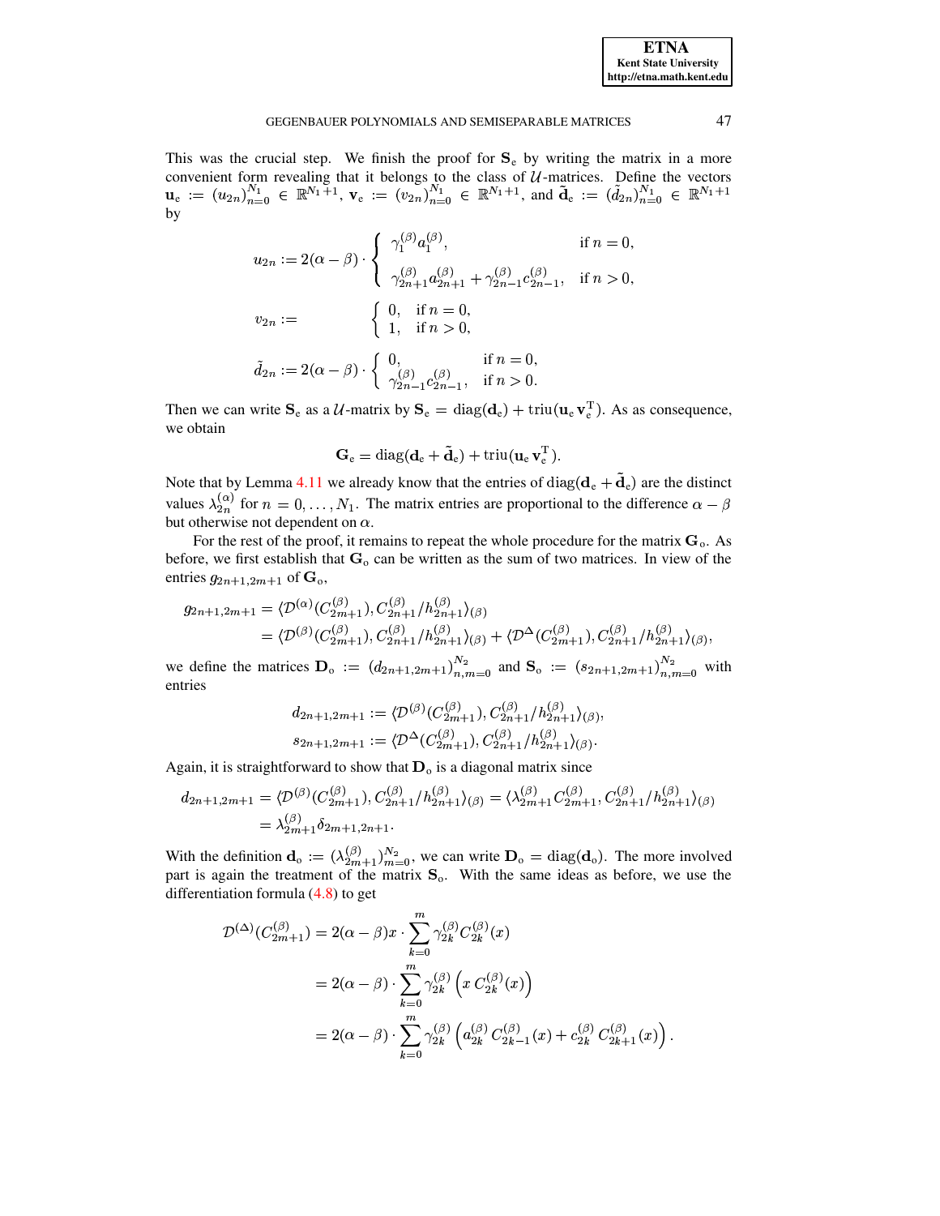This was the crucial step. We finish the proof for $\mathbf{S}_e$ by writing the matrix in a more convenient form revealing that it belongs to the class of $\mathcal{U}$-matrices. Define the vectors $\mathbf{u}_e := (u_{2n})_{n=0}^{N_1} \in \mathbb{R}^{N_1+1}$, $\mathbf{v}_e := (v_{2n})_{n=0}^{N_1} \in \mathbb{R}^{N_1+1}$, and $\tilde{\mathbf{d}}_e := (\tilde{d}_{2n})_{n=0}^{N_1} \in \mathbb{R}^{N_1+1}$ by

$$u_{2n} := 2(\alpha-\beta) \cdot \begin{cases} \gamma_1^{(\beta)} a_1^{(\beta)}, & \text{if } n = 0, \\ \gamma_{2n+1}^{(\beta)} a_{2n+1}^{(\beta)} + \gamma_{2n-1}^{(\beta)} c_{2n-1}^{(\beta)}, & \text{if } n > 0, \end{cases}$$

$$v_{2n} := \begin{cases} 0, & \text{if } n = 0, \\ 1, & \text{if } n > 0, \end{cases}$$

$$\tilde{d}_{2n} := 2(\alpha-\beta) \cdot \begin{cases} 0, & \text{if } n = 0, \\ \gamma_{2n-1}^{(\beta)} c_{2n-1}^{(\beta)}, & \text{if } n > 0. \end{cases}$$

Then we can write $\mathbf{S}_e$ as a $\mathcal{U}$-matrix by $\mathbf{S}_e = \operatorname{diag}(\mathbf{d}_e) + \operatorname{triu}(\mathbf{u}_e \mathbf{v}_e^{\mathrm{T}})$. As as consequence, we obtain

$$\mathbf{G}_e = \operatorname{diag}(\mathbf{d}_e + \tilde{\mathbf{d}}_e) + \operatorname{triu}(\mathbf{u}_e \mathbf{v}_e^{\mathrm{T}}).$$

Note that by Lemma 4.11 we already know that the entries of $\operatorname{diag}(\mathbf{d}_e + \tilde{\mathbf{d}}_e)$ are the distinct values $\lambda_{2n}^{(\alpha)}$ for $n = 0, \ldots, N_1$. The matrix entries are proportional to the difference $\alpha - \beta$ but otherwise not dependent on $\alpha$.

For the rest of the proof, it remains to repeat the whole procedure for the matrix $\mathbf{G}_o$. As before, we first establish that $\mathbf{G}_o$ can be written as the sum of two matrices. In view of the entries $g_{2n+1,2m+1}$ of $\mathbf{G}_o$,

$$\begin{aligned} g_{2n+1,2m+1} &= \langle \mathcal{D}^{(\alpha)}(C_{2m+1}^{(\beta)}), C_{2n+1}^{(\beta)}/h_{2n+1}^{(\beta)} \rangle_{(\beta)} \\ &= \langle \mathcal{D}^{(\beta)}(C_{2m+1}^{(\beta)}), C_{2n+1}^{(\beta)}/h_{2n+1}^{(\beta)} \rangle_{(\beta)} + \langle \mathcal{D}^{\Delta}(C_{2m+1}^{(\beta)}), C_{2n+1}^{(\beta)}/h_{2n+1}^{(\beta)} \rangle_{(\beta)}, \end{aligned}$$

we define the matrices $\mathbf{D}_o := (d_{2n+1,2m+1})_{n,m=0}^{N_2}$ and $\mathbf{S}_o := (s_{2n+1,2m+1})_{n,m=0}^{N_2}$ with entries

$$\begin{aligned} d_{2n+1,2m+1} &:= \langle \mathcal{D}^{(\beta)}(C_{2m+1}^{(\beta)}), C_{2n+1}^{(\beta)}/h_{2n+1}^{(\beta)} \rangle_{(\beta)}, \\ s_{2n+1,2m+1} &:= \langle \mathcal{D}^{\Delta}(C_{2m+1}^{(\beta)}), C_{2n+1}^{(\beta)}/h_{2n+1}^{(\beta)} \rangle_{(\beta)}. \end{aligned}$$

Again, it is straightforward to show that $\mathbf{D}_o$ is a diagonal matrix since

$$\begin{aligned} d_{2n+1,2m+1} &= \langle \mathcal{D}^{(\beta)}(C_{2m+1}^{(\beta)}), C_{2n+1}^{(\beta)}/h_{2n+1}^{(\beta)} \rangle_{(\beta)} = \langle \lambda_{2m+1}^{(\beta)} C_{2m+1}^{(\beta)}, C_{2n+1}^{(\beta)}/h_{2n+1}^{(\beta)} \rangle_{(\beta)} \\ &= \lambda_{2m+1}^{(\beta)} \delta_{2m+1,2n+1}. \end{aligned}$$

With the definition $\mathbf{d}_o := (\lambda_{2m+1}^{(\beta)})_{m=0}^{N_2}$, we can write $\mathbf{D}_o = \operatorname{diag}(\mathbf{d}_o)$. The more involved part is again the treatment of the matrix $\mathbf{S}_o$. With the same ideas as before, we use the differentiation formula (4.8) to get

$$\begin{aligned} \mathcal{D}^{(\Delta)}(C_{2m+1}^{(\beta)}) &= 2(\alpha-\beta)x \cdot \sum_{k=0}^{m} \gamma_{2k}^{(\beta)} C_{2k}^{(\beta)}(x) \\ &= 2(\alpha-\beta) \cdot \sum_{k=0}^{m} \gamma_{2k}^{(\beta)} \left( x\, C_{2k}^{(\beta)}(x) \right) \\ &= 2(\alpha-\beta) \cdot \sum_{k=0}^{m} \gamma_{2k}^{(\beta)} \left( a_{2k}^{(\beta)}\, C_{2k-1}^{(\beta)}(x) + c_{2k}^{(\beta)}\, C_{2k+1}^{(\beta)}(x) \right). \end{aligned}$$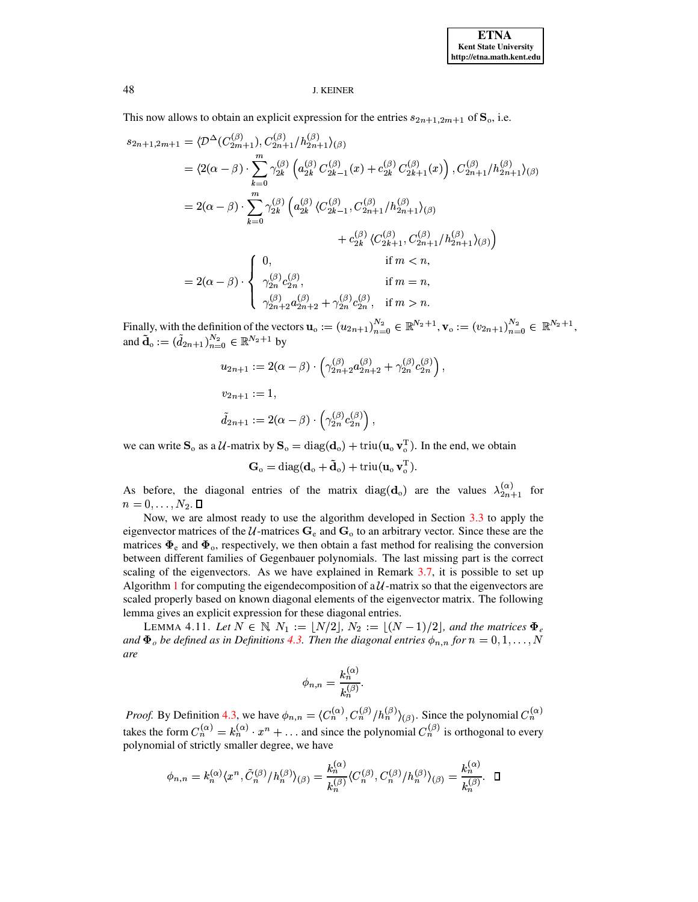This now allows to obtain an explicit expression for the entries $s_{2n+1,2m+1}$ of $\mathbf{S}_\mathrm{o}$, i.e.

$$
\begin{aligned}
s_{2n+1,2m+1} &= \langle \mathcal{D}^{\Delta}(C_{2m+1}^{(\beta)}), C_{2n+1}^{(\beta)}/h_{2n+1}^{(\beta)}\rangle_{(\beta)} \\
&= \langle 2(\alpha-\beta)\cdot \sum_{k=0}^{m} \gamma_{2k}^{(\beta)} \left( a_{2k}^{(\beta)}\, C_{2k-1}^{(\beta)}(x) + c_{2k}^{(\beta)}\, C_{2k+1}^{(\beta)}(x) \right), C_{2n+1}^{(\beta)}/h_{2n+1}^{(\beta)}\rangle_{(\beta)} \\
&= 2(\alpha-\beta)\cdot \sum_{k=0}^{m} \gamma_{2k}^{(\beta)} \Big( a_{2k}^{(\beta)}\, \langle C_{2k-1}^{(\beta)}, C_{2n+1}^{(\beta)}/h_{2n+1}^{(\beta)}\rangle_{(\beta)} \\
&\qquad\qquad\qquad\qquad + c_{2k}^{(\beta)}\, \langle C_{2k+1}^{(\beta)}, C_{2n+1}^{(\beta)}/h_{2n+1}^{(\beta)}\rangle_{(\beta)} \Big) \\
&= 2(\alpha-\beta)\cdot \begin{cases} 0, & \text{if } m < n, \\ \gamma_{2n}^{(\beta)} c_{2n}^{(\beta)}, & \text{if } m = n, \\ \gamma_{2n+2}^{(\beta)} a_{2n+2}^{(\beta)} + \gamma_{2n}^{(\beta)} c_{2n}^{(\beta)}, & \text{if } m > n. \end{cases}
\end{aligned}
$$

Finally, with the definition of the vectors $\mathbf{u}_\mathrm{o} := (u_{2n+1})_{n=0}^{N_2} \in \mathbb{R}^{N_2+1}$, $\mathbf{v}_\mathrm{o} := (v_{2n+1})_{n=0}^{N_2} \in \mathbb{R}^{N_2+1}$, and $\tilde{\mathbf{d}}_\mathrm{o} := (\tilde{d}_{2n+1})_{n=0}^{N_2} \in \mathbb{R}^{N_2+1}$ by

$$
\begin{aligned}
u_{2n+1} &:= 2(\alpha-\beta)\cdot \left( \gamma_{2n+2}^{(\beta)} a_{2n+2}^{(\beta)} + \gamma_{2n}^{(\beta)} c_{2n}^{(\beta)} \right), \\
v_{2n+1} &:= 1, \\
\tilde{d}_{2n+1} &:= 2(\alpha-\beta)\cdot \left( \gamma_{2n}^{(\beta)} c_{2n}^{(\beta)} \right),
\end{aligned}
$$

we can write $\mathbf{S}_\mathrm{o}$ as a $\mathcal{U}$-matrix by $\mathbf{S}_\mathrm{o} = \operatorname{diag}(\mathbf{d}_\mathrm{o}) + \operatorname{triu}(\mathbf{u}_\mathrm{o}\, \mathbf{v}_\mathrm{o}^{\mathrm{T}})$. In the end, we obtain

$$
\mathbf{G}_\mathrm{o} = \operatorname{diag}(\mathbf{d}_\mathrm{o} + \tilde{\mathbf{d}}_\mathrm{o}) + \operatorname{triu}(\mathbf{u}_\mathrm{o}\, \mathbf{v}_\mathrm{o}^{\mathrm{T}}).
$$

As before, the diagonal entries of the matrix $\operatorname{diag}(\mathbf{d}_\mathrm{o})$ are the values $\lambda_{2n+1}^{(\alpha)}$ for $n = 0, \ldots, N_2$. □

Now, we are almost ready to use the algorithm developed in Section 3.3 to apply the eigenvector matrices of the $\mathcal{U}$-matrices $\mathbf{G}_\mathrm{e}$ and $\mathbf{G}_\mathrm{o}$ to an arbitrary vector. Since these are the matrices $\mathbf{\Phi}_\mathrm{e}$ and $\mathbf{\Phi}_\mathrm{o}$, respectively, we then obtain a fast method for realising the conversion between different families of Gegenbauer polynomials. The last missing part is the correct scaling of the eigenvectors. As we have explained in Remark 3.7, it is possible to set up Algorithm 1 for computing the eigendecomposition of a $\mathcal{U}$-matrix so that the eigenvectors are scaled properly based on known diagonal elements of the eigenvector matrix. The following lemma gives an explicit expression for these diagonal entries.

LEMMA 4.11. *Let $N \in \mathbb{N}$ $N_1 := \lfloor N/2 \rfloor$, $N_2 := \lfloor (N-1)/2 \rfloor$, and the matrices $\mathbf{\Phi}_e$ and $\mathbf{\Phi}_o$ be defined as in Definitions 4.3. Then the diagonal entries $\phi_{n,n}$ for $n = 0, 1, \ldots, N$ are*

$$
\phi_{n,n} = \frac{k_n^{(\alpha)}}{k_n^{(\beta)}}.
$$

*Proof.* By Definition 4.3, we have $\phi_{n,n} = \langle C_n^{(\alpha)}, C_n^{(\beta)}/h_n^{(\beta)}\rangle_{(\beta)}$. Since the polynomial $C_n^{(\alpha)}$ takes the form $C_n^{(\alpha)} = k_n^{(\alpha)} \cdot x^n + \ldots$ and since the polynomial $C_n^{(\beta)}$ is orthogonal to every polynomial of strictly smaller degree, we have

$$
\phi_{n,n} = k_n^{(\alpha)} \langle x^n, \tilde{C}_n^{(\beta)}/h_n^{(\beta)}\rangle_{(\beta)} = \frac{k_n^{(\alpha)}}{k_n^{(\beta)}} \langle C_n^{(\beta)}, C_n^{(\beta)}/h_n^{(\beta)}\rangle_{(\beta)} = \frac{k_n^{(\alpha)}}{k_n^{(\beta)}}. \quad \square
$$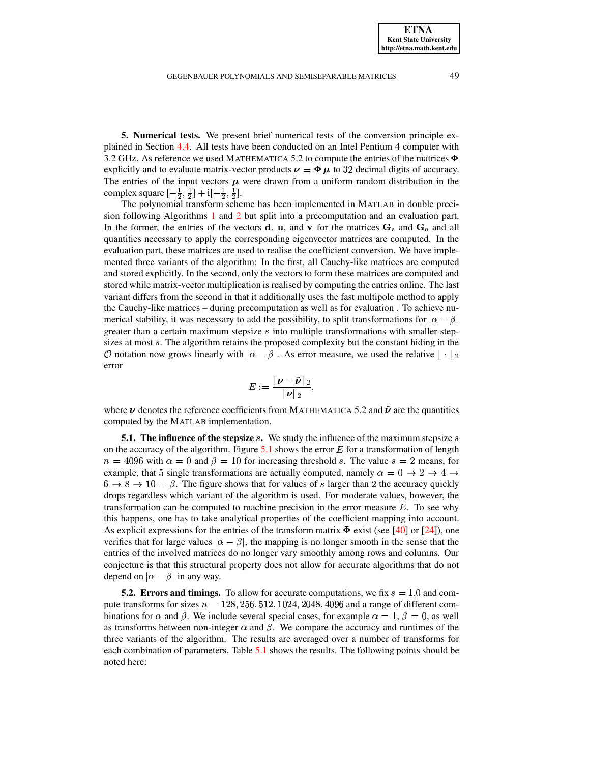**5. Numerical tests.** We present brief numerical tests of the conversion principle explained in Section 4.4. All tests have been conducted on an Intel Pentium 4 computer with 3.2 GHz. As reference we used MATHEMATICA 5.2 to compute the entries of the matrices $\mathbf{\Phi}$ explicitly and to evaluate matrix-vector products $\boldsymbol{\nu} = \mathbf{\Phi}\,\boldsymbol{\mu}$ to $32$ decimal digits of accuracy. The entries of the input vectors $\boldsymbol{\mu}$ were drawn from a uniform random distribution in the complex square $[-\frac{1}{2}, \frac{1}{2}] + \mathrm{i}[-\frac{1}{2}, \frac{1}{2}]$.

The polynomial transform scheme has been implemented in MATLAB in double precision following Algorithms 1 and 2 but split into a precomputation and an evaluation part. In the former, the entries of the vectors $\mathbf{d}$, $\mathbf{u}$, and $\mathbf{v}$ for the matrices $\mathbf{G}_{\mathrm{e}}$ and $\mathbf{G}_{\mathrm{o}}$ and all quantities necessary to apply the corresponding eigenvector matrices are computed. In the evaluation part, these matrices are used to realise the coefficient conversion. We have implemented three variants of the algorithm: In the first, all Cauchy-like matrices are computed and stored explicitly. In the second, only the vectors to form these matrices are computed and stored while matrix-vector multiplication is realised by computing the entries online. The last variant differs from the second in that it additionally uses the fast multipole method to apply the Cauchy-like matrices – during precomputation as well as for evaluation . To achieve numerical stability, it was necessary to add the possibility, to split transformations for $|\alpha - \beta|$ greater than a certain maximum stepsize $s$ into multiple transformations with smaller stepsizes at most $s$. The algorithm retains the proposed complexity but the constant hiding in the $\mathcal{O}$ notation now grows linearly with $|\alpha - \beta|$. As error measure, we used the relative $\|\cdot\|_2$ error

$$E := \frac{\|\boldsymbol{\nu} - \tilde{\boldsymbol{\nu}}\|_2}{\|\boldsymbol{\nu}\|_2},$$

where $\boldsymbol{\nu}$ denotes the reference coefficients from MATHEMATICA 5.2 and $\tilde{\boldsymbol{\nu}}$ are the quantities computed by the MATLAB implementation.

**5.1. The influence of the stepsize $s$.** We study the influence of the maximum stepsize $s$ on the accuracy of the algorithm. Figure 5.1 shows the error $E$ for a transformation of length $n = 4096$ with $\alpha = 0$ and $\beta = 10$ for increasing threshold $s$. The value $s = 2$ means, for example, that 5 single transformations are actually computed, namely $\alpha = 0 \to 2 \to 4 \to 6 \to 8 \to 10 = \beta$. The figure shows that for values of $s$ larger than $2$ the accuracy quickly drops regardless which variant of the algorithm is used. For moderate values, however, the transformation can be computed to machine precision in the error measure $E$. To see why this happens, one has to take analytical properties of the coefficient mapping into account. As explicit expressions for the entries of the transform matrix $\mathbf{\Phi}$ exist (see [40] or [24]), one verifies that for large values $|\alpha - \beta|$, the mapping is no longer smooth in the sense that the entries of the involved matrices do no longer vary smoothly among rows and columns. Our conjecture is that this structural property does not allow for accurate algorithms that do not depend on $|\alpha - \beta|$ in any way.

**5.2. Errors and timings.** To allow for accurate computations, we fix $s = 1.0$ and compute transforms for sizes $n = 128, 256, 512, 1024, 2048, 4096$ and a range of different combinations for $\alpha$ and $\beta$. We include several special cases, for example $\alpha = 1$, $\beta = 0$, as well as transforms between non-integer $\alpha$ and $\beta$. We compare the accuracy and runtimes of the three variants of the algorithm. The results are averaged over a number of transforms for each combination of parameters. Table 5.1 shows the results. The following points should be noted here: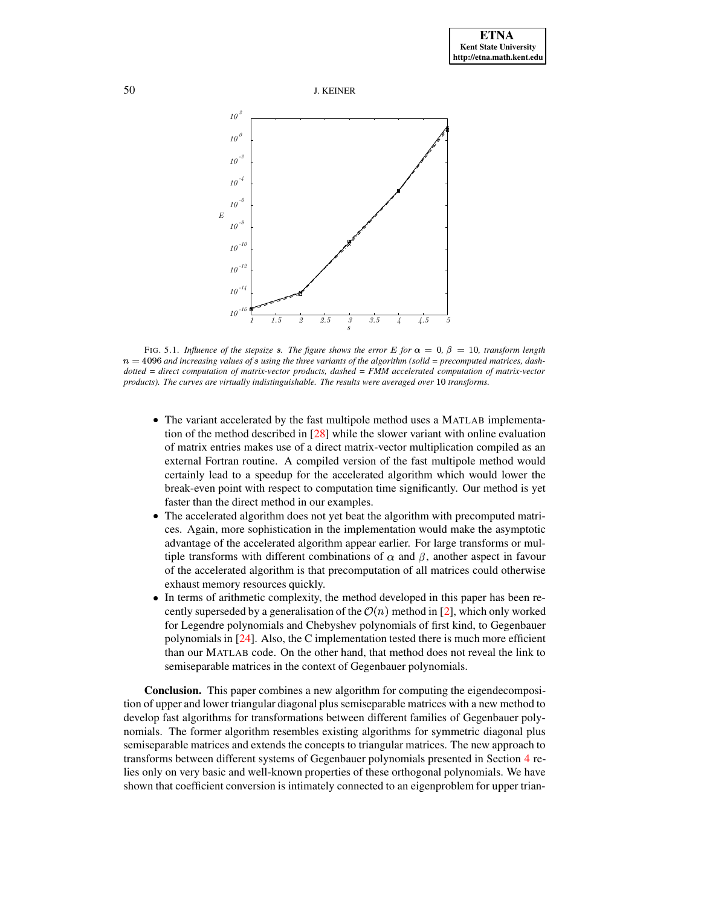FIG. 5.1. *Influence of the stepsize $s$. The figure shows the error $E$ for $\alpha = 0$, $\beta = 10$, transform length $n = 4096$ and increasing values of $s$ using the three variants of the algorithm (solid = precomputed matrices, dash-dotted = direct computation of matrix-vector products, dashed = FMM accelerated computation of matrix-vector products). The curves are virtually indistinguishable. The results were averaged over* 10 *transforms.*

- The variant accelerated by the fast multipole method uses a MATLAB implementation of the method described in [28] while the slower variant with online evaluation of matrix entries makes use of a direct matrix-vector multiplication compiled as an external Fortran routine. A compiled version of the fast multipole method would certainly lead to a speedup for the accelerated algorithm which would lower the break-even point with respect to computation time significantly. Our method is yet faster than the direct method in our examples.
- The accelerated algorithm does not yet beat the algorithm with precomputed matrices. Again, more sophistication in the implementation would make the asymptotic advantage of the accelerated algorithm appear earlier. For large transforms or multiple transforms with different combinations of $\alpha$ and $\beta$, another aspect in favour of the accelerated algorithm is that precomputation of all matrices could otherwise exhaust memory resources quickly.
- In terms of arithmetic complexity, the method developed in this paper has been recently superseded by a generalisation of the $\mathcal{O}(n)$ method in [2], which only worked for Legendre polynomials and Chebyshev polynomials of first kind, to Gegenbauer polynomials in [24]. Also, the C implementation tested there is much more efficient than our MATLAB code. On the other hand, that method does not reveal the link to semiseparable matrices in the context of Gegenbauer polynomials.

**Conclusion.** This paper combines a new algorithm for computing the eigendecomposition of upper and lower triangular diagonal plus semiseparable matrices with a new method to develop fast algorithms for transformations between different families of Gegenbauer polynomials. The former algorithm resembles existing algorithms for symmetric diagonal plus semiseparable matrices and extends the concepts to triangular matrices. The new approach to transforms between different systems of Gegenbauer polynomials presented in Section 4 relies only on very basic and well-known properties of these orthogonal polynomials. We have shown that coefficient conversion is intimately connected to an eigenproblem for upper trian-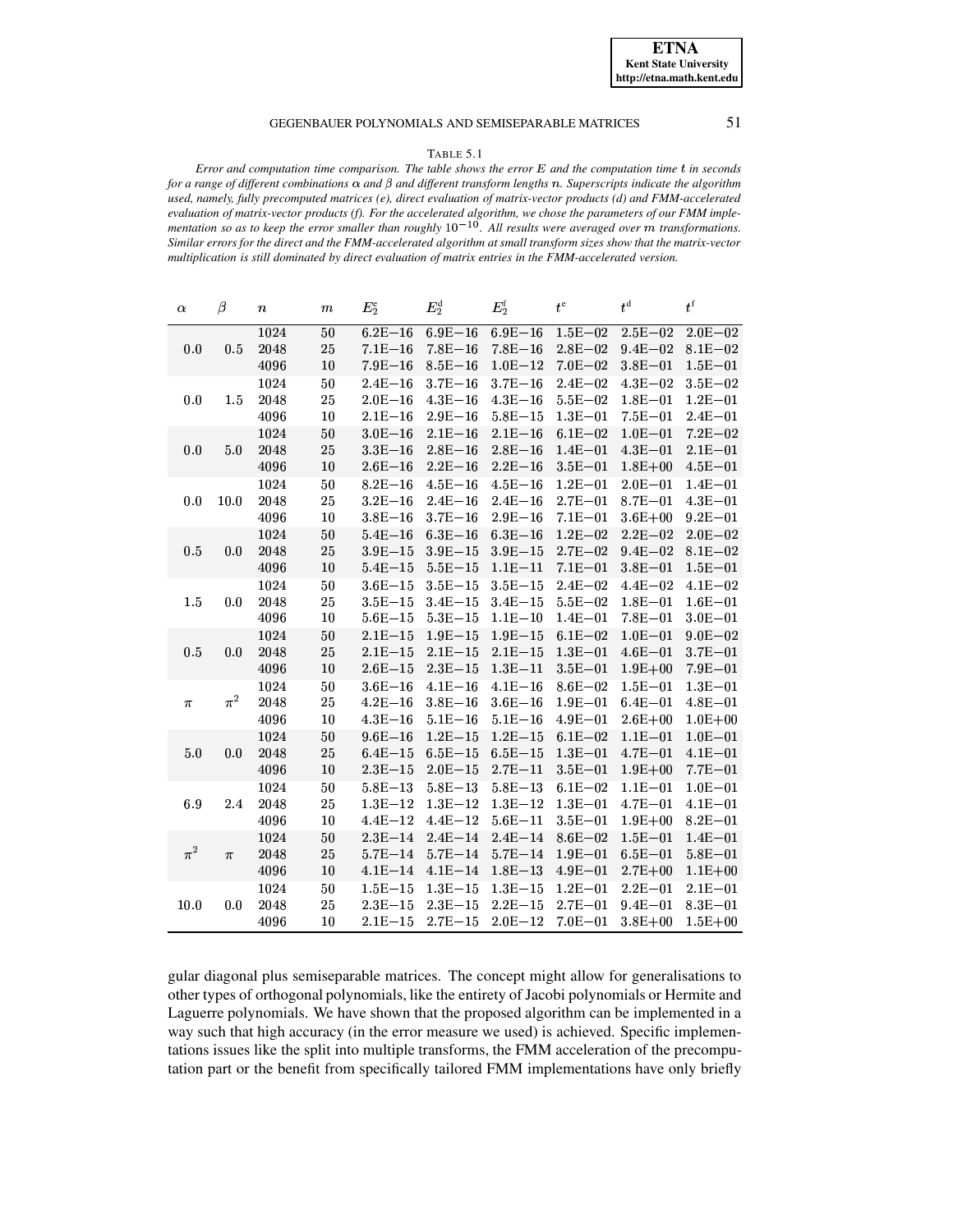TABLE 5.1

*Error and computation time comparison. The table shows the error $E$ and the computation time $t$ in seconds for a range of different combinations $\alpha$ and $\beta$ and different transform lengths $n$. Superscripts indicate the algorithm used, namely, fully precomputed matrices (e), direct evaluation of matrix-vector products (d) and FMM-accelerated evaluation of matrix-vector products (f). For the accelerated algorithm, we chose the parameters of our FMM implementation so as to keep the error smaller than roughly $10^{-10}$. All results were averaged over $m$ transformations. Similar errors for the direct and the FMM-accelerated algorithm at small transform sizes show that the matrix-vector multiplication is still dominated by direct evaluation of matrix entries in the FMM-accelerated version.*

| $\alpha$ | $\beta$ | $n$ | $m$ | $E_2^{\mathrm{e}}$ | $E_2^{\mathrm{d}}$ | $E_2^{\mathrm{f}}$ | $t^{\mathrm{e}}$ | $t^{\mathrm{d}}$ | $t^{\mathrm{f}}$ |
|---|---|---|---|---|---|---|---|---|---|
| 0.0 | 0.5 | 1024 | 50 | 6.2E−16 | 6.9E−16 | 6.9E−16 | 1.5E−02 | 2.5E−02 | 2.0E−02 |
| | | 2048 | 25 | 7.1E−16 | 7.8E−16 | 7.8E−16 | 2.8E−02 | 9.4E−02 | 8.1E−02 |
| | | 4096 | 10 | 7.9E−16 | 8.5E−16 | 1.0E−12 | 7.0E−02 | 3.8E−01 | 1.5E−01 |
| 0.0 | 1.5 | 1024 | 50 | 2.4E−16 | 3.7E−16 | 3.7E−16 | 2.4E−02 | 4.3E−02 | 3.5E−02 |
| | | 2048 | 25 | 2.0E−16 | 4.3E−16 | 4.3E−16 | 5.5E−02 | 1.8E−01 | 1.2E−01 |
| | | 4096 | 10 | 2.1E−16 | 2.9E−16 | 5.8E−15 | 1.3E−01 | 7.5E−01 | 2.4E−01 |
| 0.0 | 5.0 | 1024 | 50 | 3.0E−16 | 2.1E−16 | 2.1E−16 | 6.1E−02 | 1.0E−01 | 7.2E−02 |
| | | 2048 | 25 | 3.3E−16 | 2.8E−16 | 2.8E−16 | 1.4E−01 | 4.3E−01 | 2.1E−01 |
| | | 4096 | 10 | 2.6E−16 | 2.2E−16 | 2.2E−16 | 3.5E−01 | 1.8E+00 | 4.5E−01 |
| 0.0 | 10.0 | 1024 | 50 | 8.2E−16 | 4.5E−16 | 4.5E−16 | 1.2E−01 | 2.0E−01 | 1.4E−01 |
| | | 2048 | 25 | 3.2E−16 | 2.4E−16 | 2.4E−16 | 2.7E−01 | 8.7E−01 | 4.3E−01 |
| | | 4096 | 10 | 3.8E−16 | 3.7E−16 | 2.9E−16 | 7.1E−01 | 3.6E+00 | 9.2E−01 |
| 0.5 | 0.0 | 1024 | 50 | 5.4E−16 | 6.3E−16 | 6.3E−16 | 1.2E−02 | 2.2E−02 | 2.0E−02 |
| | | 2048 | 25 | 3.9E−15 | 3.9E−15 | 3.9E−15 | 2.7E−02 | 9.4E−02 | 8.1E−02 |
| | | 4096 | 10 | 5.4E−15 | 5.5E−15 | 1.1E−11 | 7.1E−01 | 3.8E−01 | 1.5E−01 |
| 1.5 | 0.0 | 1024 | 50 | 3.6E−15 | 3.5E−15 | 3.5E−15 | 2.4E−02 | 4.4E−02 | 4.1E−02 |
| | | 2048 | 25 | 3.5E−15 | 3.4E−15 | 3.4E−15 | 5.5E−02 | 1.8E−01 | 1.6E−01 |
| | | 4096 | 10 | 5.6E−15 | 5.3E−15 | 1.1E−10 | 1.4E−01 | 7.8E−01 | 3.0E−01 |
| 0.5 | 0.0 | 1024 | 50 | 2.1E−15 | 1.9E−15 | 1.9E−15 | 6.1E−02 | 1.0E−01 | 9.0E−02 |
| | | 2048 | 25 | 2.1E−15 | 2.1E−15 | 2.1E−15 | 1.3E−01 | 4.6E−01 | 3.7E−01 |
| | | 4096 | 10 | 2.6E−15 | 2.3E−15 | 1.3E−11 | 3.5E−01 | 1.9E+00 | 7.9E−01 |
| $\pi$ | $\pi^2$ | 1024 | 50 | 3.6E−16 | 4.1E−16 | 4.1E−16 | 8.6E−02 | 1.5E−01 | 1.3E−01 |
| | | 2048 | 25 | 4.2E−16 | 3.8E−16 | 3.6E−16 | 1.9E−01 | 6.4E−01 | 4.8E−01 |
| | | 4096 | 10 | 4.3E−16 | 5.1E−16 | 5.1E−16 | 4.9E−01 | 2.6E+00 | 1.0E+00 |
| 5.0 | 0.0 | 1024 | 50 | 9.6E−16 | 1.2E−15 | 1.2E−15 | 6.1E−02 | 1.1E−01 | 1.0E−01 |
| | | 2048 | 25 | 6.4E−15 | 6.5E−15 | 6.5E−15 | 1.3E−01 | 4.7E−01 | 4.1E−01 |
| | | 4096 | 10 | 2.3E−15 | 2.0E−15 | 2.7E−11 | 3.5E−01 | 1.9E+00 | 7.7E−01 |
| 6.9 | 2.4 | 1024 | 50 | 5.8E−13 | 5.8E−13 | 5.8E−13 | 6.1E−02 | 1.1E−01 | 1.0E−01 |
| | | 2048 | 25 | 1.3E−12 | 1.3E−12 | 1.3E−12 | 1.3E−01 | 4.7E−01 | 4.1E−01 |
| | | 4096 | 10 | 4.4E−12 | 4.4E−12 | 5.6E−11 | 3.5E−01 | 1.9E+00 | 8.2E−01 |
| $\pi^2$ | $\pi$ | 1024 | 50 | 2.3E−14 | 2.4E−14 | 2.4E−14 | 8.6E−02 | 1.5E−01 | 1.4E−01 |
| | | 2048 | 25 | 5.7E−14 | 5.7E−14 | 5.7E−14 | 1.9E−01 | 6.5E−01 | 5.8E−01 |
| | | 4096 | 10 | 4.1E−14 | 4.1E−14 | 1.8E−13 | 4.9E−01 | 2.7E+00 | 1.1E+00 |
| 10.0 | 0.0 | 1024 | 50 | 1.5E−15 | 1.3E−15 | 1.3E−15 | 1.2E−01 | 2.2E−01 | 2.1E−01 |
| | | 2048 | 25 | 2.3E−15 | 2.3E−15 | 2.2E−15 | 2.7E−01 | 9.4E−01 | 8.3E−01 |
| | | 4096 | 10 | 2.1E−15 | 2.7E−15 | 2.0E−12 | 7.0E−01 | 3.8E+00 | 1.5E+00 |

gular diagonal plus semiseparable matrices. The concept might allow for generalisations to other types of orthogonal polynomials, like the entirety of Jacobi polynomials or Hermite and Laguerre polynomials. We have shown that the proposed algorithm can be implemented in a way such that high accuracy (in the error measure we used) is achieved. Specific implementations issues like the split into multiple transforms, the FMM acceleration of the precomputation part or the benefit from specifically tailored FMM implementations have only briefly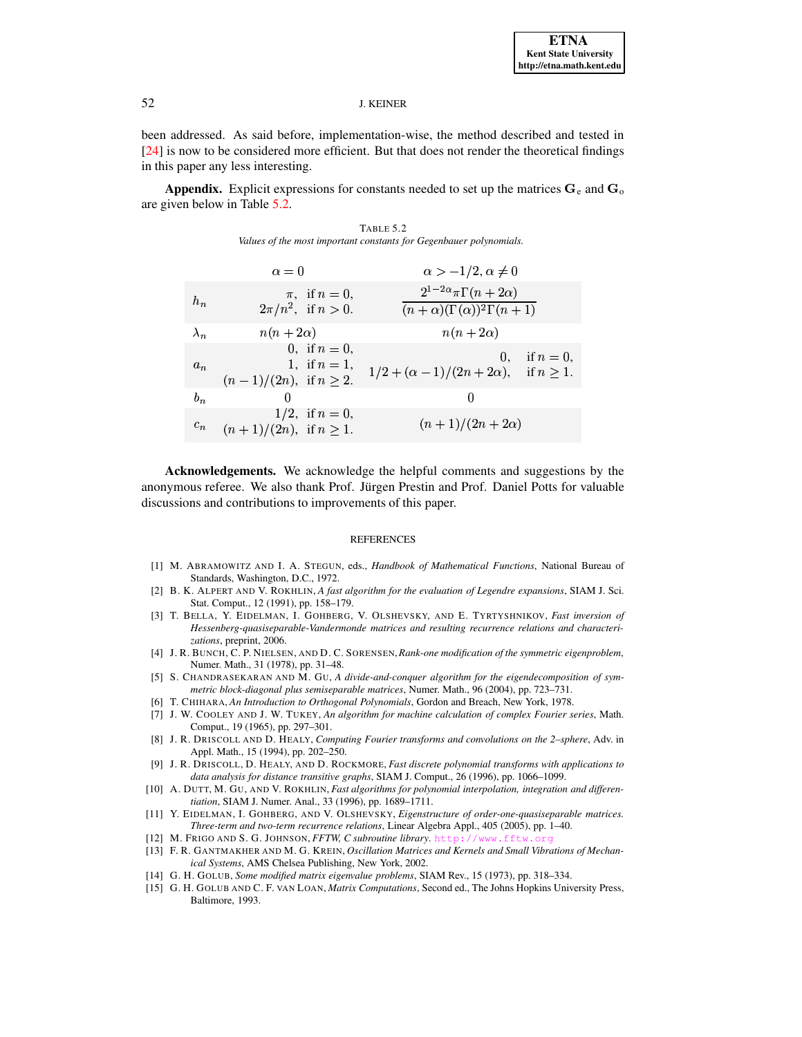been addressed. As said before, implementation-wise, the method described and tested in [24] is now to be considered more efficient. But that does not render the theoretical findings in this paper any less interesting.

**Appendix.** Explicit expressions for constants needed to set up the matrices $\mathbf{G}_e$ and $\mathbf{G}_o$ are given below in Table 5.2.

TABLE 5.2
*Values of the most important constants for Gegenbauer polynomials.*

| | $\alpha = 0$ | $\alpha > -1/2, \alpha \neq 0$ |
|---|---|---|
| $h_n$ | $\pi,\ \text{if } n = 0,$ $2\pi/n^2,\ \text{if } n > 0.$ | $\dfrac{2^{1-2\alpha}\pi\Gamma(n+2\alpha)}{(n+\alpha)(\Gamma(\alpha))^2\Gamma(n+1)}$ |
| $\lambda_n$ | $n(n+2\alpha)$ | $n(n+2\alpha)$ |
| $a_n$ | $0,\ \text{if } n = 0,$ $1,\ \text{if } n = 1,$ $(n-1)/(2n),\ \text{if } n \geq 2.$ | $0,\ \text{if } n = 0,$ $1/2 + (\alpha-1)/(2n+2\alpha),\ \text{if } n \geq 1.$ |
| $b_n$ | $0$ | $0$ |
| $c_n$ | $1/2,\ \text{if } n = 0,$ $(n+1)/(2n),\ \text{if } n \geq 1.$ | $(n+1)/(2n+2\alpha)$ |

**Acknowledgements.** We acknowledge the helpful comments and suggestions by the anonymous referee. We also thank Prof. Jürgen Prestin and Prof. Daniel Potts for valuable discussions and contributions to improvements of this paper.

## REFERENCES

[1] M. ABRAMOWITZ AND I. A. STEGUN, eds., *Handbook of Mathematical Functions*, National Bureau of Standards, Washington, D.C., 1972.

[2] B. K. ALPERT AND V. ROKHLIN, *A fast algorithm for the evaluation of Legendre expansions*, SIAM J. Sci. Stat. Comput., 12 (1991), pp. 158–179.

[3] T. BELLA, Y. EIDELMAN, I. GOHBERG, V. OLSHEVSKY, AND E. TYRTYSHNIKOV, *Fast inversion of Hessenberg-quasiseparable-Vandermonde matrices and resulting recurrence relations and characterizations*, preprint, 2006.

[4] J. R. BUNCH, C. P. NIELSEN, AND D. C. SORENSEN, *Rank-one modification of the symmetric eigenproblem*, Numer. Math., 31 (1978), pp. 31–48.

[5] S. CHANDRASEKARAN AND M. GU, *A divide-and-conquer algorithm for the eigendecomposition of symmetric block-diagonal plus semiseparable matrices*, Numer. Math., 96 (2004), pp. 723–731.

[6] T. CHIHARA, *An Introduction to Orthogonal Polynomials*, Gordon and Breach, New York, 1978.

[7] J. W. COOLEY AND J. W. TUKEY, *An algorithm for machine calculation of complex Fourier series*, Math. Comput., 19 (1965), pp. 297–301.

[8] J. R. DRISCOLL AND D. HEALY, *Computing Fourier transforms and convolutions on the 2–sphere*, Adv. in Appl. Math., 15 (1994), pp. 202–250.

[9] J. R. DRISCOLL, D. HEALY, AND D. ROCKMORE, *Fast discrete polynomial transforms with applications to data analysis for distance transitive graphs*, SIAM J. Comput., 26 (1996), pp. 1066–1099.

[10] A. DUTT, M. GU, AND V. ROKHLIN, *Fast algorithms for polynomial interpolation, integration and differentiation*, SIAM J. Numer. Anal., 33 (1996), pp. 1689–1711.

[11] Y. EIDELMAN, I. GOHBERG, AND V. OLSHEVSKY, *Eigenstructure of order-one-quasiseparable matrices. Three-term and two-term recurrence relations*, Linear Algebra Appl., 405 (2005), pp. 1–40.

[12] M. FRIGO AND S. G. JOHNSON, *FFTW, C subroutine library*. http://www.fftw.org

[13] F. R. GANTMAKHER AND M. G. KREIN, *Oscillation Matrices and Kernels and Small Vibrations of Mechanical Systems*, AMS Chelsea Publishing, New York, 2002.

[14] G. H. GOLUB, *Some modified matrix eigenvalue problems*, SIAM Rev., 15 (1973), pp. 318–334.

[15] G. H. GOLUB AND C. F. VAN LOAN, *Matrix Computations*, Second ed., The Johns Hopkins University Press, Baltimore, 1993.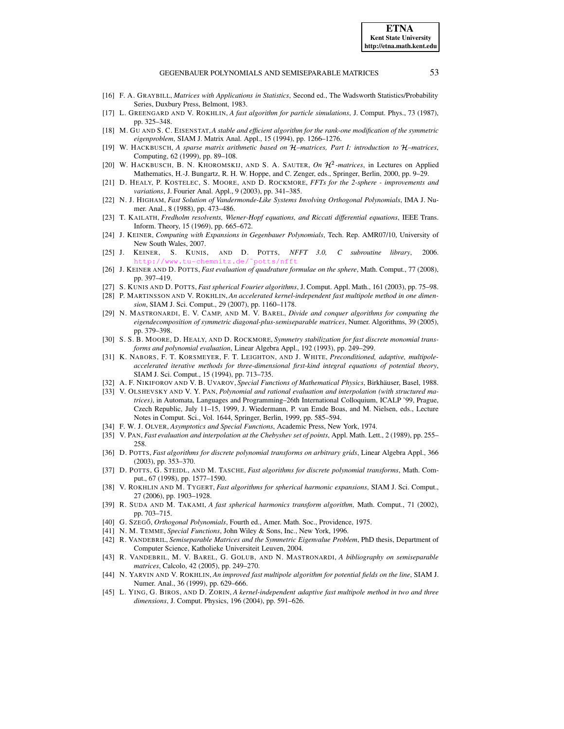[16] F. A. GRAYBILL, *Matrices with Applications in Statistics*, Second ed., The Wadsworth Statistics/Probability Series, Duxbury Press, Belmont, 1983.

[17] L. GREENGARD AND V. ROKHLIN, *A fast algorithm for particle simulations*, J. Comput. Phys., 73 (1987), pp. 325–348.

[18] M. GU AND S. C. EISENSTAT, *A stable and efficient algorithm for the rank-one modification of the symmetric eigenproblem*, SIAM J. Matrix Anal. Appl., 15 (1994), pp. 1266–1276.

[19] W. HACKBUSCH, *A sparse matrix arithmetic based on $\mathcal{H}$–matrices, Part I: introduction to $\mathcal{H}$–matrices*, Computing, 62 (1999), pp. 89–108.

[20] W. HACKBUSCH, B. N. KHOROMSKIJ, AND S. A. SAUTER, *On $\mathcal{H}^2$-matrices*, in Lectures on Applied Mathematics, H.-J. Bungartz, R. H. W. Hoppe, and C. Zenger, eds., Springer, Berlin, 2000, pp. 9–29.

[21] D. HEALY, P. KOSTELEC, S. MOORE, AND D. ROCKMORE, *FFTs for the 2-sphere - improvements and variations*, J. Fourier Anal. Appl., 9 (2003), pp. 341–385.

[22] N. J. HIGHAM, *Fast Solution of Vandermonde-Like Systems Involving Orthogonal Polynomials*, IMA J. Numer. Anal., 8 (1988), pp. 473–486.

[23] T. KAILATH, *Fredholm resolvents, Wiener-Hopf equations, and Riccati differential equations*, IEEE Trans. Inform. Theory, 15 (1969), pp. 665–672.

[24] J. KEINER, *Computing with Expansions in Gegenbauer Polynomials*, Tech. Rep. AMR07/10, University of New South Wales, 2007.

[25] J. KEINER, S. KUNIS, AND D. POTTS, *NFFT 3.0, C subroutine library*, 2006. http://www.tu-chemnitz.de/~potts/nfft

[26] J. KEINER AND D. POTTS, *Fast evaluation of quadrature formulae on the sphere*, Math. Comput., 77 (2008), pp. 397–419.

[27] S. KUNIS AND D. POTTS, *Fast spherical Fourier algorithms*, J. Comput. Appl. Math., 161 (2003), pp. 75–98.

[28] P. MARTINSSON AND V. ROKHLIN, *An accelerated kernel-independent fast multipole method in one dimension*, SIAM J. Sci. Comput., 29 (2007), pp. 1160–1178.

[29] N. MASTRONARDI, E. V. CAMP, AND M. V. BAREL, *Divide and conquer algorithms for computing the eigendecomposition of symmetric diagonal-plus-semiseparable matrices*, Numer. Algorithms, 39 (2005), pp. 379–398.

[30] S. S. B. MOORE, D. HEALY, AND D. ROCKMORE, *Symmetry stabilization for fast discrete monomial transforms and polynomial evaluation*, Linear Algebra Appl., 192 (1993), pp. 249–299.

[31] K. NABORS, F. T. KORSMEYER, F. T. LEIGHTON, AND J. WHITE, *Preconditioned, adaptive, multipole-accelerated iterative methods for three-dimensional first-kind integral equations of potential theory*, SIAM J. Sci. Comput., 15 (1994), pp. 713–735.

[32] A. F. NIKIFOROV AND V. B. UVAROV, *Special Functions of Mathematical Physics*, Birkhäuser, Basel, 1988.

[33] V. OLSHEVSKY AND V. Y. PAN, *Polynomial and rational evaluation and interpolation (with structured matrices)*, in Automata, Languages and Programming–26th International Colloquium, ICALP '99, Prague, Czech Republic, July 11–15, 1999, J. Wiedermann, P. van Emde Boas, and M. Nielsen, eds., Lecture Notes in Comput. Sci., Vol. 1644, Springer, Berlin, 1999, pp. 585–594.

[34] F. W. J. OLVER, *Asymptotics and Special Functions*, Academic Press, New York, 1974.

[35] V. PAN, *Fast evaluation and interpolation at the Chebyshev set of points*, Appl. Math. Lett., 2 (1989), pp. 255–258.

[36] D. POTTS, *Fast algorithms for discrete polynomial transforms on arbitrary grids*, Linear Algebra Appl., 366 (2003), pp. 353–370.

[37] D. POTTS, G. STEIDL, AND M. TASCHE, *Fast algorithms for discrete polynomial transforms*, Math. Comput., 67 (1998), pp. 1577–1590.

[38] V. ROKHLIN AND M. TYGERT, *Fast algorithms for spherical harmonic expansions*, SIAM J. Sci. Comput., 27 (2006), pp. 1903–1928.

[39] R. SUDA AND M. TAKAMI, *A fast spherical harmonics transform algorithm*, Math. Comput., 71 (2002), pp. 703–715.

[40] G. SZEGŐ, *Orthogonal Polynomials*, Fourth ed., Amer. Math. Soc., Providence, 1975.

[41] N. M. TEMME, *Special Functions*, John Wiley & Sons, Inc., New York, 1996.

[42] R. VANDEBRIL, *Semiseparable Matrices and the Symmetric Eigenvalue Problem*, PhD thesis, Department of Computer Science, Katholieke Universiteit Leuven, 2004.

[43] R. VANDEBRIL, M. V. BAREL, G. GOLUB, AND N. MASTRONARDI, *A bibliography on semiseparable matrices*, Calcolo, 42 (2005), pp. 249–270.

[44] N. YARVIN AND V. ROKHLIN, *An improved fast multipole algorithm for potential fields on the line*, SIAM J. Numer. Anal., 36 (1999), pp. 629–666.

[45] L. YING, G. BIROS, AND D. ZORIN, *A kernel-independent adaptive fast multipole method in two and three dimensions*, J. Comput. Physics, 196 (2004), pp. 591–626.